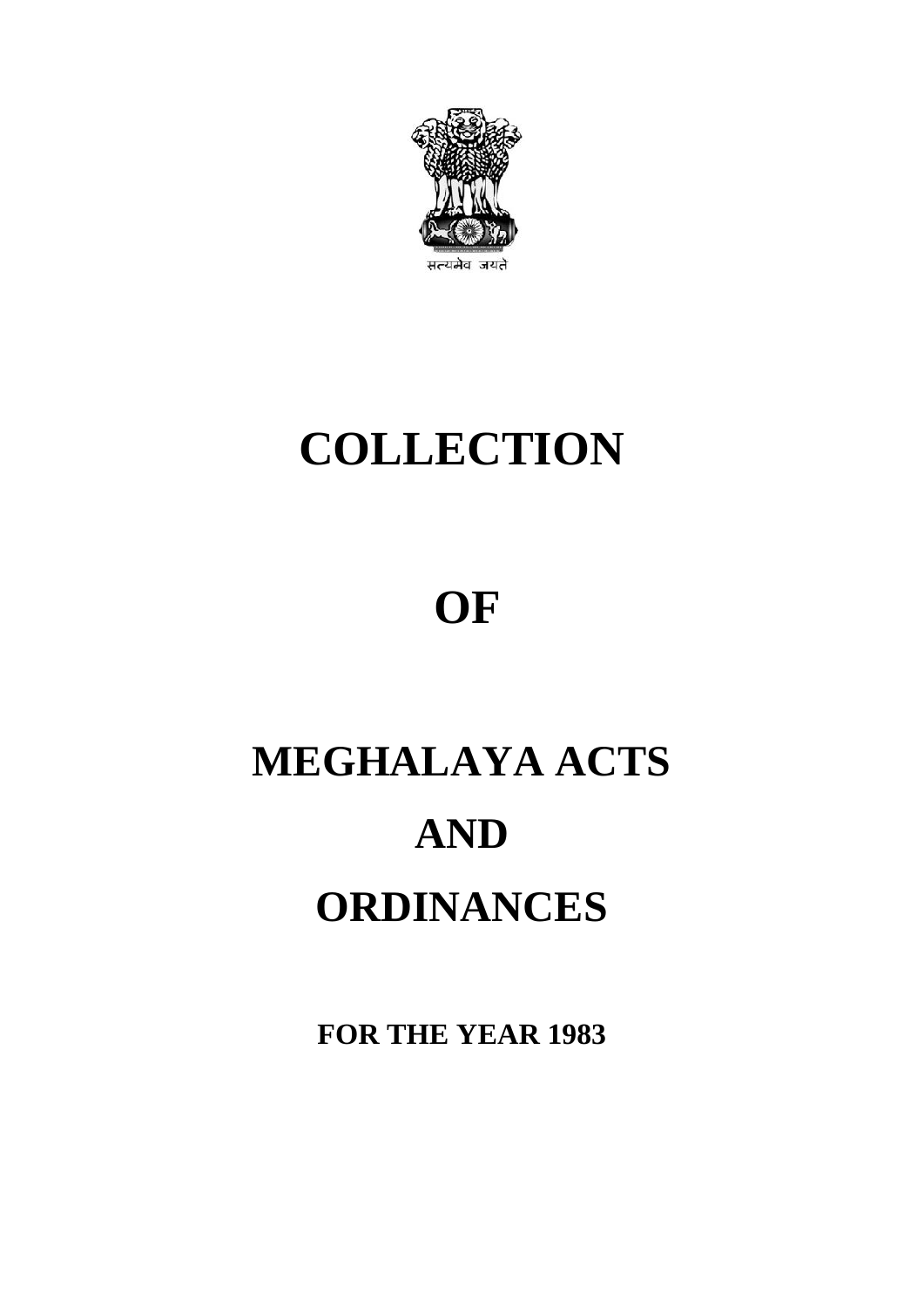सत्यमेव जयते

# COLLECTION

# OF

# MEGHALAYA ACTS

# AND

# ORDINANCES

**FOR THE YEAR 1983**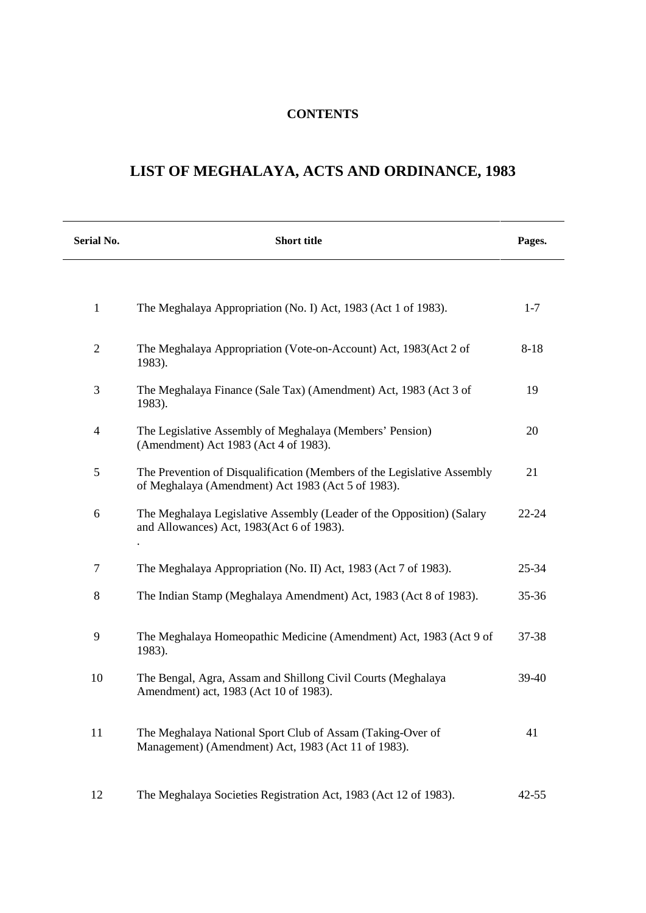**CONTENTS**

# LIST OF MEGHALAYA, ACTS AND ORDINANCE, 1983

| Serial No. | Short title | Pages. |
|---|---|---|
| 1 | The Meghalaya Appropriation (No. I) Act, 1983 (Act 1 of 1983). | 1-7 |
| 2 | The Meghalaya Appropriation (Vote-on-Account) Act, 1983(Act 2 of 1983). | 8-18 |
| 3 | The Meghalaya Finance (Sale Tax) (Amendment) Act, 1983 (Act 3 of 1983). | 19 |
| 4 | The Legislative Assembly of Meghalaya (Members' Pension) (Amendment) Act 1983 (Act 4 of 1983). | 20 |
| 5 | The Prevention of Disqualification (Members of the Legislative Assembly of Meghalaya (Amendment) Act 1983 (Act 5 of 1983). | 21 |
| 6 | The Meghalaya Legislative Assembly (Leader of the Opposition) (Salary and Allowances) Act, 1983(Act 6 of 1983). | 22-24 |
| 7 | The Meghalaya Appropriation (No. II) Act, 1983 (Act 7 of 1983). | 25-34 |
| 8 | The Indian Stamp (Meghalaya Amendment) Act, 1983 (Act 8 of 1983). | 35-36 |
| 9 | The Meghalaya Homeopathic Medicine (Amendment) Act, 1983 (Act 9 of 1983). | 37-38 |
| 10 | The Bengal, Agra, Assam and Shillong Civil Courts (Meghalaya Amendment) act, 1983 (Act 10 of 1983). | 39-40 |
| 11 | The Meghalaya National Sport Club of Assam (Taking-Over of Management) (Amendment) Act, 1983 (Act 11 of 1983). | 41 |
| 12 | The Meghalaya Societies Registration Act, 1983 (Act 12 of 1983). | 42-55 |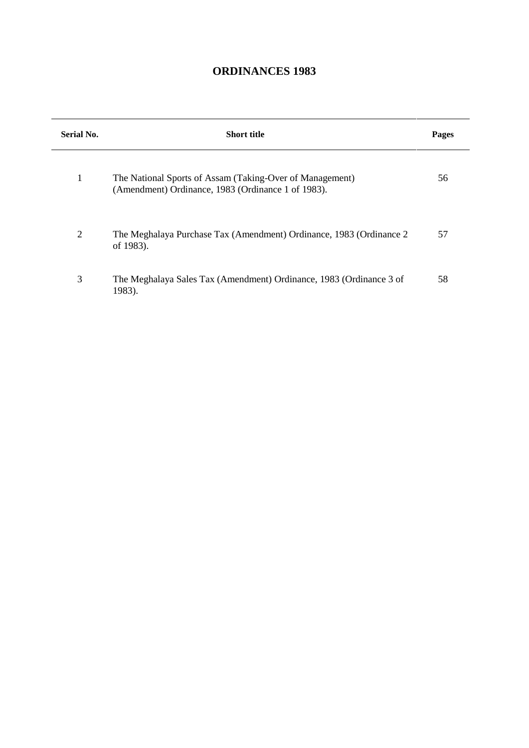# ORDINANCES 1983

| Serial No. | Short title | Pages |
|---|---|---|
| 1 | The National Sports of Assam (Taking-Over of Management) (Amendment) Ordinance, 1983 (Ordinance 1 of 1983). | 56 |
| 2 | The Meghalaya Purchase Tax (Amendment) Ordinance, 1983 (Ordinance 2 of 1983). | 57 |
| 3 | The Meghalaya Sales Tax (Amendment) Ordinance, 1983 (Ordinance 3 of 1983). | 58 |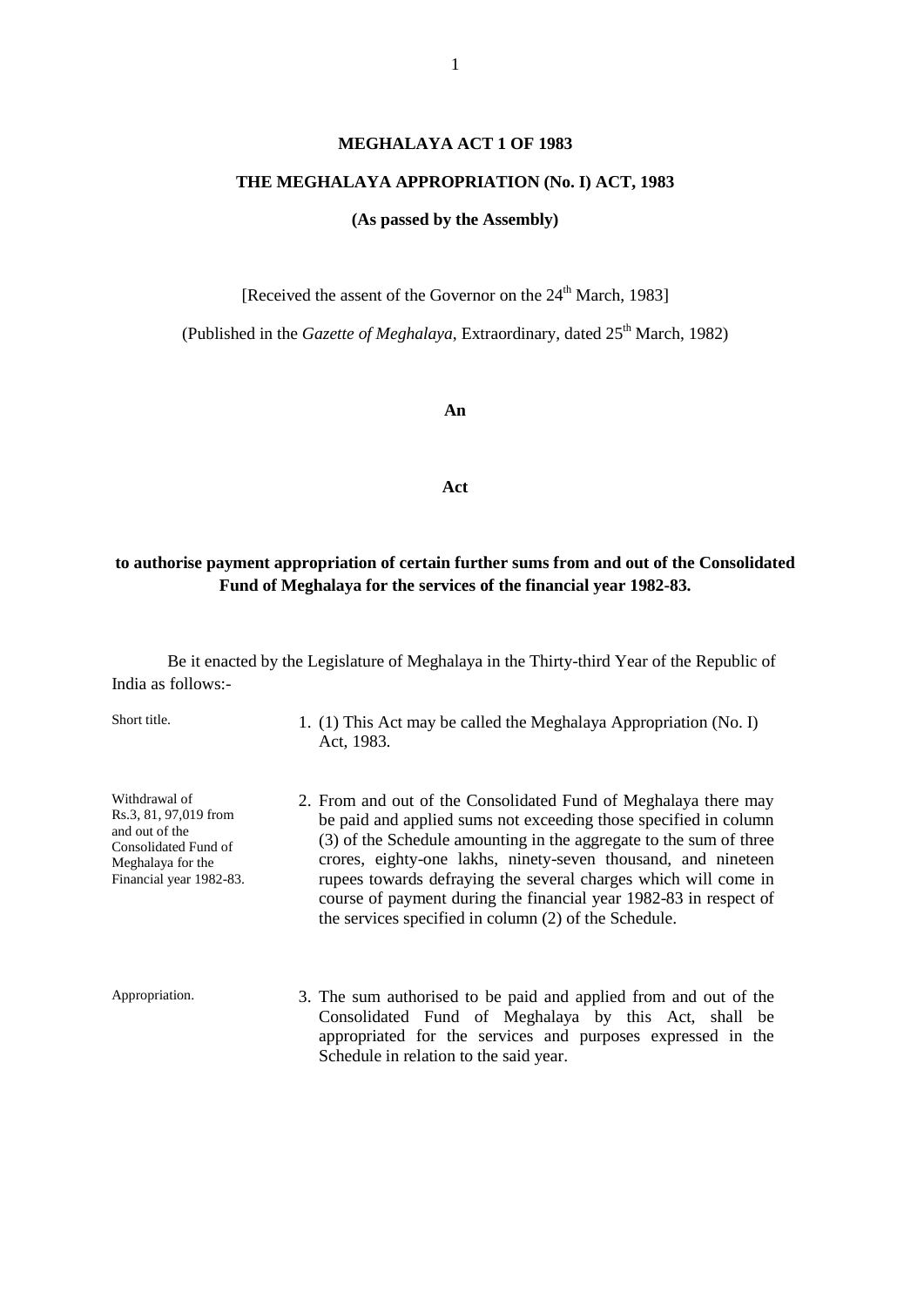# MEGHALAYA ACT 1 OF 1983

## THE MEGHALAYA APPROPRIATION (No. I) ACT, 1983

**(As passed by the Assembly)**

[Received the assent of the Governor on the 24th March, 1983]

(Published in the *Gazette of Meghalaya*, Extraordinary, dated 25th March, 1982)

**An**

**Act**

**to authorise payment appropriation of certain further sums from and out of the Consolidated Fund of Meghalaya for the services of the financial year 1982-83.**

Be it enacted by the Legislature of Meghalaya in the Thirty-third Year of the Republic of India as follows:-

Short title.

1. (1) This Act may be called the Meghalaya Appropriation (No. I) Act, 1983.

Withdrawal of Rs.3, 81, 97,019 from and out of the Consolidated Fund of Meghalaya for the Financial year 1982-83.

2. From and out of the Consolidated Fund of Meghalaya there may be paid and applied sums not exceeding those specified in column (3) of the Schedule amounting in the aggregate to the sum of three crores, eighty-one lakhs, ninety-seven thousand, and nineteen rupees towards defraying the several charges which will come in course of payment during the financial year 1982-83 in respect of the services specified in column (2) of the Schedule.

Appropriation.

3. The sum authorised to be paid and applied from and out of the Consolidated Fund of Meghalaya by this Act, shall be appropriated for the services and purposes expressed in the Schedule in relation to the said year.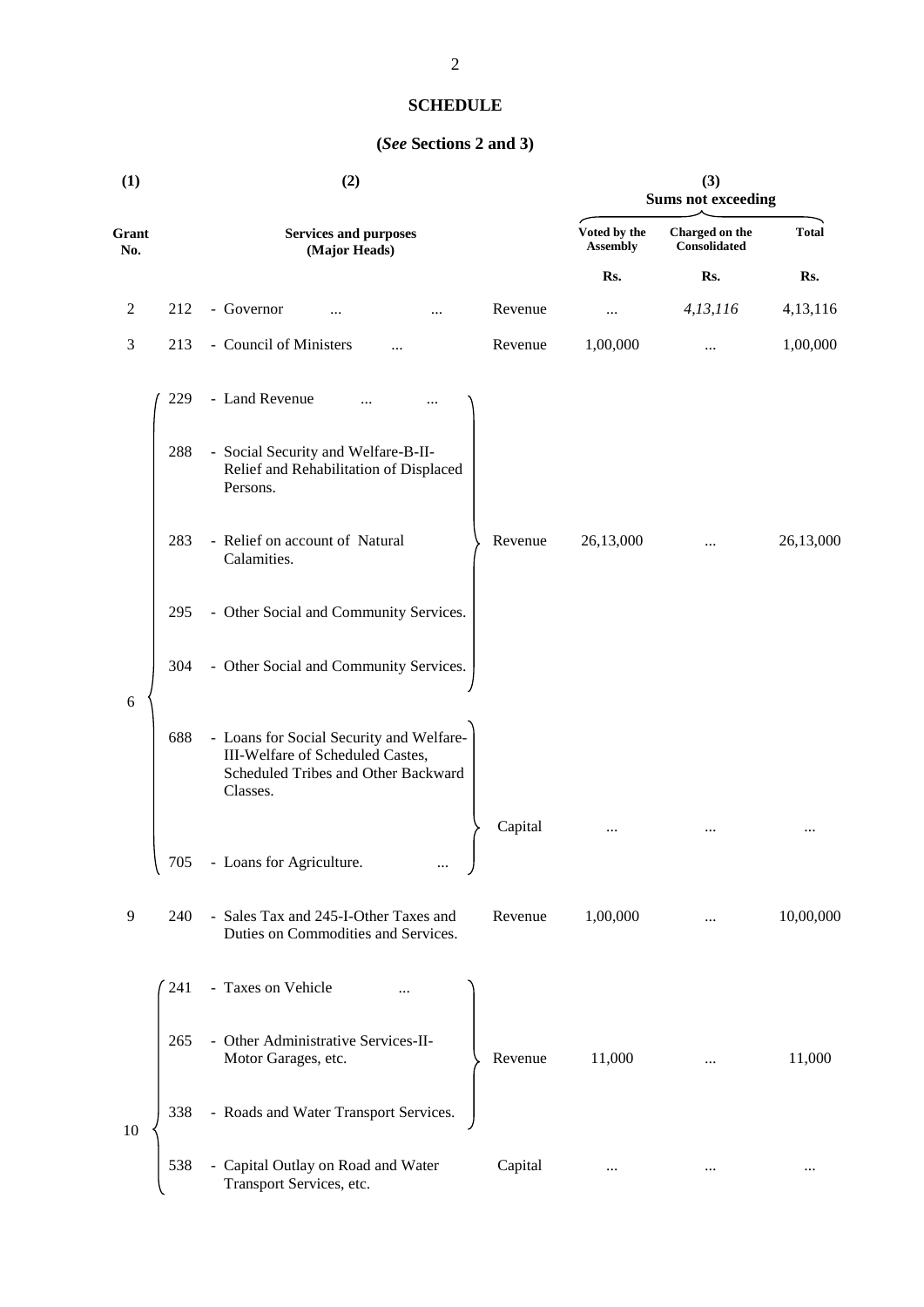**SCHEDULE**

**(*See* Sections 2 and 3)**

| (1) | | (2) | | (3) Sums not exceeding | | |
|---|---|---|---|---|---|---|
| Grant No. | | Services and purposes (Major Heads) | | Voted by the Assembly | Charged on the Consolidated | Total |
| | | | | Rs. | Rs. | Rs. |
| 2 | 212 | - Governor ... ... | Revenue | ... | *4,13,116* | 4,13,116 |
| 3 | 213 | - Council of Ministers ... | Revenue | 1,00,000 | ... | 1,00,000 |
| 6 | 229 | - Land Revenue ... ... | Revenue | 26,13,000 | ... | 26,13,000 |
| | 288 | - Social Security and Welfare-B-II-Relief and Rehabilitation of Displaced Persons. | | | | |
| | 283 | - Relief on account of Natural Calamities. | | | | |
| | 295 | - Other Social and Community Services. | | | | |
| | 304 | - Other Social and Community Services. | | | | |
| | 688 | - Loans for Social Security and Welfare-III-Welfare of Scheduled Castes, Scheduled Tribes and Other Backward Classes. | Capital | ... | ... | ... |
| | 705 | - Loans for Agriculture. ... | | | | |
| 9 | 240 | - Sales Tax and 245-I-Other Taxes and Duties on Commodities and Services. | Revenue | 1,00,000 | ... | 10,00,000 |
| 10 | 241 | - Taxes on Vehicle ... | Revenue | 11,000 | ... | 11,000 |
| | 265 | - Other Administrative Services-II-Motor Garages, etc. | | | | |
| | 338 | - Roads and Water Transport Services. | | | | |
| | 538 | - Capital Outlay on Road and Water Transport Services, etc. | Capital | ... | ... | ... |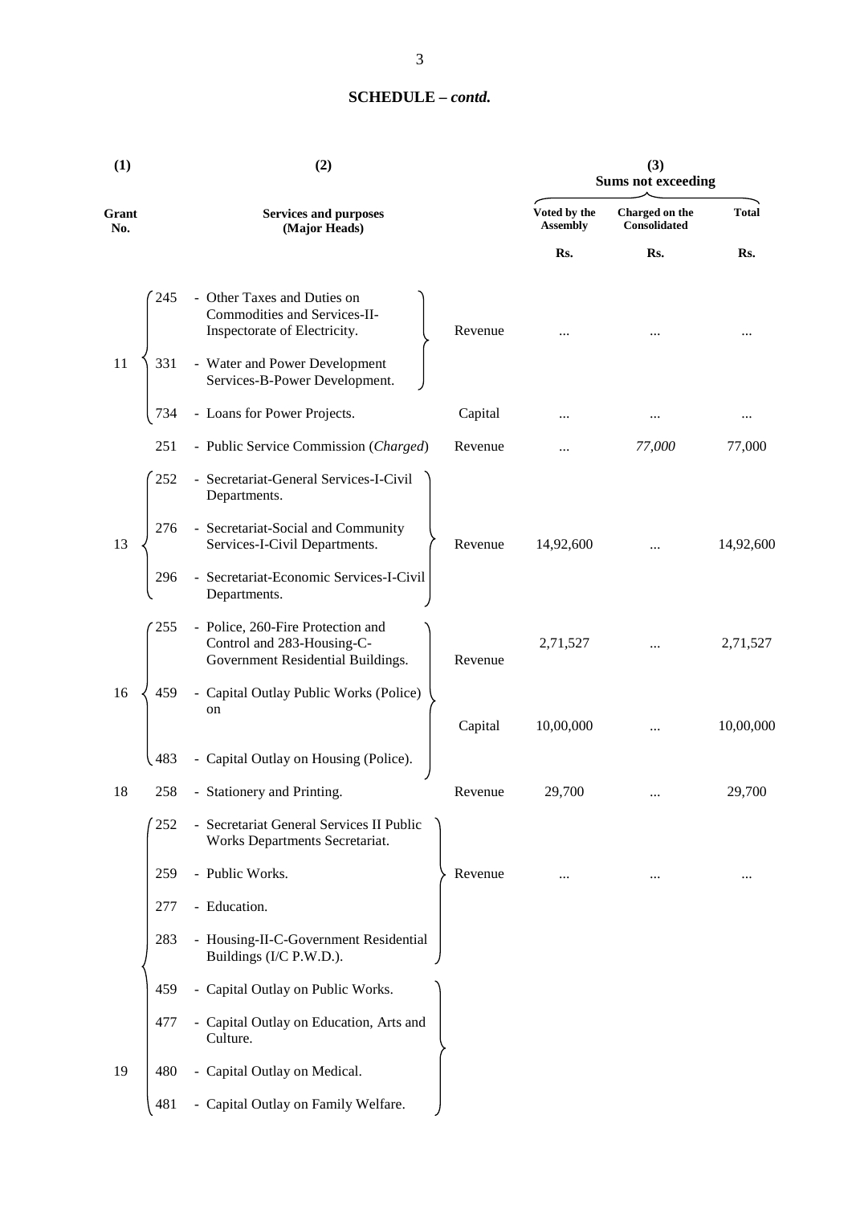## SCHEDULE – *contd.*

| (1) | | (2) | | (3) Sums not exceeding | | |
|---|---|---|---|---|---|---|
| Grant No. | | Services and purposes (Major Heads) | | Voted by the Assembly | Charged on the Consolidated | Total |
| | | | | Rs. | Rs. | Rs. |
| 11 | 245 | - Other Taxes and Duties on Commodities and Services-II-Inspectorate of Electricity. | Revenue | ... | ... | ... |
| | 331 | - Water and Power Development Services-B-Power Development. | | | | |
| | 734 | - Loans for Power Projects. | Capital | ... | ... | ... |
| | 251 | - Public Service Commission (*Charged*) | Revenue | ... | *77,000* | 77,000 |
| 13 | 252 | - Secretariat-General Services-I-Civil Departments. | Revenue | 14,92,600 | ... | 14,92,600 |
| | 276 | - Secretariat-Social and Community Services-I-Civil Departments. | | | | |
| | 296 | - Secretariat-Economic Services-I-Civil Departments. | | | | |
| 16 | 255 | - Police, 260-Fire Protection and Control and 283-Housing-C-Government Residential Buildings. | Revenue | 2,71,527 | ... | 2,71,527 |
| | 459 | - Capital Outlay Public Works (Police) on | Capital | 10,00,000 | ... | 10,00,000 |
| | 483 | - Capital Outlay on Housing (Police). | | | | |
| 18 | 258 | - Stationery and Printing. | Revenue | 29,700 | ... | 29,700 |
| 19 | 252 | - Secretariat General Services II Public Works Departments Secretariat. | Revenue | ... | ... | ... |
| | 259 | - Public Works. | | | | |
| | 277 | - Education. | | | | |
| | 283 | - Housing-II-C-Government Residential Buildings (I/C P.W.D.). | | | | |
| | 459 | - Capital Outlay on Public Works. | | | | |
| | 477 | - Capital Outlay on Education, Arts and Culture. | | | | |
| | 480 | - Capital Outlay on Medical. | | | | |
| | 481 | - Capital Outlay on Family Welfare. | | | | |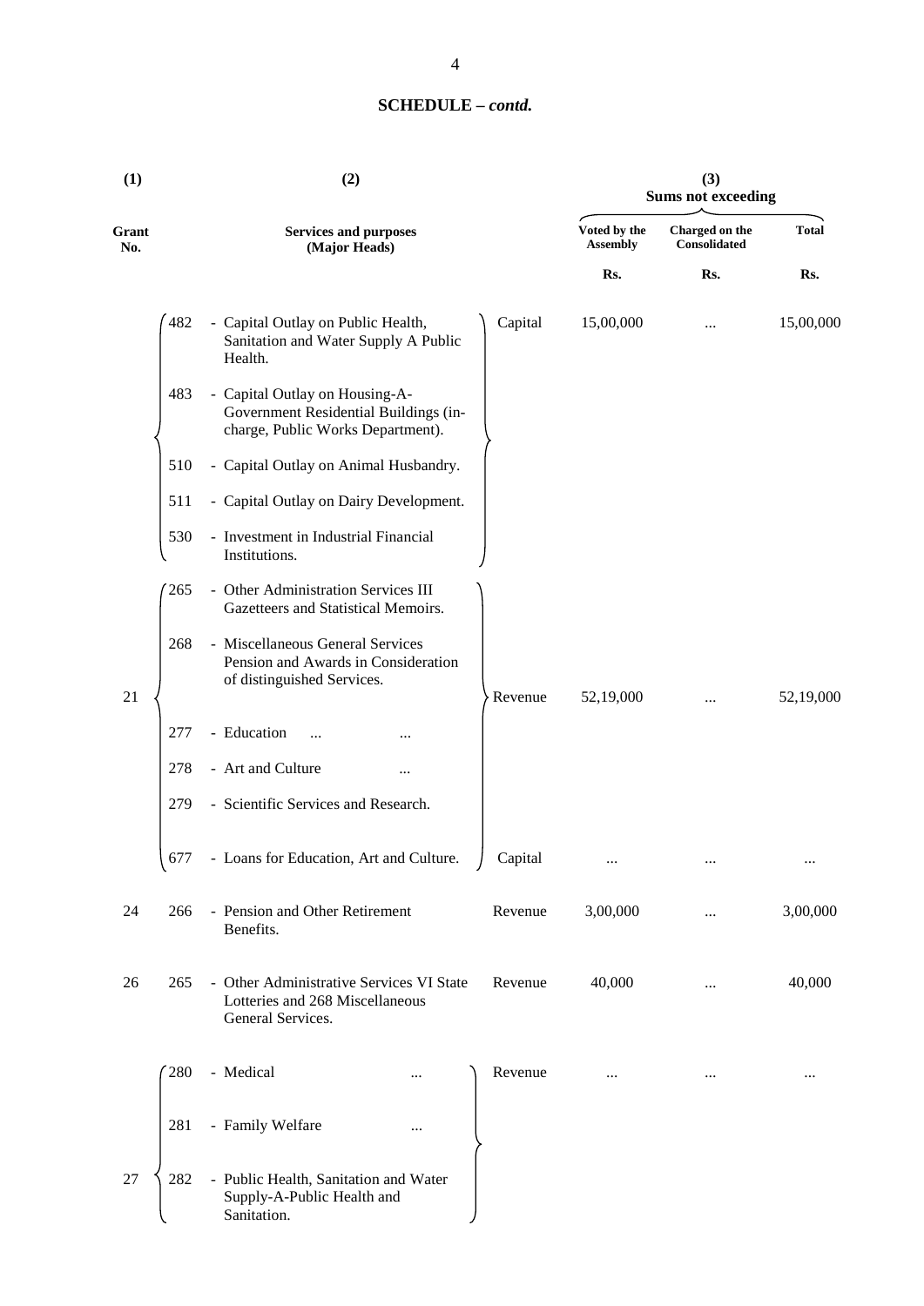## SCHEDULE – *contd.*

| (1) Grant No. | | (2) Services and purposes (Major Heads) | | (3) Sums not exceeding Voted by the Assembly | | |
|---|---|---|---|---|---|---|
| | | | | **Voted by the Assembly** | **Charged on the Consolidated** | **Total** |
| | | | | **Rs.** | **Rs.** | **Rs.** |
| | 482 | - Capital Outlay on Public Health, Sanitation and Water Supply A Public Health. | Capital | 15,00,000 | ... | 15,00,000 |
| | 483 | - Capital Outlay on Housing-A-Government Residential Buildings (in-charge, Public Works Department). | | | | |
| | 510 | - Capital Outlay on Animal Husbandry. | | | | |
| | 511 | - Capital Outlay on Dairy Development. | | | | |
| | 530 | - Investment in Industrial Financial Institutions. | | | | |
| 21 | 265 | - Other Administration Services III Gazetteers and Statistical Memoirs. | Revenue | 52,19,000 | ... | 52,19,000 |
| | 268 | - Miscellaneous General Services Pension and Awards in Consideration of distinguished Services. | | | | |
| | 277 | - Education ... ... | | | | |
| | 278 | - Art and Culture ... | | | | |
| | 279 | - Scientific Services and Research. | | | | |
| | 677 | - Loans for Education, Art and Culture. | Capital | ... | ... | ... |
| 24 | 266 | - Pension and Other Retirement Benefits. | Revenue | 3,00,000 | ... | 3,00,000 |
| 26 | 265 | - Other Administrative Services VI State Lotteries and 268 Miscellaneous General Services. | Revenue | 40,000 | ... | 40,000 |
| 27 | 280 | - Medical ... | Revenue | ... | ... | ... |
| | 281 | - Family Welfare ... | | | | |
| | 282 | - Public Health, Sanitation and Water Supply-A-Public Health and Sanitation. | | | | |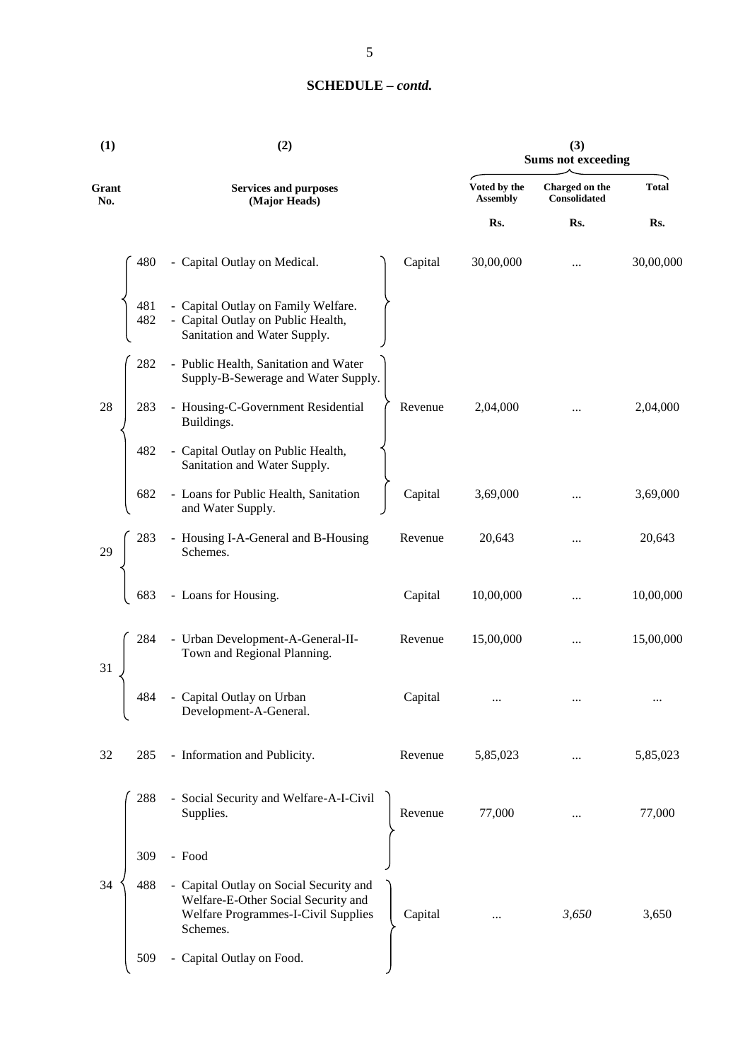## SCHEDULE – *contd.*

| (1) | | (2) | | (3) Sums not exceeding | | |
|---|---|---|---|---|---|---|
| Grant No. | | Services and purposes (Major Heads) | | Voted by the Assembly | Charged on the Consolidated | Total |
| | | | | Rs. | Rs. | Rs. |
| | 480 | - Capital Outlay on Medical. | Capital | 30,00,000 | ... | 30,00,000 |
| | 481 | - Capital Outlay on Family Welfare. | | | | |
| | 482 | - Capital Outlay on Public Health, Sanitation and Water Supply. | | | | |
| 28 | 282 | - Public Health, Sanitation and Water Supply-B-Sewerage and Water Supply. | Revenue | 2,04,000 | ... | 2,04,000 |
| | 283 | - Housing-C-Government Residential Buildings. | | | | |
| | 482 | - Capital Outlay on Public Health, Sanitation and Water Supply. | | | | |
| | 682 | - Loans for Public Health, Sanitation and Water Supply. | Capital | 3,69,000 | ... | 3,69,000 |
| 29 | 283 | - Housing I-A-General and B-Housing Schemes. | Revenue | 20,643 | ... | 20,643 |
| | 683 | - Loans for Housing. | Capital | 10,00,000 | ... | 10,00,000 |
| 31 | 284 | - Urban Development-A-General-II-Town and Regional Planning. | Revenue | 15,00,000 | ... | 15,00,000 |
| | 484 | - Capital Outlay on Urban Development-A-General. | Capital | ... | ... | ... |
| 32 | 285 | - Information and Publicity. | Revenue | 5,85,023 | ... | 5,85,023 |
| 34 | 288 | - Social Security and Welfare-A-I-Civil Supplies. | Revenue | 77,000 | ... | 77,000 |
| | 309 | - Food | | | | |
| | 488 | - Capital Outlay on Social Security and Welfare-E-Other Social Security and Welfare Programmes-I-Civil Supplies Schemes. | Capital | ... | *3,650* | 3,650 |
| | 509 | - Capital Outlay on Food. | | | | |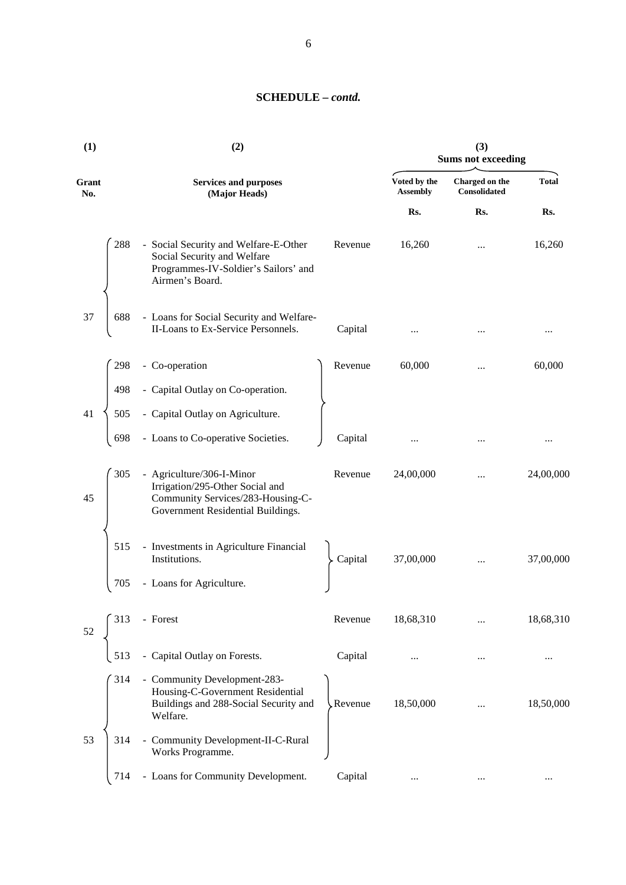## SCHEDULE – *contd.*

| (1) | (2) | | | (3) Sums not exceeding | | |
|---|---|---|---|---|---|---|
| Grant No. | | Services and purposes (Major Heads) | | Voted by the Assembly | Charged on the Consolidated | Total |
| | | | | Rs. | Rs. | Rs. |
| 37 | 288 | - Social Security and Welfare-E-Other Social Security and Welfare Programmes-IV-Soldier's Sailors' and Airmen's Board. | Revenue | 16,260 | ... | 16,260 |
| | 688 | - Loans for Social Security and Welfare-II-Loans to Ex-Service Personnels. | Capital | ... | ... | ... |
| 41 | 298 | - Co-operation | Revenue | 60,000 | ... | 60,000 |
| | 498 | - Capital Outlay on Co-operation. | | | | |
| | 505 | - Capital Outlay on Agriculture. | | | | |
| | 698 | - Loans to Co-operative Societies. | Capital | ... | ... | ... |
| 45 | 305 | - Agriculture/306-I-Minor Irrigation/295-Other Social and Community Services/283-Housing-C-Government Residential Buildings. | Revenue | 24,00,000 | ... | 24,00,000 |
| | 515 | - Investments in Agriculture Financial Institutions. | Capital | 37,00,000 | ... | 37,00,000 |
| | 705 | - Loans for Agriculture. | | | | |
| 52 | 313 | - Forest | Revenue | 18,68,310 | ... | 18,68,310 |
| | 513 | - Capital Outlay on Forests. | Capital | ... | ... | ... |
| 53 | 314 | - Community Development-283-Housing-C-Government Residential Buildings and 288-Social Security and Welfare. | Revenue | 18,50,000 | ... | 18,50,000 |
| | 314 | - Community Development-II-C-Rural Works Programme. | | | | |
| | 714 | - Loans for Community Development. | Capital | ... | ... | ... |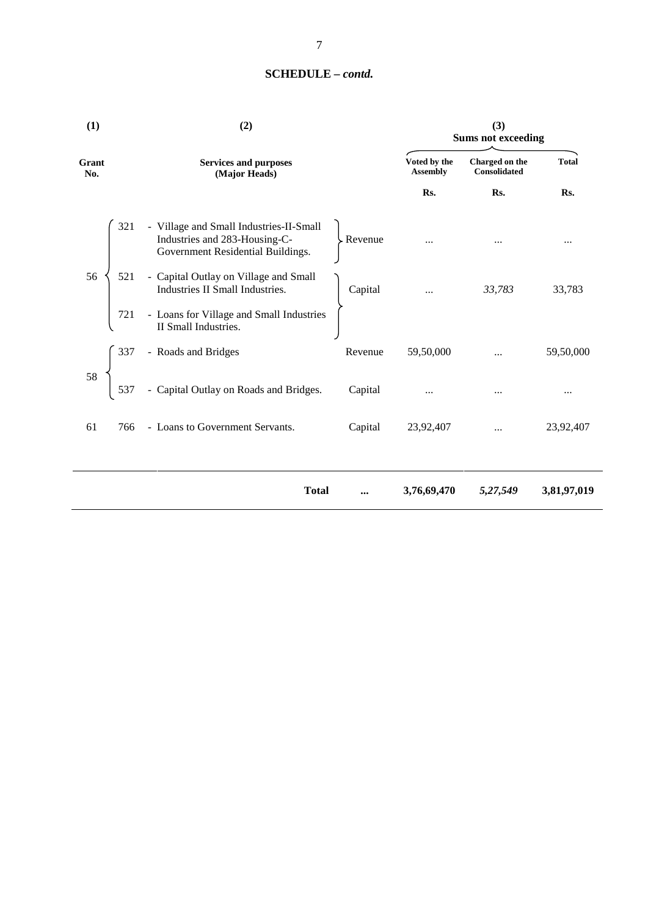## SCHEDULE – *contd.*

| (1) | | (2) | | (3) Sums not exceeding | | |
|---|---|---|---|---|---|---|
| Grant No. | | Services and purposes (Major Heads) | | Voted by the Assembly | Charged on the Consolidated | Total |
| | | | | Rs. | Rs. | Rs. |
| 56 | 321 | - Village and Small Industries-II-Small Industries and 283-Housing-C-Government Residential Buildings. | Revenue | ... | ... | ... |
| | 521 | - Capital Outlay on Village and Small Industries II Small Industries. | Capital | ... | *33,783* | 33,783 |
| | 721 | - Loans for Village and Small Industries II Small Industries. | | | | |
| 58 | 337 | - Roads and Bridges | Revenue | 59,50,000 | ... | 59,50,000 |
| | 537 | - Capital Outlay on Roads and Bridges. | Capital | ... | ... | ... |
| 61 | 766 | - Loans to Government Servants. | Capital | 23,92,407 | ... | 23,92,407 |
| | | **Total** | **...** | **3,76,69,470** | ***5,27,549*** | **3,81,97,019** |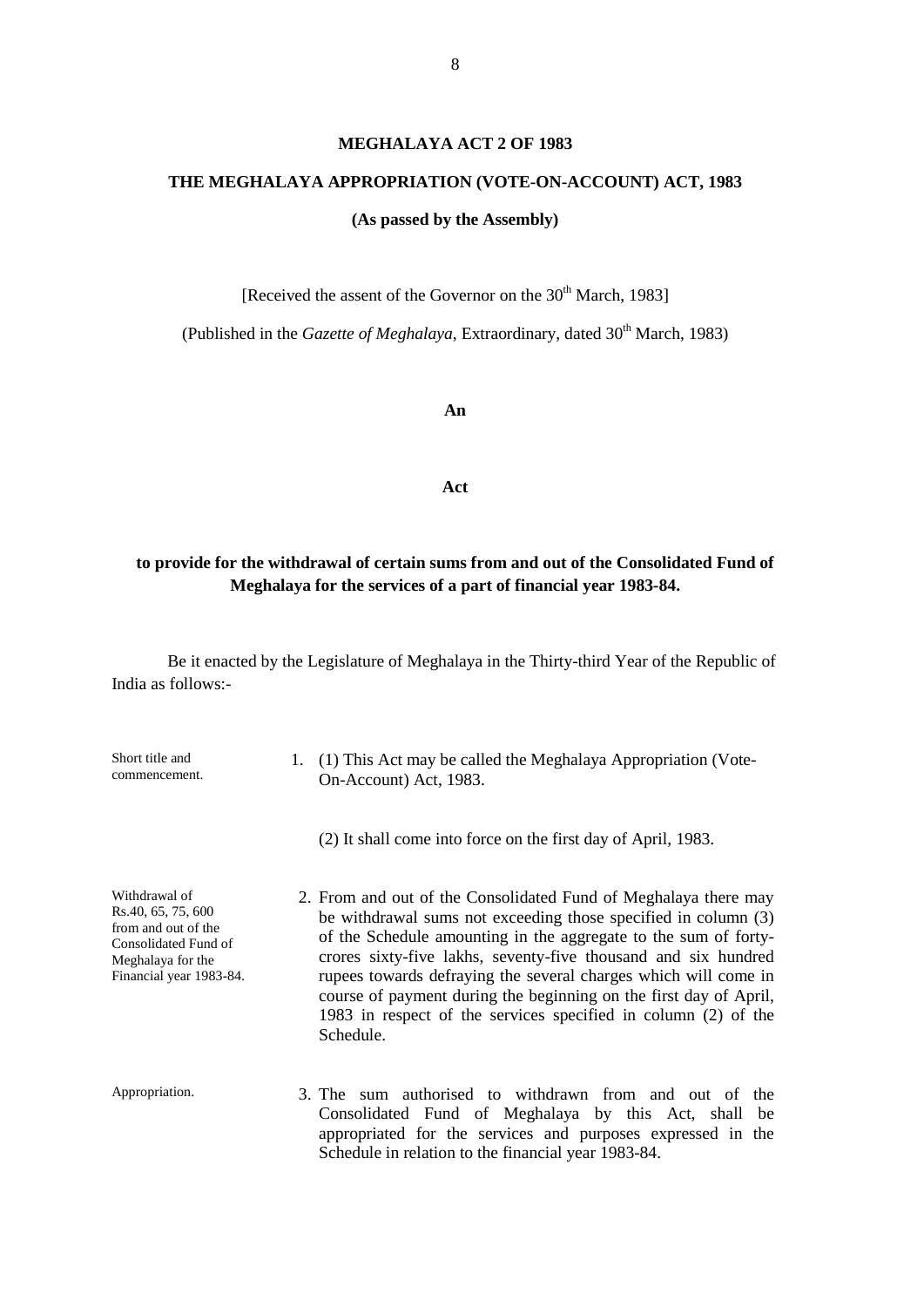**MEGHALAYA ACT 2 OF 1983**

**THE MEGHALAYA APPROPRIATION (VOTE-ON-ACCOUNT) ACT, 1983**

**(As passed by the Assembly)**

[Received the assent of the Governor on the 30th March, 1983]

(Published in the *Gazette of Meghalaya*, Extraordinary, dated 30th March, 1983)

**An**

**Act**

**to provide for the withdrawal of certain sums from and out of the Consolidated Fund of Meghalaya for the services of a part of financial year 1983-84.**

Be it enacted by the Legislature of Meghalaya in the Thirty-third Year of the Republic of India as follows:-

Short title and commencement.

1. (1) This Act may be called the Meghalaya Appropriation (Vote-On-Account) Act, 1983.

   (2) It shall come into force on the first day of April, 1983.

Withdrawal of Rs.40, 65, 75, 600 from and out of the Consolidated Fund of Meghalaya for the Financial year 1983-84.

2. From and out of the Consolidated Fund of Meghalaya there may be withdrawal sums not exceeding those specified in column (3) of the Schedule amounting in the aggregate to the sum of forty-crores sixty-five lakhs, seventy-five thousand and six hundred rupees towards defraying the several charges which will come in course of payment during the beginning on the first day of April, 1983 in respect of the services specified in column (2) of the Schedule.

Appropriation.

3. The sum authorised to withdrawn from and out of the Consolidated Fund of Meghalaya by this Act, shall be appropriated for the services and purposes expressed in the Schedule in relation to the financial year 1983-84.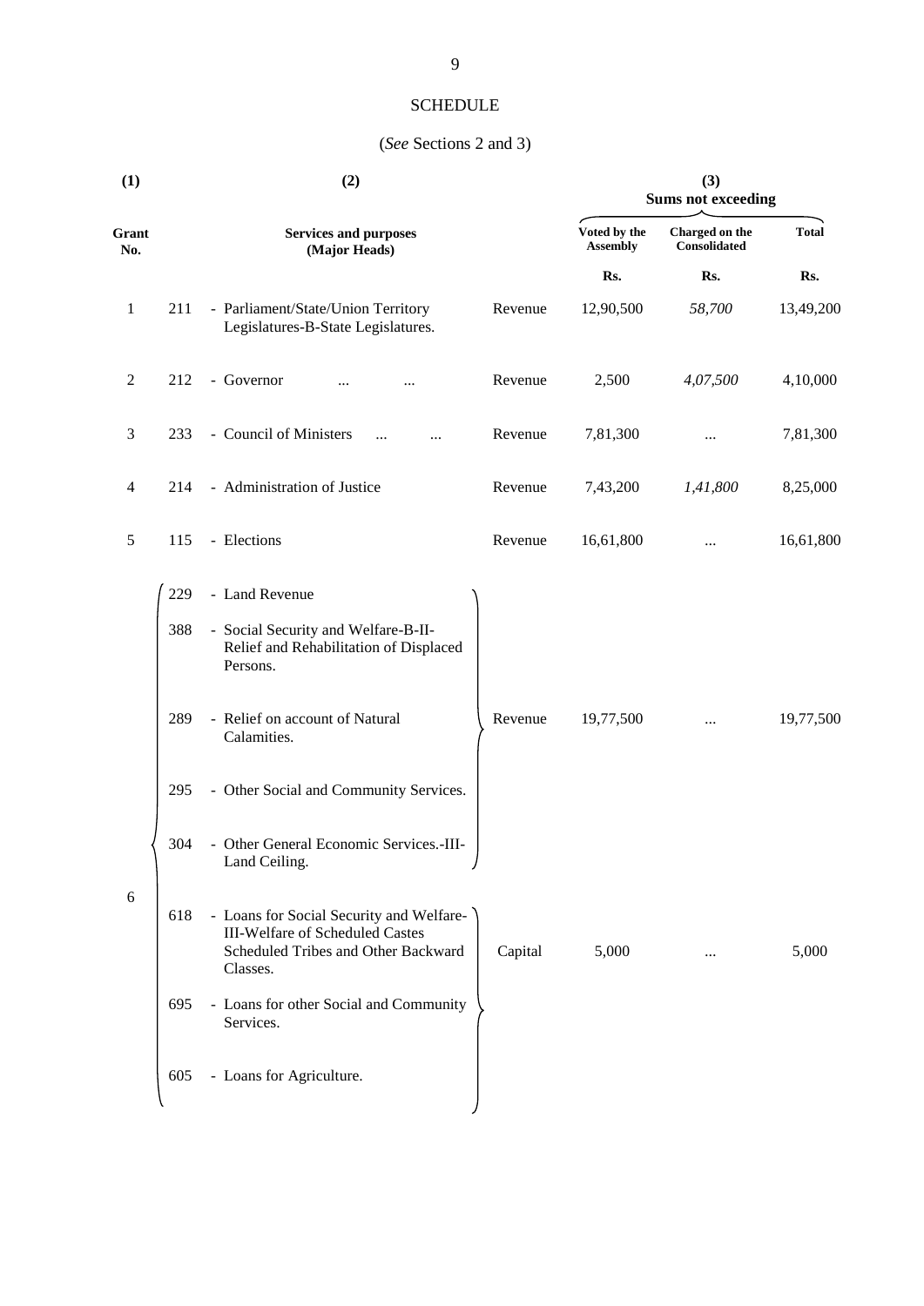## SCHEDULE

(*See* Sections 2 and 3)

| (1) | | (2) | | (3) Sums not exceeding | | |
|---|---|---|---|---|---|---|
| Grant No. | | Services and purposes (Major Heads) | | Voted by the Assembly | Charged on the Consolidated | Total |
| | | | | Rs. | Rs. | Rs. |
| 1 | 211 | - Parliament/State/Union Territory Legislatures-B-State Legislatures. | Revenue | 12,90,500 | *58,700* | 13,49,200 |
| 2 | 212 | - Governor ... ... | Revenue | 2,500 | *4,07,500* | 4,10,000 |
| 3 | 233 | - Council of Ministers ... ... | Revenue | 7,81,300 | ... | 7,81,300 |
| 4 | 214 | - Administration of Justice | Revenue | 7,43,200 | *1,41,800* | 8,25,000 |
| 5 | 115 | - Elections | Revenue | 16,61,800 | ... | 16,61,800 |
| 6 | 229 | - Land Revenue | Revenue | 19,77,500 | ... | 19,77,500 |
| | 388 | - Social Security and Welfare-B-II-Relief and Rehabilitation of Displaced Persons. | | | | |
| | 289 | - Relief on account of Natural Calamities. | | | | |
| | 295 | - Other Social and Community Services. | | | | |
| | 304 | - Other General Economic Services.-III-Land Ceiling. | | | | |
| | 618 | - Loans for Social Security and Welfare-III-Welfare of Scheduled Castes Scheduled Tribes and Other Backward Classes. | Capital | 5,000 | ... | 5,000 |
| | 695 | - Loans for other Social and Community Services. | | | | |
| | 605 | - Loans for Agriculture. | | | | |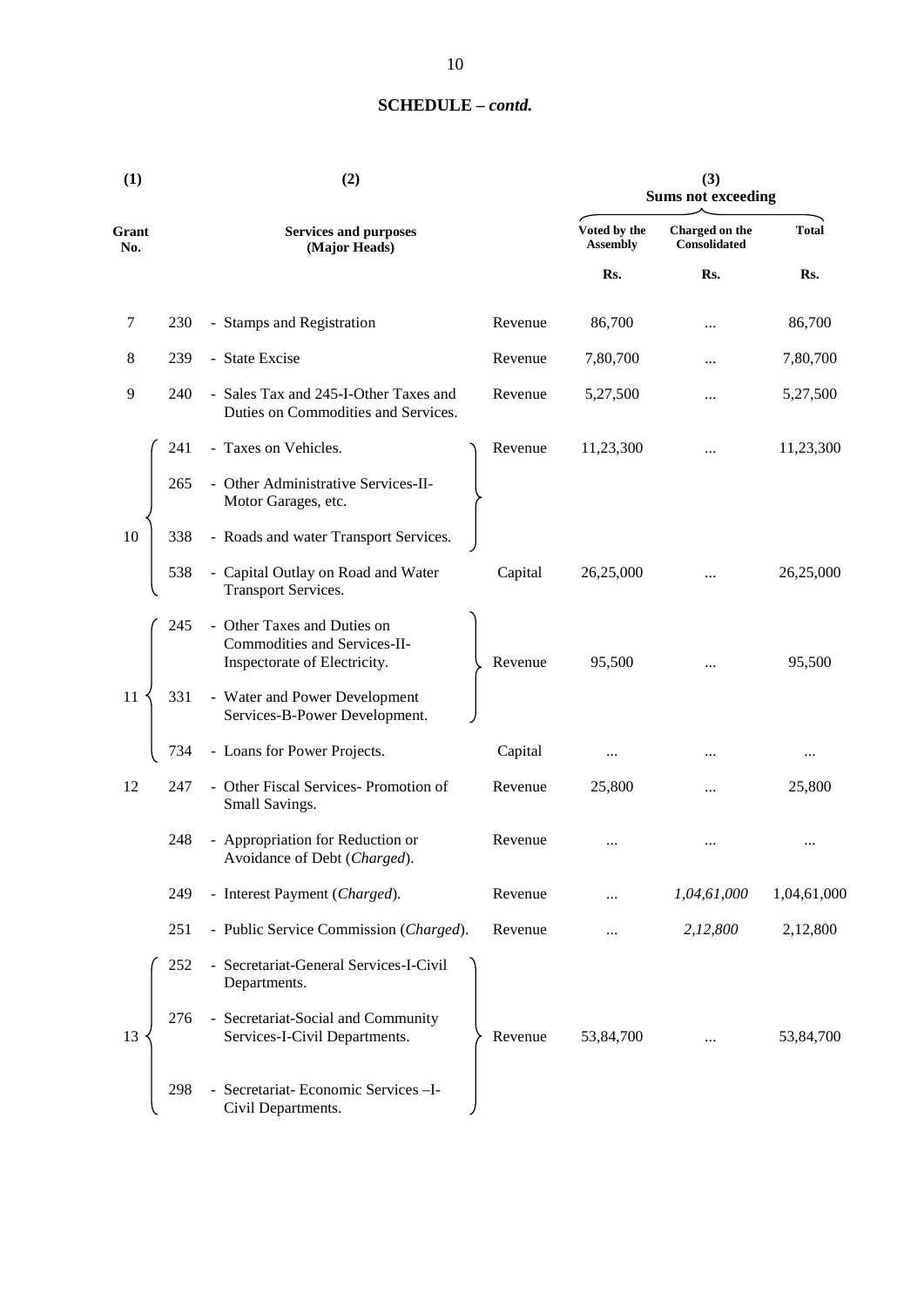## SCHEDULE – *contd.*

| (1) | | (2) | | (3) Sums not exceeding | | |
|---|---|---|---|---|---|---|
| Grant No. | | Services and purposes (Major Heads) | | Voted by the Assembly | Charged on the Consolidated | Total |
| | | | | Rs. | Rs. | Rs. |
| 7 | 230 | - Stamps and Registration | Revenue | 86,700 | ... | 86,700 |
| 8 | 239 | - State Excise | Revenue | 7,80,700 | ... | 7,80,700 |
| 9 | 240 | - Sales Tax and 245-I-Other Taxes and Duties on Commodities and Services. | Revenue | 5,27,500 | ... | 5,27,500 |
| 10 | 241 | - Taxes on Vehicles. | Revenue | 11,23,300 | ... | 11,23,300 |
| | 265 | - Other Administrative Services-II-Motor Garages, etc. | | | | |
| | 338 | - Roads and water Transport Services. | | | | |
| | 538 | - Capital Outlay on Road and Water Transport Services. | Capital | 26,25,000 | ... | 26,25,000 |
| 11 | 245 | - Other Taxes and Duties on Commodities and Services-II-Inspectorate of Electricity. | Revenue | 95,500 | ... | 95,500 |
| | 331 | - Water and Power Development Services-B-Power Development. | | | | |
| | 734 | - Loans for Power Projects. | Capital | ... | ... | ... |
| 12 | 247 | - Other Fiscal Services- Promotion of Small Savings. | Revenue | 25,800 | ... | 25,800 |
| | 248 | - Appropriation for Reduction or Avoidance of Debt (*Charged*). | Revenue | ... | ... | ... |
| | 249 | - Interest Payment (*Charged*). | Revenue | ... | *1,04,61,000* | 1,04,61,000 |
| | 251 | - Public Service Commission (*Charged*). | Revenue | ... | *2,12,800* | 2,12,800 |
| 13 | 252 | - Secretariat-General Services-I-Civil Departments. | Revenue | 53,84,700 | ... | 53,84,700 |
| | 276 | - Secretariat-Social and Community Services-I-Civil Departments. | | | | |
| | 298 | - Secretariat- Economic Services –I-Civil Departments. | | | | |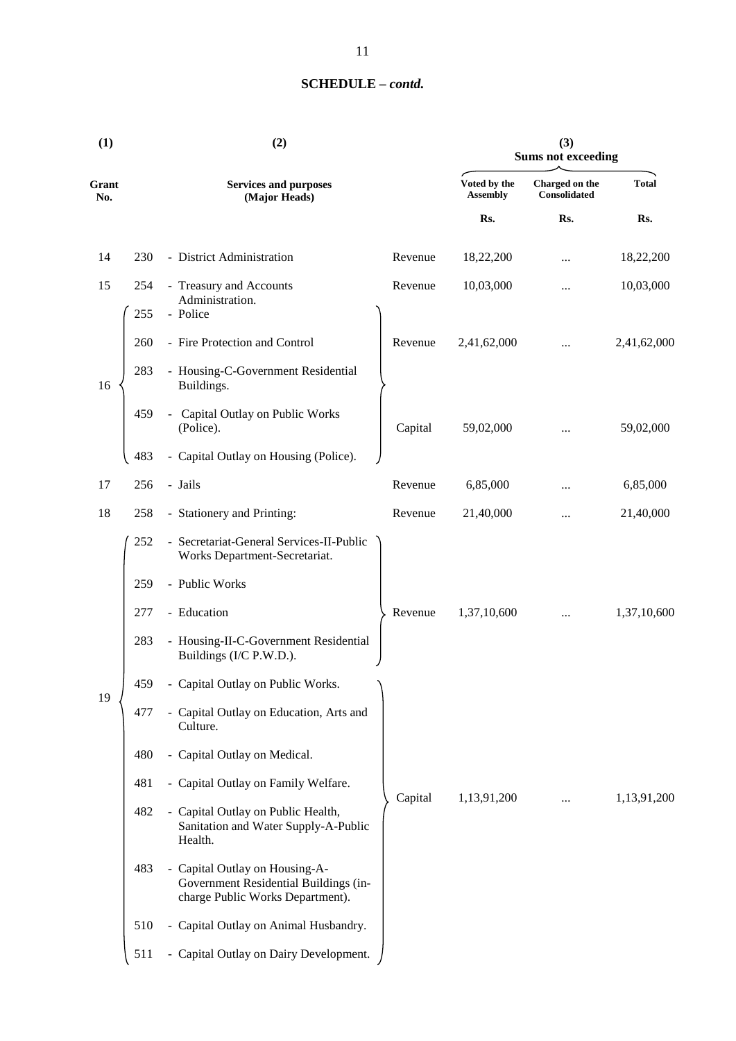**SCHEDULE – *contd.***

| (1) | | (2) | | (3) Sums not exceeding | | |
|---|---|---|---|---|---|---|
| Grant No. | | Services and purposes (Major Heads) | | Voted by the Assembly | Charged on the Consolidated | Total |
| | | | | Rs. | Rs. | Rs. |
| 14 | 230 | - District Administration | Revenue | 18,22,200 | ... | 18,22,200 |
| 15 | 254 | - Treasury and Accounts Administration. | Revenue | 10,03,000 | ... | 10,03,000 |
| 16 | 255 | - Police | Revenue | 2,41,62,000 | ... | 2,41,62,000 |
| | 260 | - Fire Protection and Control | | | | |
| | 283 | - Housing-C-Government Residential Buildings. | | | | |
| | 459 | - Capital Outlay on Public Works (Police). | Capital | 59,02,000 | ... | 59,02,000 |
| | 483 | - Capital Outlay on Housing (Police). | | | | |
| 17 | 256 | - Jails | Revenue | 6,85,000 | ... | 6,85,000 |
| 18 | 258 | - Stationery and Printing: | Revenue | 21,40,000 | ... | 21,40,000 |
| 19 | 252 | - Secretariat-General Services-II-Public Works Department-Secretariat. | Revenue | 1,37,10,600 | ... | 1,37,10,600 |
| | 259 | - Public Works | | | | |
| | 277 | - Education | | | | |
| | 283 | - Housing-II-C-Government Residential Buildings (I/C P.W.D.). | | | | |
| | 459 | - Capital Outlay on Public Works. | Capital | 1,13,91,200 | ... | 1,13,91,200 |
| | 477 | - Capital Outlay on Education, Arts and Culture. | | | | |
| | 480 | - Capital Outlay on Medical. | | | | |
| | 481 | - Capital Outlay on Family Welfare. | | | | |
| | 482 | - Capital Outlay on Public Health, Sanitation and Water Supply-A-Public Health. | | | | |
| | 483 | - Capital Outlay on Housing-A-Government Residential Buildings (in-charge Public Works Department). | | | | |
| | 510 | - Capital Outlay on Animal Husbandry. | | | | |
| | 511 | - Capital Outlay on Dairy Development. | | | | |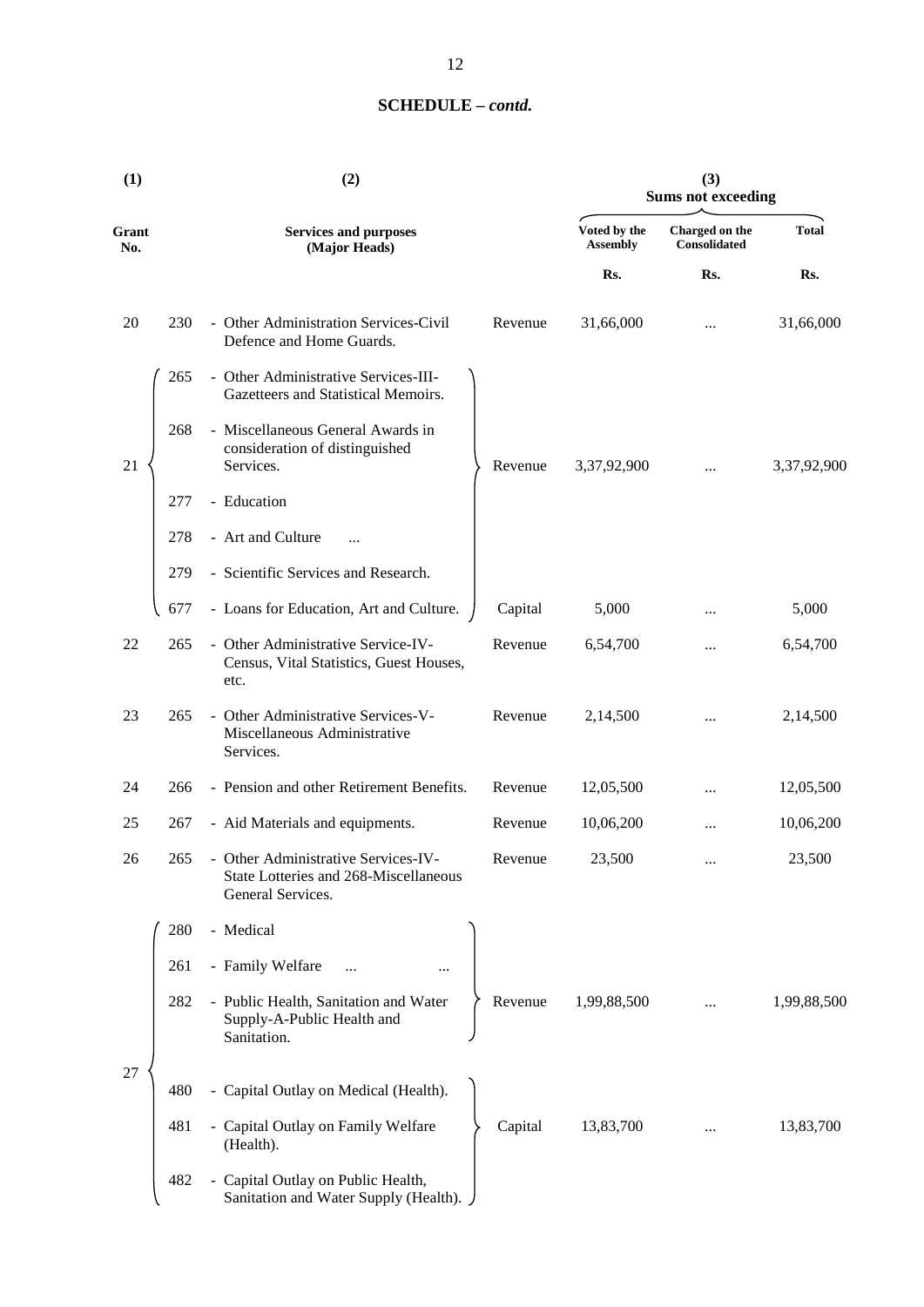## SCHEDULE – *contd.*

| (1) | (2) | | | (3) Sums not exceeding | | |
|---|---|---|---|---|---|---|
| Grant No. | | Services and purposes (Major Heads) | | Voted by the Assembly | Charged on the Consolidated | Total |
| | | | | Rs. | Rs. | Rs. |
| 20 | 230 | - Other Administration Services-Civil Defence and Home Guards. | Revenue | 31,66,000 | ... | 31,66,000 |
| 21 | 265 | - Other Administrative Services-III-Gazetteers and Statistical Memoirs. | Revenue | 3,37,92,900 | ... | 3,37,92,900 |
| | 268 | - Miscellaneous General Awards in consideration of distinguished Services. | | | | |
| | 277 | - Education | | | | |
| | 278 | - Art and Culture ... | | | | |
| | 279 | - Scientific Services and Research. | | | | |
| | 677 | - Loans for Education, Art and Culture. | Capital | 5,000 | ... | 5,000 |
| 22 | 265 | - Other Administrative Service-IV-Census, Vital Statistics, Guest Houses, etc. | Revenue | 6,54,700 | ... | 6,54,700 |
| 23 | 265 | - Other Administrative Services-V-Miscellaneous Administrative Services. | Revenue | 2,14,500 | ... | 2,14,500 |
| 24 | 266 | - Pension and other Retirement Benefits. | Revenue | 12,05,500 | ... | 12,05,500 |
| 25 | 267 | - Aid Materials and equipments. | Revenue | 10,06,200 | ... | 10,06,200 |
| 26 | 265 | - Other Administrative Services-IV-State Lotteries and 268-Miscellaneous General Services. | Revenue | 23,500 | ... | 23,500 |
| 27 | 280 | - Medical | Revenue | 1,99,88,500 | ... | 1,99,88,500 |
| | 261 | - Family Welfare ... ... | | | | |
| | 282 | - Public Health, Sanitation and Water Supply-A-Public Health and Sanitation. | | | | |
| | 480 | - Capital Outlay on Medical (Health). | Capital | 13,83,700 | ... | 13,83,700 |
| | 481 | - Capital Outlay on Family Welfare (Health). | | | | |
| | 482 | - Capital Outlay on Public Health, Sanitation and Water Supply (Health). | | | | |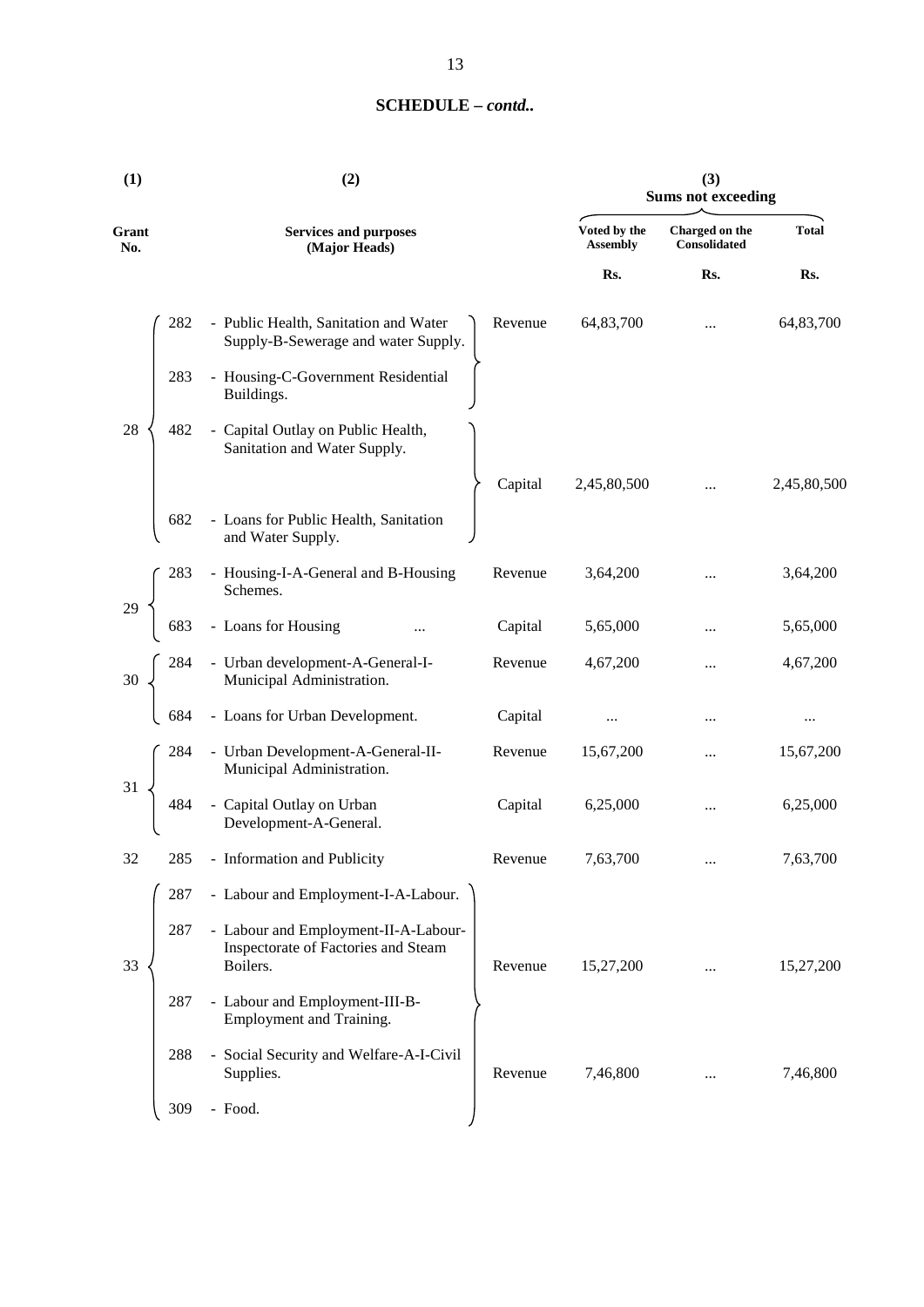**SCHEDULE – *contd..***

| (1) | | (2) | | (3) Sums not exceeding | | |
|---|---|---|---|---|---|---|
| Grant No. | | Services and purposes (Major Heads) | | Voted by the Assembly | Charged on the Consolidated | Total |
| | | | | Rs. | Rs. | Rs. |
| 28 | 282 | - Public Health, Sanitation and Water Supply-B-Sewerage and water Supply. | Revenue | 64,83,700 | ... | 64,83,700 |
| | 283 | - Housing-C-Government Residential Buildings. | | | | |
| | 482 | - Capital Outlay on Public Health, Sanitation and Water Supply. | Capital | 2,45,80,500 | ... | 2,45,80,500 |
| | 682 | - Loans for Public Health, Sanitation and Water Supply. | | | | |
| 29 | 283 | - Housing-I-A-General and B-Housing Schemes. | Revenue | 3,64,200 | ... | 3,64,200 |
| | 683 | - Loans for Housing ... | Capital | 5,65,000 | ... | 5,65,000 |
| 30 | 284 | - Urban development-A-General-I-Municipal Administration. | Revenue | 4,67,200 | ... | 4,67,200 |
| | 684 | - Loans for Urban Development. | Capital | ... | ... | ... |
| 31 | 284 | - Urban Development-A-General-II-Municipal Administration. | Revenue | 15,67,200 | ... | 15,67,200 |
| | 484 | - Capital Outlay on Urban Development-A-General. | Capital | 6,25,000 | ... | 6,25,000 |
| 32 | 285 | - Information and Publicity | Revenue | 7,63,700 | ... | 7,63,700 |
| 33 | 287 | - Labour and Employment-I-A-Labour. | Revenue | 15,27,200 | ... | 15,27,200 |
| | 287 | - Labour and Employment-II-A-Labour-Inspectorate of Factories and Steam Boilers. | | | | |
| | 287 | - Labour and Employment-III-B-Employment and Training. | | | | |
| | 288 | - Social Security and Welfare-A-I-Civil Supplies. | Revenue | 7,46,800 | ... | 7,46,800 |
| | 309 | - Food. | | | | |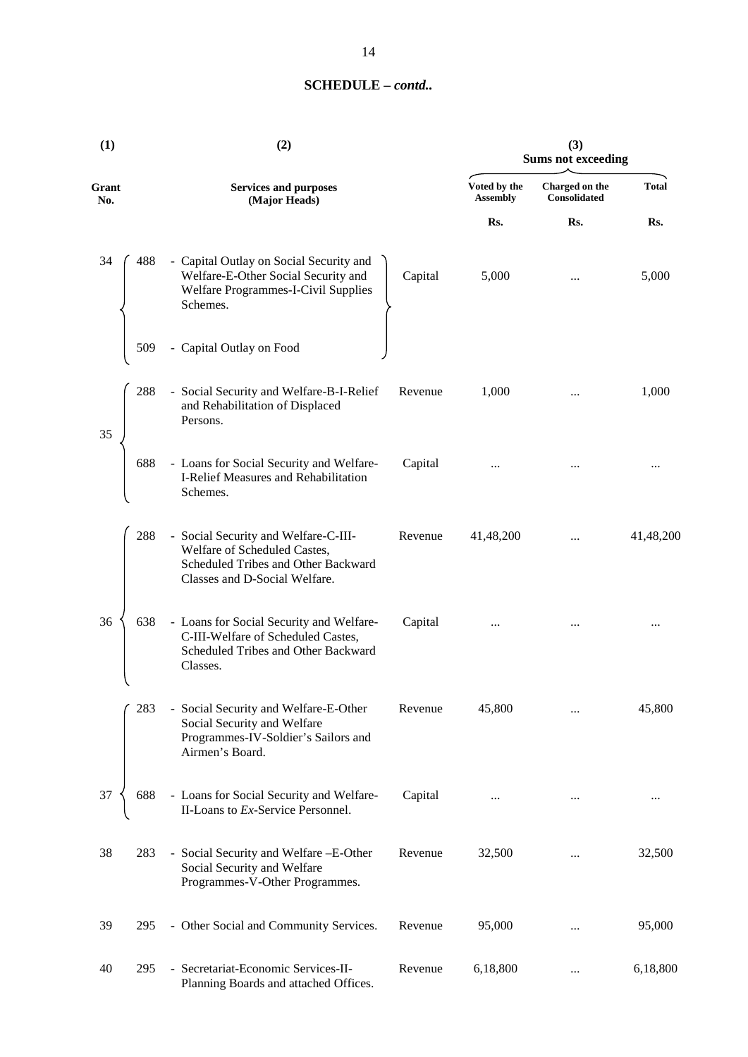**SCHEDULE – *contd..***

| (1) | | (2) | | (3) Sums not exceeding | | |
|---|---|---|---|---|---|---|
| Grant No. | | Services and purposes (Major Heads) | | Voted by the Assembly | Charged on the Consolidated | Total |
| | | | | Rs. | Rs. | Rs. |
| 34 | 488 | - Capital Outlay on Social Security and Welfare-E-Other Social Security and Welfare Programmes-I-Civil Supplies Schemes. | Capital | 5,000 | ... | 5,000 |
| | 509 | - Capital Outlay on Food | | | | |
| 35 | 288 | - Social Security and Welfare-B-I-Relief and Rehabilitation of Displaced Persons. | Revenue | 1,000 | ... | 1,000 |
| | 688 | - Loans for Social Security and Welfare-I-Relief Measures and Rehabilitation Schemes. | Capital | ... | ... | ... |
| 36 | 288 | - Social Security and Welfare-C-III-Welfare of Scheduled Castes, Scheduled Tribes and Other Backward Classes and D-Social Welfare. | Revenue | 41,48,200 | ... | 41,48,200 |
| | 638 | - Loans for Social Security and Welfare-C-III-Welfare of Scheduled Castes, Scheduled Tribes and Other Backward Classes. | Capital | ... | ... | ... |
| 37 | 283 | - Social Security and Welfare-E-Other Social Security and Welfare Programmes-IV-Soldier's Sailors and Airmen's Board. | Revenue | 45,800 | ... | 45,800 |
| | 688 | - Loans for Social Security and Welfare-II-Loans to *Ex*-Service Personnel. | Capital | ... | ... | ... |
| 38 | 283 | - Social Security and Welfare –E-Other Social Security and Welfare Programmes-V-Other Programmes. | Revenue | 32,500 | ... | 32,500 |
| 39 | 295 | - Other Social and Community Services. | Revenue | 95,000 | ... | 95,000 |
| 40 | 295 | - Secretariat-Economic Services-II-Planning Boards and attached Offices. | Revenue | 6,18,800 | ... | 6,18,800 |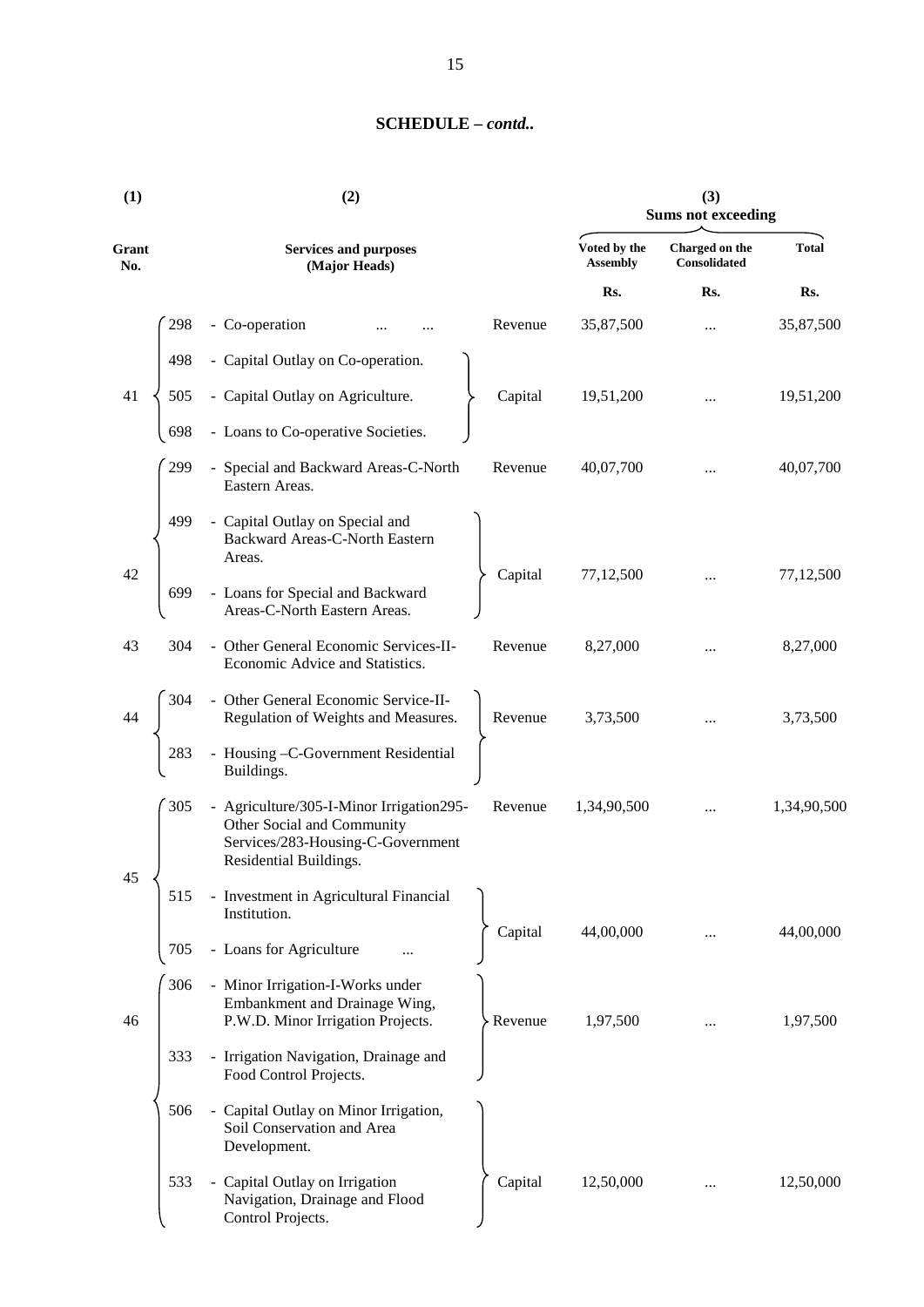**SCHEDULE – *contd..***

| (1) | | (2) | | (3) Sums not exceeding | | |
|---|---|---|---|---|---|---|
| Grant No. | | Services and purposes (Major Heads) | | Voted by the Assembly | Charged on the Consolidated | Total |
| | | | | Rs. | Rs. | Rs. |
| 41 | 298 | - Co-operation ... ... | Revenue | 35,87,500 | ... | 35,87,500 |
| | 498 | - Capital Outlay on Co-operation. | Capital | 19,51,200 | ... | 19,51,200 |
| | 505 | - Capital Outlay on Agriculture. | | | | |
| | 698 | - Loans to Co-operative Societies. | | | | |
| 42 | 299 | - Special and Backward Areas-C-North Eastern Areas. | Revenue | 40,07,700 | ... | 40,07,700 |
| | 499 | - Capital Outlay on Special and Backward Areas-C-North Eastern Areas. | Capital | 77,12,500 | ... | 77,12,500 |
| | 699 | - Loans for Special and Backward Areas-C-North Eastern Areas. | | | | |
| 43 | 304 | - Other General Economic Services-II-Economic Advice and Statistics. | Revenue | 8,27,000 | ... | 8,27,000 |
| 44 | 304 | - Other General Economic Service-II-Regulation of Weights and Measures. | Revenue | 3,73,500 | ... | 3,73,500 |
| | 283 | - Housing –C-Government Residential Buildings. | | | | |
| 45 | 305 | - Agriculture/305-I-Minor Irrigation295-Other Social and Community Services/283-Housing-C-Government Residential Buildings. | Revenue | 1,34,90,500 | ... | 1,34,90,500 |
| | 515 | - Investment in Agricultural Financial Institution. | Capital | 44,00,000 | ... | 44,00,000 |
| | 705 | - Loans for Agriculture ... | | | | |
| 46 | 306 | - Minor Irrigation-I-Works under Embankment and Drainage Wing, P.W.D. Minor Irrigation Projects. | Revenue | 1,97,500 | ... | 1,97,500 |
| | 333 | - Irrigation Navigation, Drainage and Food Control Projects. | | | | |
| | 506 | - Capital Outlay on Minor Irrigation, Soil Conservation and Area Development. | Capital | 12,50,000 | ... | 12,50,000 |
| | 533 | - Capital Outlay on Irrigation Navigation, Drainage and Flood Control Projects. | | | | |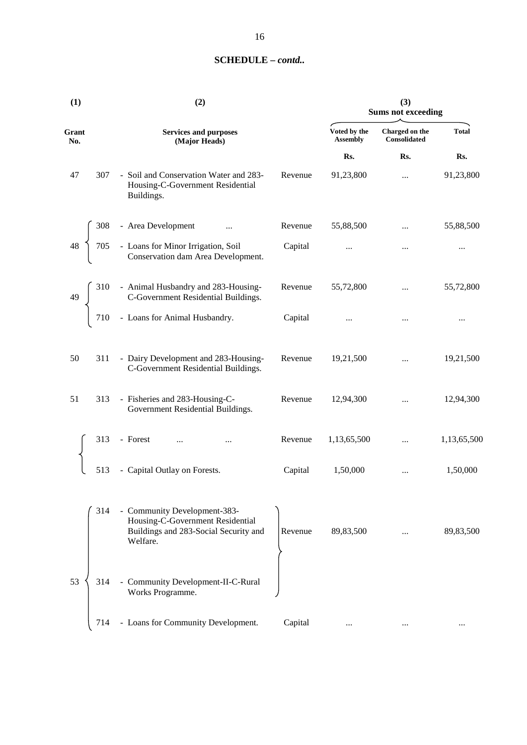## SCHEDULE – *contd..*

| (1) | | (2) | | (3) Sums not exceeding | | |
|---|---|---|---|---|---|---|
| Grant No. | | Services and purposes (Major Heads) | | Voted by the Assembly | Charged on the Consolidated | Total |
| | | | | Rs. | Rs. | Rs. |
| 47 | 307 | - Soil and Conservation Water and 283-Housing-C-Government Residential Buildings. | Revenue | 91,23,800 | ... | 91,23,800 |
| 48 | 308 | - Area Development ... | Revenue | 55,88,500 | ... | 55,88,500 |
| | 705 | - Loans for Minor Irrigation, Soil Conservation dam Area Development. | Capital | ... | ... | ... |
| 49 | 310 | - Animal Husbandry and 283-Housing-C-Government Residential Buildings. | Revenue | 55,72,800 | ... | 55,72,800 |
| | 710 | - Loans for Animal Husbandry. | Capital | ... | ... | ... |
| 50 | 311 | - Dairy Development and 283-Housing-C-Government Residential Buildings. | Revenue | 19,21,500 | ... | 19,21,500 |
| 51 | 313 | - Fisheries and 283-Housing-C-Government Residential Buildings. | Revenue | 12,94,300 | ... | 12,94,300 |
| | 313 | - Forest ... ... | Revenue | 1,13,65,500 | ... | 1,13,65,500 |
| | 513 | - Capital Outlay on Forests. | Capital | 1,50,000 | ... | 1,50,000 |
| 53 | 314 | - Community Development-383-Housing-C-Government Residential Buildings and 283-Social Security and Welfare. | Revenue | 89,83,500 | ... | 89,83,500 |
| | 314 | - Community Development-II-C-Rural Works Programme. | | | | |
| | 714 | - Loans for Community Development. | Capital | ... | ... | ... |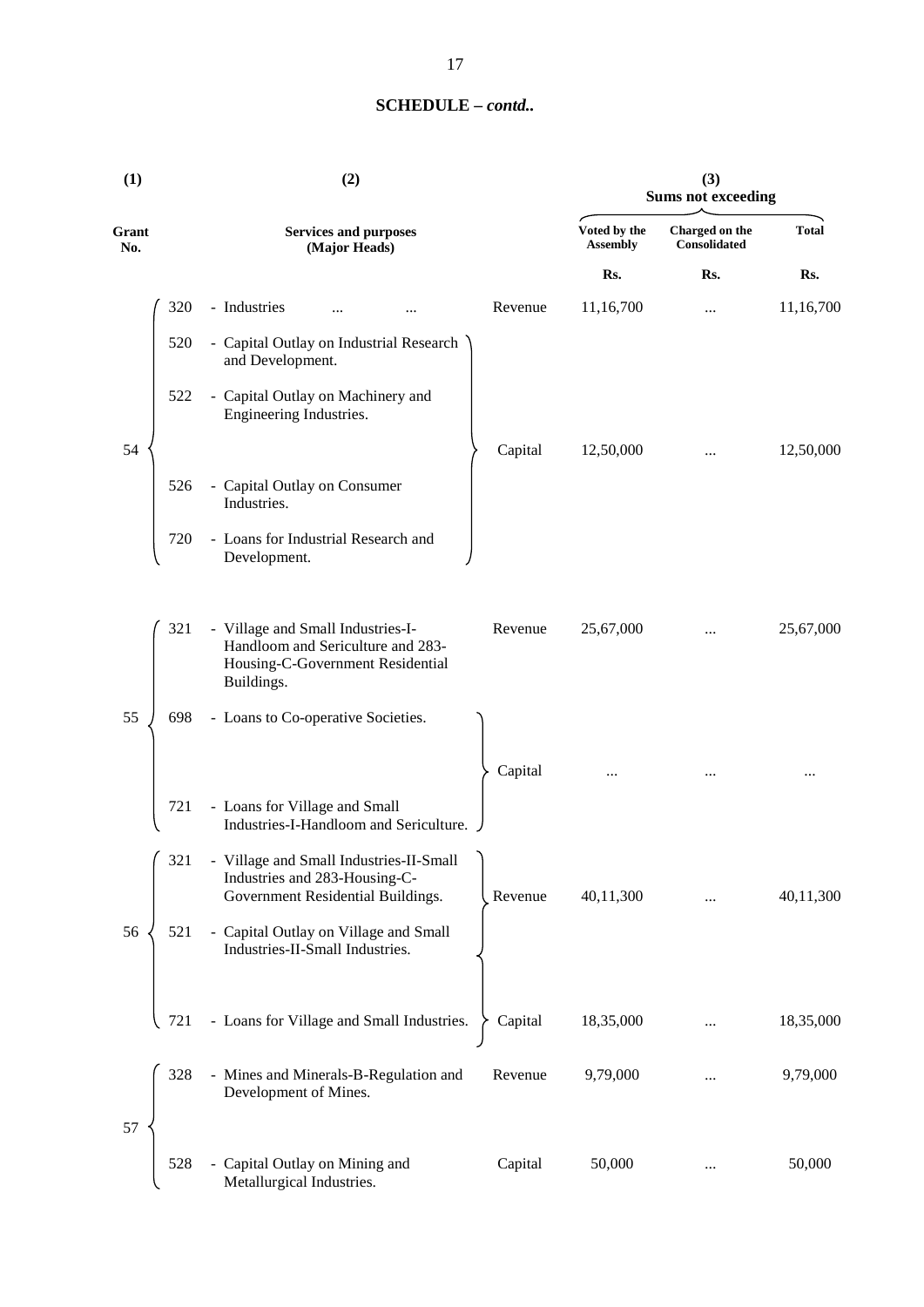## SCHEDULE – *contd..*

| (1) | (2) | | | (3) Sums not exceeding | | |
|---|---|---|---|---|---|---|
| Grant No. | Services and purposes (Major Heads) | | | Voted by the Assembly | Charged on the Consolidated | Total |
| | | | | Rs. | Rs. | Rs. |
| 54 | 320 | - Industries ... ... | Revenue | 11,16,700 | ... | 11,16,700 |
| | 520 | - Capital Outlay on Industrial Research and Development. | Capital | 12,50,000 | ... | 12,50,000 |
| | 522 | - Capital Outlay on Machinery and Engineering Industries. | | | | |
| | 526 | - Capital Outlay on Consumer Industries. | | | | |
| | 720 | - Loans for Industrial Research and Development. | | | | |
| 55 | 321 | - Village and Small Industries-I-Handloom and Sericulture and 283-Housing-C-Government Residential Buildings. | Revenue | 25,67,000 | ... | 25,67,000 |
| | 698 | - Loans to Co-operative Societies. | Capital | ... | ... | ... |
| | 721 | - Loans for Village and Small Industries-I-Handloom and Sericulture. | | | | |
| 56 | 321 | - Village and Small Industries-II-Small Industries and 283-Housing-C-Government Residential Buildings. | Revenue | 40,11,300 | ... | 40,11,300 |
| | 521 | - Capital Outlay on Village and Small Industries-II-Small Industries. | Capital | 18,35,000 | ... | 18,35,000 |
| | 721 | - Loans for Village and Small Industries. | | | | |
| 57 | 328 | - Mines and Minerals-B-Regulation and Development of Mines. | Revenue | 9,79,000 | ... | 9,79,000 |
| | 528 | - Capital Outlay on Mining and Metallurgical Industries. | Capital | 50,000 | ... | 50,000 |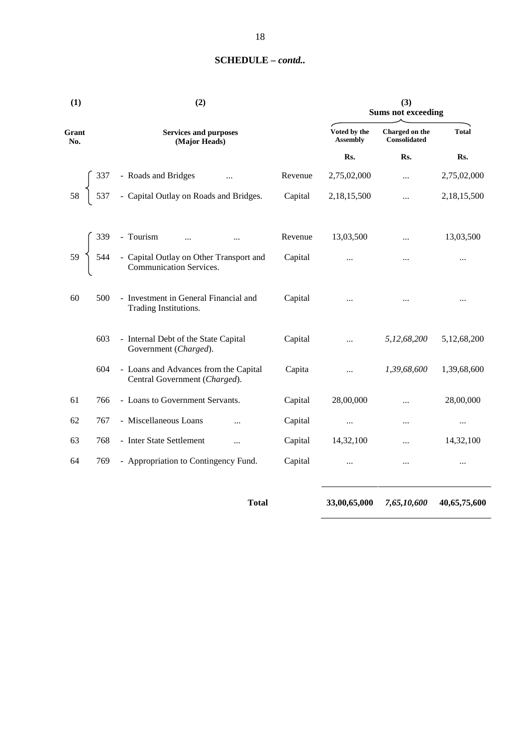**SCHEDULE – *contd..***

| (1) | | (2) | | (3) Sums not exceeding | | |
|---|---|---|---|---|---|---|
| Grant No. | | Services and purposes (Major Heads) | | Voted by the Assembly | Charged on the Consolidated | Total |
| | | | | Rs. | Rs. | Rs. |
| 58 | 337 | - Roads and Bridges ... | Revenue | 2,75,02,000 | ... | 2,75,02,000 |
| | 537 | - Capital Outlay on Roads and Bridges. | Capital | 2,18,15,500 | ... | 2,18,15,500 |
| 59 | 339 | - Tourism ... ... | Revenue | 13,03,500 | ... | 13,03,500 |
| | 544 | - Capital Outlay on Other Transport and Communication Services. | Capital | ... | ... | ... |
| 60 | 500 | - Investment in General Financial and Trading Institutions. | Capital | ... | ... | ... |
| | 603 | - Internal Debt of the State Government (*Charged*). | Capital | ... | *5,12,68,200* | 5,12,68,200 |
| | 604 | - Loans and Advances from the Central Government (*Charged*). | Capita | ... | *1,39,68,600* | 1,39,68,600 |
| 61 | 766 | - Loans to Government Servants. | Capital | 28,00,000 | ... | 28,00,000 |
| 62 | 767 | - Miscellaneous Loans ... | Capital | ... | ... | ... |
| 63 | 768 | - Inter State Settlement ... | Capital | 14,32,100 | ... | 14,32,100 |
| 64 | 769 | - Appropriation to Contingency Fund. | Capital | ... | ... | ... |
| | | **Total** | | **33,00,65,000** | ***7,65,10,600*** | **40,65,75,600** |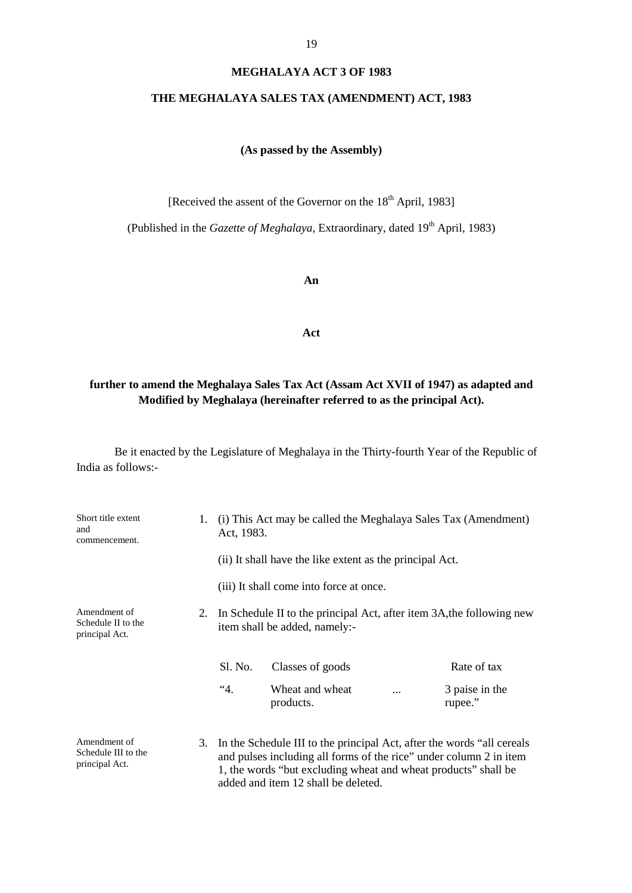# MEGHALAYA ACT 3 OF 1983

## THE MEGHALAYA SALES TAX (AMENDMENT) ACT, 1983

**(As passed by the Assembly)**

[Received the assent of the Governor on the 18th April, 1983]

(Published in the *Gazette of Meghalaya*, Extraordinary, dated 19th April, 1983)

**An**

**Act**

**further to amend the Meghalaya Sales Tax Act (Assam Act XVII of 1947) as adapted and Modified by Meghalaya (hereinafter referred to as the principal Act).**

Be it enacted by the Legislature of Meghalaya in the Thirty-fourth Year of the Republic of India as follows:-

Short title extent and commencement.

1. (i) This Act may be called the Meghalaya Sales Tax (Amendment) Act, 1983.

   (ii) It shall have the like extent as the principal Act.

   (iii) It shall come into force at once.

Amendment of Schedule II to the principal Act.

2. In Schedule II to the principal Act, after item 3A,the following new item shall be added, namely:-

| Sl. No. | Classes of goods | | Rate of tax |
|---|---|---|---|
| "4. | Wheat and wheat products. | ... | 3 paise in the rupee." |

Amendment of Schedule III to the principal Act.

3. In the Schedule III to the principal Act, after the words "all cereals and pulses including all forms of the rice" under column 2 in item 1, the words "but excluding wheat and wheat products" shall be added and item 12 shall be deleted.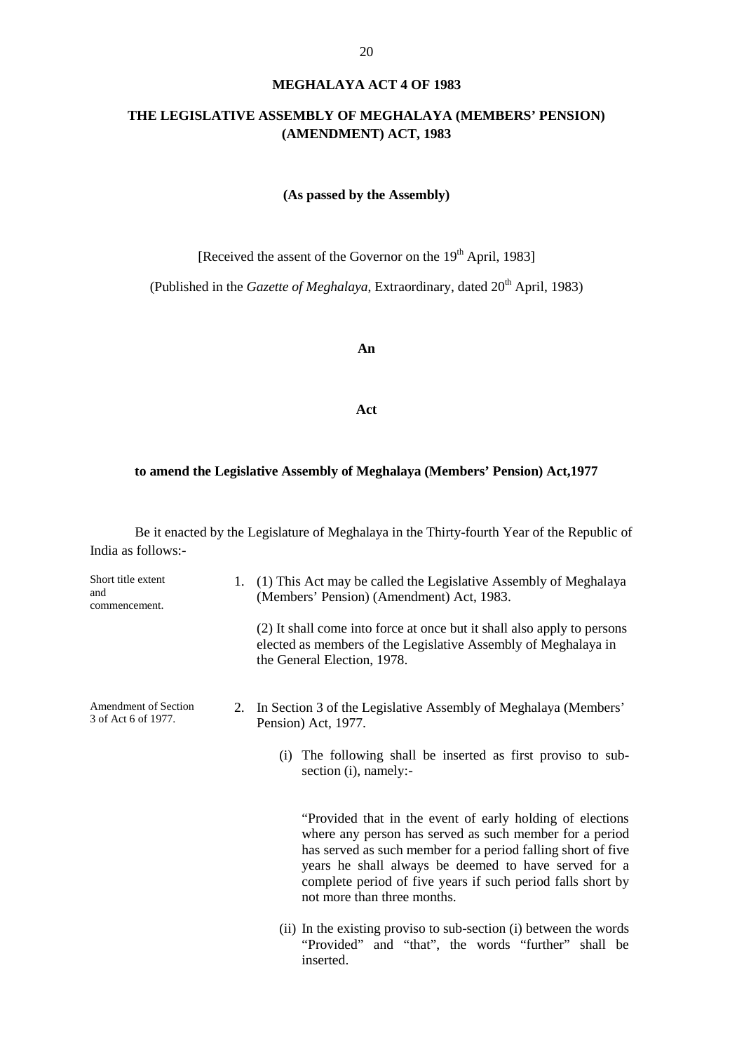# MEGHALAYA ACT 4 OF 1983

## THE LEGISLATIVE ASSEMBLY OF MEGHALAYA (MEMBERS' PENSION) (AMENDMENT) ACT, 1983

**(As passed by the Assembly)**

[Received the assent of the Governor on the 19th April, 1983]

(Published in the *Gazette of Meghalaya*, Extraordinary, dated 20th April, 1983)

**An**

**Act**

**to amend the Legislative Assembly of Meghalaya (Members' Pension) Act,1977**

Be it enacted by the Legislature of Meghalaya in the Thirty-fourth Year of the Republic of India as follows:-

Short title extent and commencement.

1. (1) This Act may be called the Legislative Assembly of Meghalaya (Members' Pension) (Amendment) Act, 1983.

   (2) It shall come into force at once but it shall also apply to persons elected as members of the Legislative Assembly of Meghalaya in the General Election, 1978.

Amendment of Section 3 of Act 6 of 1977.

2. In Section 3 of the Legislative Assembly of Meghalaya (Members' Pension) Act, 1977.

   (i) The following shall be inserted as first proviso to sub-section (i), namely:-

   "Provided that in the event of early holding of elections where any person has served as such member for a period has served as such member for a period falling short of five years he shall always be deemed to have served for a complete period of five years if such period falls short by not more than three months.

   (ii) In the existing proviso to sub-section (i) between the words "Provided" and "that", the words "further" shall be inserted.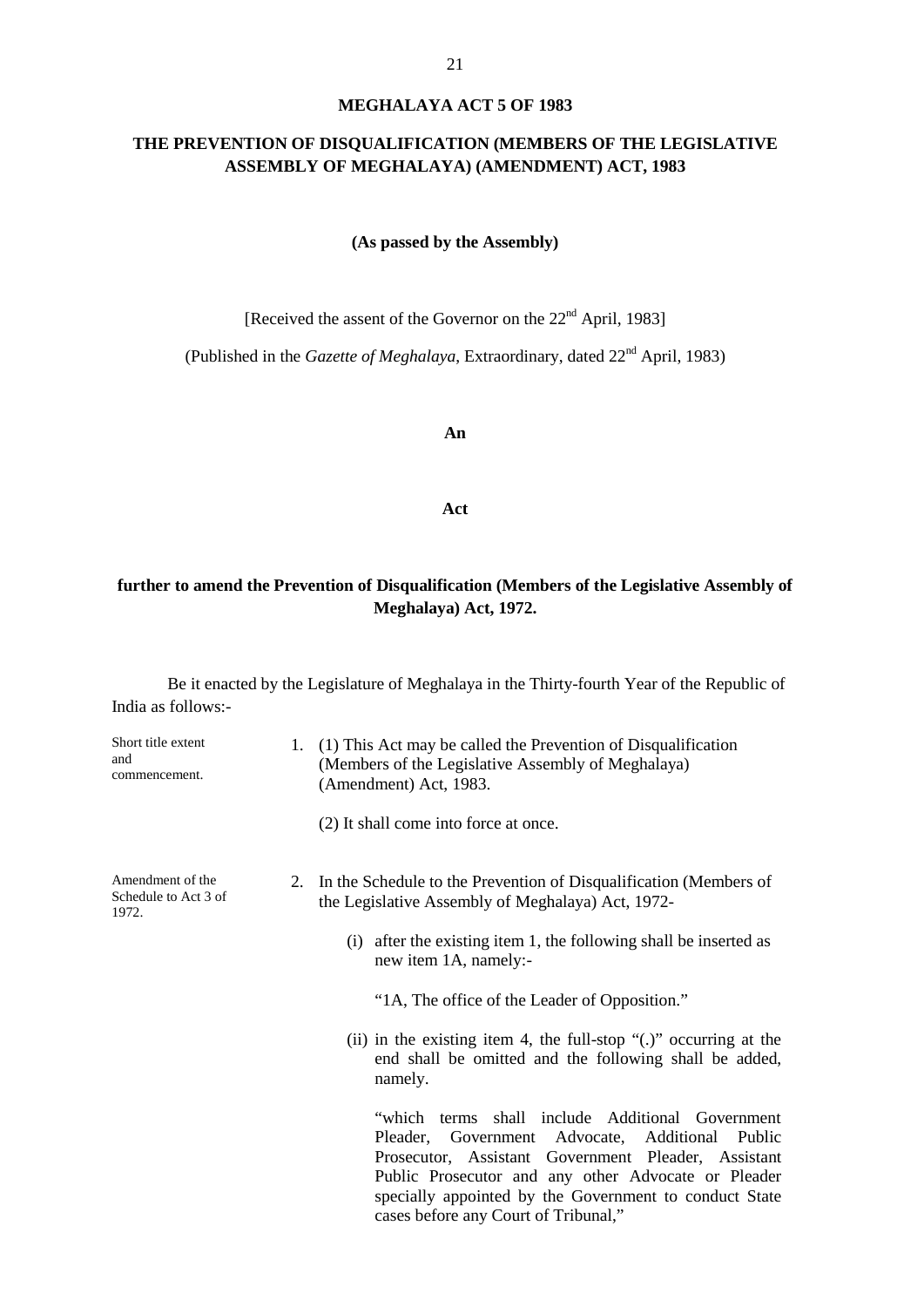# MEGHALAYA ACT 5 OF 1983

## THE PREVENTION OF DISQUALIFICATION (MEMBERS OF THE LEGISLATIVE ASSEMBLY OF MEGHALAYA) (AMENDMENT) ACT, 1983

**(As passed by the Assembly)**

[Received the assent of the Governor on the 22nd April, 1983]

(Published in the *Gazette of Meghalaya*, Extraordinary, dated 22nd April, 1983)

**An**

**Act**

**further to amend the Prevention of Disqualification (Members of the Legislative Assembly of Meghalaya) Act, 1972.**

Be it enacted by the Legislature of Meghalaya in the Thirty-fourth Year of the Republic of India as follows:-

Short title extent and commencement.

1. (1) This Act may be called the Prevention of Disqualification (Members of the Legislative Assembly of Meghalaya) (Amendment) Act, 1983.

   (2) It shall come into force at once.

Amendment of the Schedule to Act 3 of 1972.

2. In the Schedule to the Prevention of Disqualification (Members of the Legislative Assembly of Meghalaya) Act, 1972-

   (i) after the existing item 1, the following shall be inserted as new item 1A, namely:-

   "1A, The office of the Leader of Opposition."

   (ii) in the existing item 4, the full-stop "(.)" occurring at the end shall be omitted and the following shall be added, namely.

   "which terms shall include Additional Government Pleader, Government Advocate, Additional Public Prosecutor, Assistant Government Pleader, Assistant Public Prosecutor and any other Advocate or Pleader specially appointed by the Government to conduct State cases before any Court of Tribunal,"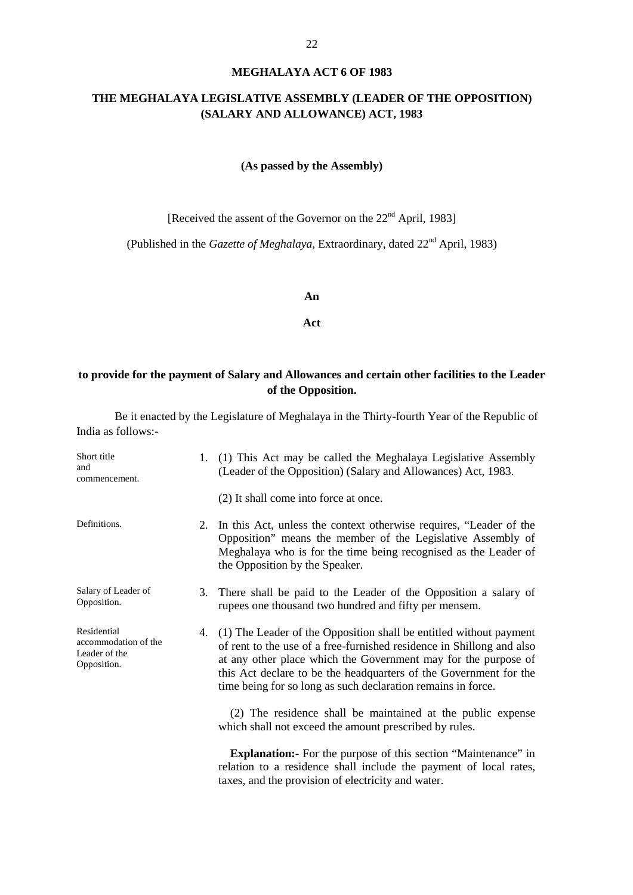# MEGHALAYA ACT 6 OF 1983

## THE MEGHALAYA LEGISLATIVE ASSEMBLY (LEADER OF THE OPPOSITION) (SALARY AND ALLOWANCE) ACT, 1983

**(As passed by the Assembly)**

[Received the assent of the Governor on the 22nd April, 1983]

(Published in the *Gazette of Meghalaya*, Extraordinary, dated 22nd April, 1983)

**An**

**Act**

**to provide for the payment of Salary and Allowances and certain other facilities to the Leader of the Opposition.**

Be it enacted by the Legislature of Meghalaya in the Thirty-fourth Year of the Republic of India as follows:-

*Short title and commencement.*

1. (1) This Act may be called the Meghalaya Legislative Assembly (Leader of the Opposition) (Salary and Allowances) Act, 1983.

   (2) It shall come into force at once.

*Definitions.*

2. In this Act, unless the context otherwise requires, "Leader of the Opposition" means the member of the Legislative Assembly of Meghalaya who is for the time being recognised as the Leader of the Opposition by the Speaker.

*Salary of Leader of Opposition.*

3. There shall be paid to the Leader of the Opposition a salary of rupees one thousand two hundred and fifty per mensem.

*Residential accommodation of the Leader of the Opposition.*

4. (1) The Leader of the Opposition shall be entitled without payment of rent to the use of a free-furnished residence in Shillong and also at any other place which the Government may for the purpose of this Act declare to be the headquarters of the Government for the time being for so long as such declaration remains in force.

   (2) The residence shall be maintained at the public expense which shall not exceed the amount prescribed by rules.

   **Explanation:**- For the purpose of this section "Maintenance" in relation to a residence shall include the payment of local rates, taxes, and the provision of electricity and water.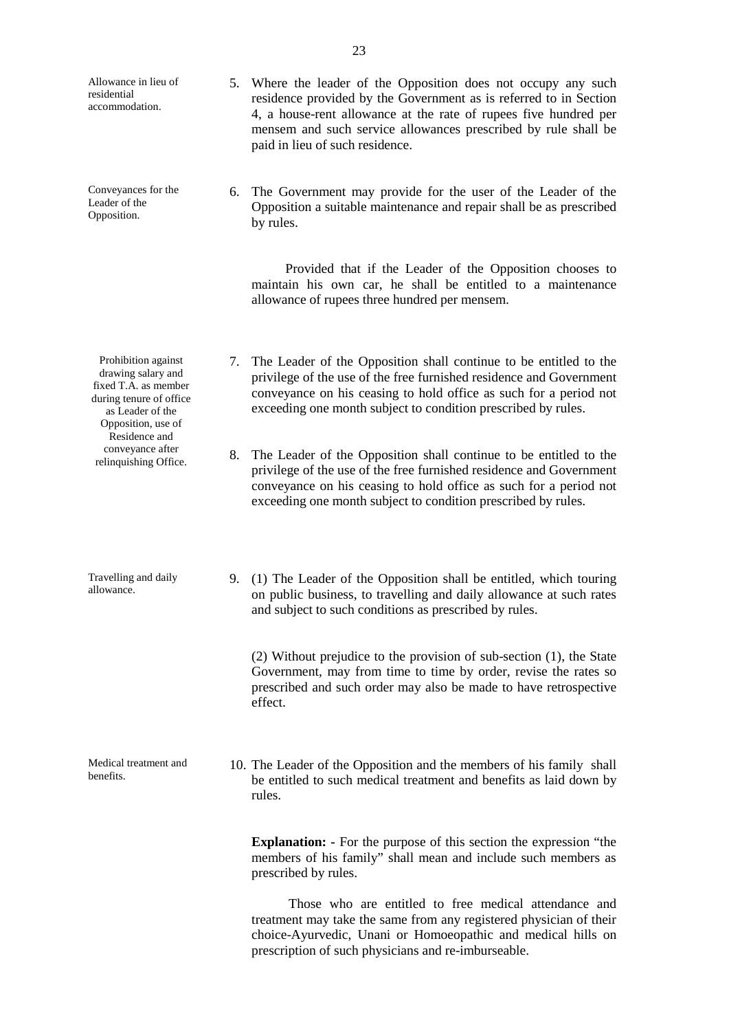**Allowance in lieu of residential accommodation.**

5. Where the leader of the Opposition does not occupy any such residence provided by the Government as is referred to in Section 4, a house-rent allowance at the rate of rupees five hundred per mensem and such service allowances prescribed by rule shall be paid in lieu of such residence.

**Conveyances for the Leader of the Opposition.**

6. The Government may provide for the user of the Leader of the Opposition a suitable maintenance and repair shall be as prescribed by rules.

Provided that if the Leader of the Opposition chooses to maintain his own car, he shall be entitled to a maintenance allowance of rupees three hundred per mensem.

**Prohibition against drawing salary and fixed T.A. as member during tenure of office as Leader of the Opposition, use of Residence and conveyance after relinquishing Office.**

7. The Leader of the Opposition shall continue to be entitled to the privilege of the use of the free furnished residence and Government conveyance on his ceasing to hold office as such for a period not exceeding one month subject to condition prescribed by rules.

8. The Leader of the Opposition shall continue to be entitled to the privilege of the use of the free furnished residence and Government conveyance on his ceasing to hold office as such for a period not exceeding one month subject to condition prescribed by rules.

**Travelling and daily allowance.**

9. (1) The Leader of the Opposition shall be entitled, which touring on public business, to travelling and daily allowance at such rates and subject to such conditions as prescribed by rules.

(2) Without prejudice to the provision of sub-section (1), the State Government, may from time to time by order, revise the rates so prescribed and such order may also be made to have retrospective effect.

**Medical treatment and benefits.**

10. The Leader of the Opposition and the members of his family shall be entitled to such medical treatment and benefits as laid down by rules.

**Explanation: -** For the purpose of this section the expression "the members of his family" shall mean and include such members as prescribed by rules.

Those who are entitled to free medical attendance and treatment may take the same from any registered physician of their choice-Ayurvedic, Unani or Homoeopathic and medical hills on prescription of such physicians and re-imburseable.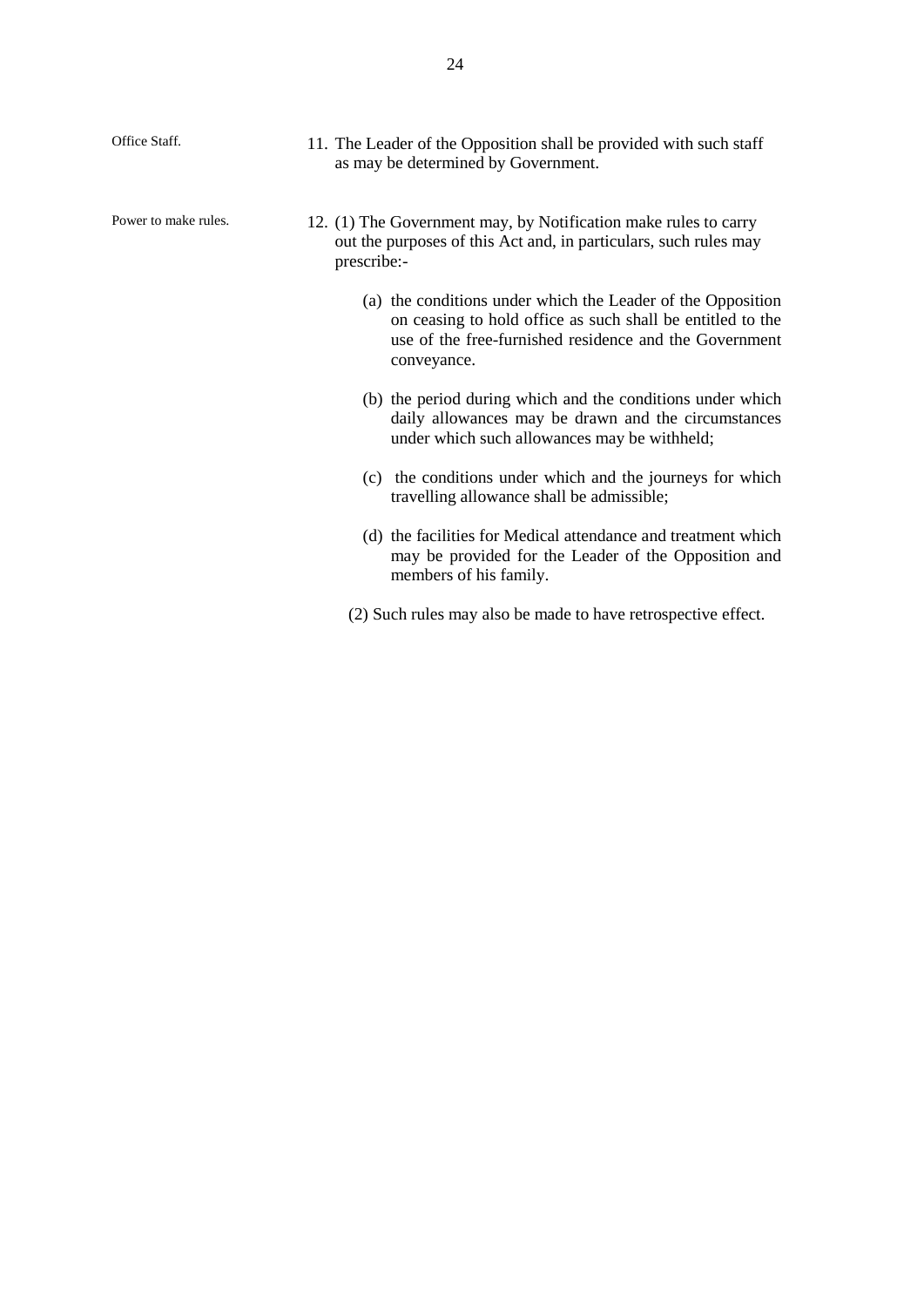Office Staff.

11. The Leader of the Opposition shall be provided with such staff as may be determined by Government.

Power to make rules.

12. (1) The Government may, by Notification make rules to carry out the purposes of this Act and, in particulars, such rules may prescribe:-

    (a) the conditions under which the Leader of the Opposition on ceasing to hold office as such shall be entitled to the use of the free-furnished residence and the Government conveyance.

    (b) the period during which and the conditions under which daily allowances may be drawn and the circumstances under which such allowances may be withheld;

    (c) the conditions under which and the journeys for which travelling allowance shall be admissible;

    (d) the facilities for Medical attendance and treatment which may be provided for the Leader of the Opposition and members of his family.

(2) Such rules may also be made to have retrospective effect.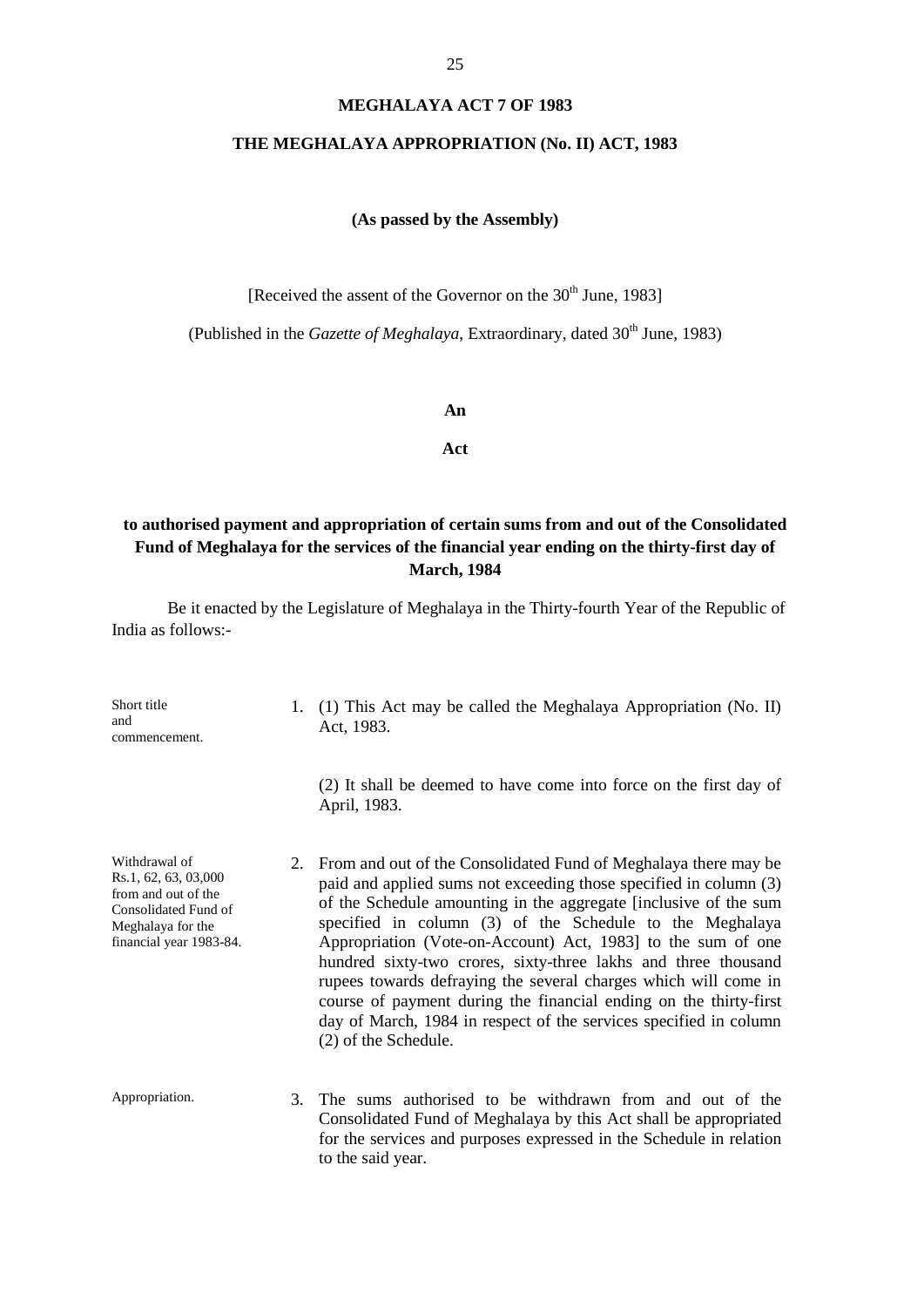# MEGHALAYA ACT 7 OF 1983

## THE MEGHALAYA APPROPRIATION (No. II) ACT, 1983

**(As passed by the Assembly)**

[Received the assent of the Governor on the 30th June, 1983]

(Published in the *Gazette of Meghalaya*, Extraordinary, dated 30th June, 1983)

**An**

**Act**

**to authorised payment and appropriation of certain sums from and out of the Consolidated Fund of Meghalaya for the services of the financial year ending on the thirty-first day of March, 1984**

Be it enacted by the Legislature of Meghalaya in the Thirty-fourth Year of the Republic of India as follows:-

Short title and commencement.

1. (1) This Act may be called the Meghalaya Appropriation (No. II) Act, 1983.

   (2) It shall be deemed to have come into force on the first day of April, 1983.

Withdrawal of Rs.1, 62, 63, 03,000 from and out of the Consolidated Fund of Meghalaya for the financial year 1983-84.

2. From and out of the Consolidated Fund of Meghalaya there may be paid and applied sums not exceeding those specified in column (3) of the Schedule amounting in the aggregate [inclusive of the sum specified in column (3) of the Schedule to the Meghalaya Appropriation (Vote-on-Account) Act, 1983] to the sum of one hundred sixty-two crores, sixty-three lakhs and three thousand rupees towards defraying the several charges which will come in course of payment during the financial ending on the thirty-first day of March, 1984 in respect of the services specified in column (2) of the Schedule.

Appropriation.

3. The sums authorised to be withdrawn from and out of the Consolidated Fund of Meghalaya by this Act shall be appropriated for the services and purposes expressed in the Schedule in relation to the said year.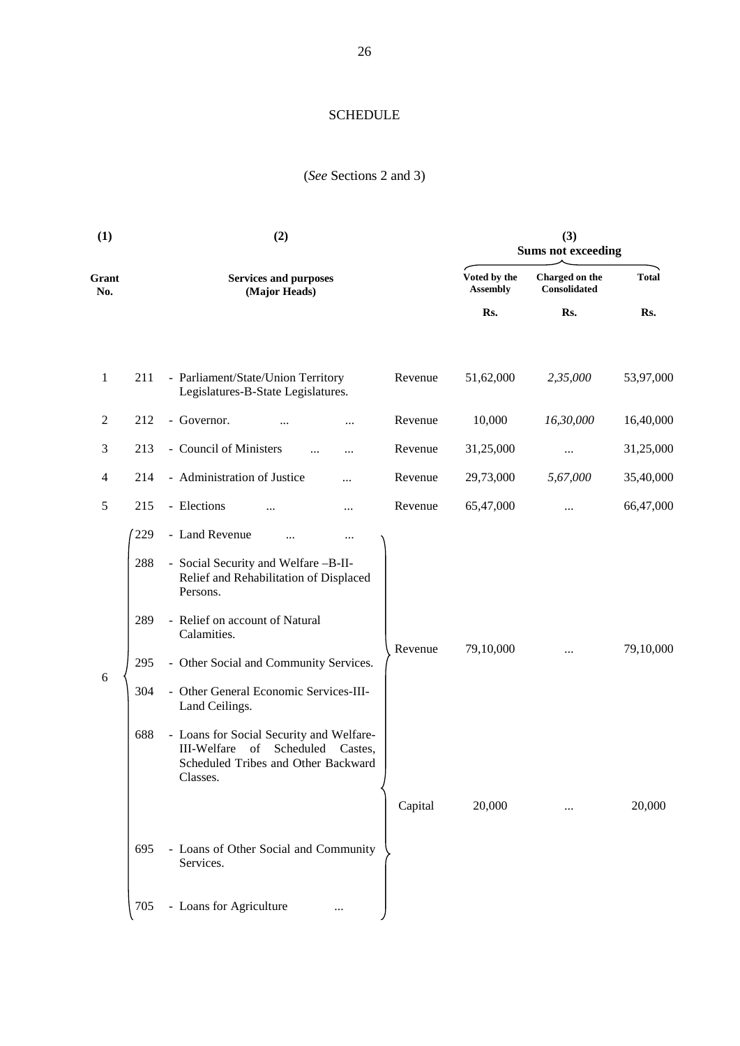## SCHEDULE

(*See* Sections 2 and 3)

| (1) | | (2) | | (3) Sums not exceeding | | |
|---|---|---|---|---|---|---|
| Grant No. | | Services and purposes (Major Heads) | | Voted by the Assembly | Charged on the Consolidated | Total |
| | | | | Rs. | Rs. | Rs. |
| 1 | 211 | - Parliament/State/Union Territory Legislatures-B-State Legislatures. | Revenue | 51,62,000 | *2,35,000* | 53,97,000 |
| 2 | 212 | - Governor. ... ... | Revenue | 10,000 | *16,30,000* | 16,40,000 |
| 3 | 213 | - Council of Ministers ... ... | Revenue | 31,25,000 | ... | 31,25,000 |
| 4 | 214 | - Administration of Justice ... | Revenue | 29,73,000 | *5,67,000* | 35,40,000 |
| 5 | 215 | - Elections ... ... | Revenue | 65,47,000 | ... | 66,47,000 |
| 6 | 229 | - Land Revenue ... ... | Revenue | 79,10,000 | ... | 79,10,000 |
| | 288 | - Social Security and Welfare –B-II-Relief and Rehabilitation of Displaced Persons. | | | | |
| | 289 | - Relief on account of Natural Calamities. | | | | |
| | 295 | - Other Social and Community Services. | | | | |
| | 304 | - Other General Economic Services-III-Land Ceilings. | | | | |
| | 688 | - Loans for Social Security and Welfare-III-Welfare of Scheduled Castes, Scheduled Tribes and Other Backward Classes. | Capital | 20,000 | ... | 20,000 |
| | 695 | - Loans of Other Social and Community Services. | | | | |
| | 705 | - Loans for Agriculture ... | | | | |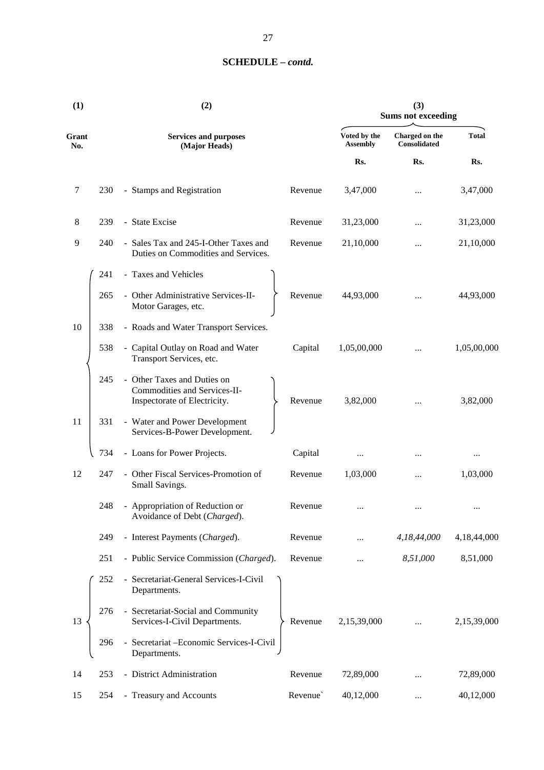## SCHEDULE – *contd.*

| (1) | | (2) | | (3) Sums not exceeding | | |
|---|---|---|---|---|---|---|
| Grant No. | | Services and purposes (Major Heads) | | Voted by the Assembly | Charged on the Consolidated | Total |
| | | | | Rs. | Rs. | Rs. |
| 7 | 230 | - Stamps and Registration | Revenue | 3,47,000 | ... | 3,47,000 |
| 8 | 239 | - State Excise | Revenue | 31,23,000 | ... | 31,23,000 |
| 9 | 240 | - Sales Tax and 245-I-Other Taxes and Duties on Commodities and Services. | Revenue | 21,10,000 | ... | 21,10,000 |
| 10 | 241 | - Taxes and Vehicles | | | | |
| | 265 | - Other Administrative Services-II-Motor Garages, etc. | Revenue | 44,93,000 | ... | 44,93,000 |
| | 338 | - Roads and Water Transport Services. | | | | |
| | 538 | - Capital Outlay on Road and Water Transport Services, etc. | Capital | 1,05,00,000 | ... | 1,05,00,000 |
| 11 | 245 | - Other Taxes and Duties on Commodities and Services-II-Inspectorate of Electricity. | Revenue | 3,82,000 | ... | 3,82,000 |
| | 331 | - Water and Power Development Services-B-Power Development. | | | | |
| | 734 | - Loans for Power Projects. | Capital | ... | ... | ... |
| 12 | 247 | - Other Fiscal Services-Promotion of Small Savings. | Revenue | 1,03,000 | ... | 1,03,000 |
| | 248 | - Appropriation of Reduction or Avoidance of Debt (*Charged*). | Revenue | ... | ... | ... |
| | 249 | - Interest Payments (*Charged*). | Revenue | ... | *4,18,44,000* | 4,18,44,000 |
| | 251 | - Public Service Commission (*Charged*). | Revenue | ... | *8,51,000* | 8,51,000 |
| 13 | 252 | - Secretariat-General Services-I-Civil Departments. | | | | |
| | 276 | - Secretariat-Social and Community Services-I-Civil Departments. | Revenue | 2,15,39,000 | ... | 2,15,39,000 |
| | 296 | - Secretariat –Economic Services-I-Civil Departments. | | | | |
| 14 | 253 | - District Administration | Revenue | 72,89,000 | ... | 72,89,000 |
| 15 | 254 | - Treasury and Accounts | Revenue` | 40,12,000 | ... | 40,12,000 |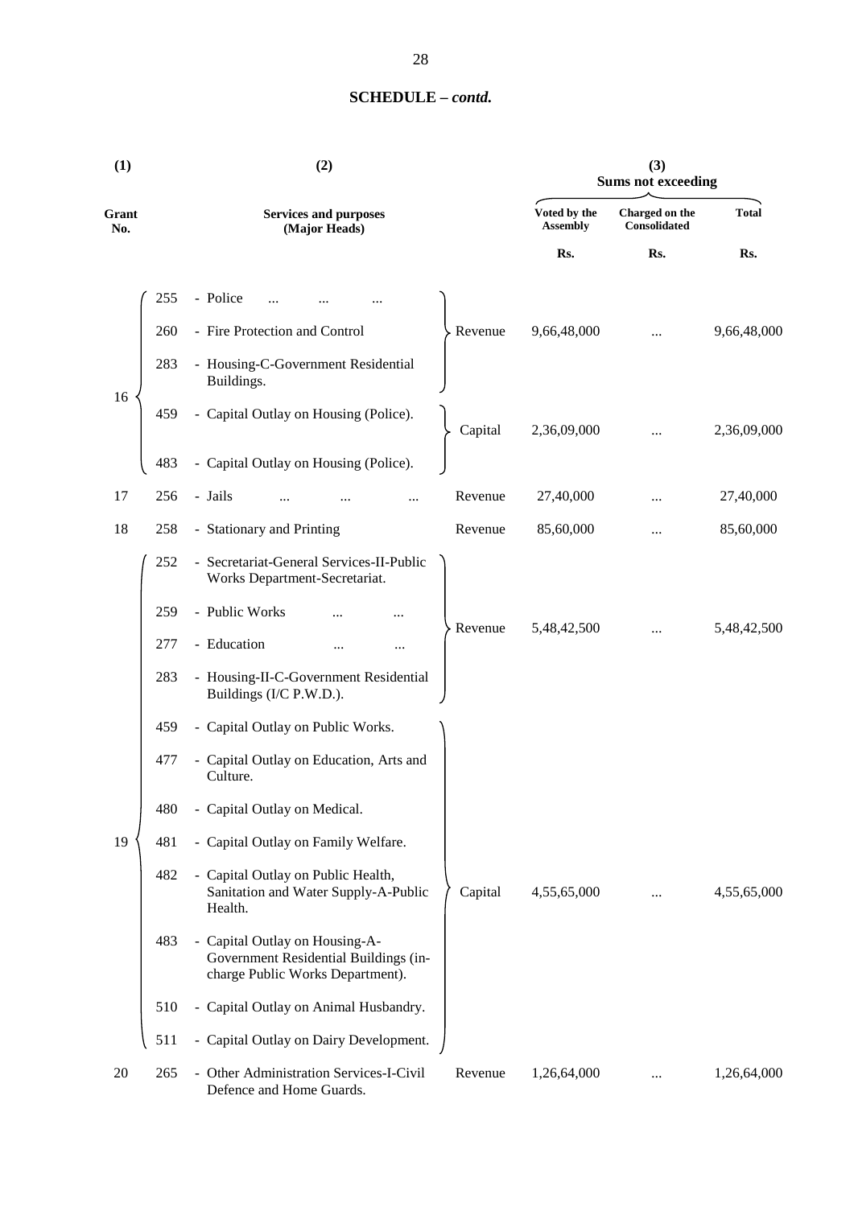## SCHEDULE – *contd.*

| (1) | | (2) | | (3) Sums not exceeding | | |
|---|---|---|---|---|---|---|
| Grant No. | | Services and purposes (Major Heads) | | Voted by the Assembly | Charged on the Consolidated | Total |
| | | | | Rs. | Rs. | Rs. |
| 16 | 255 | - Police ... ... ... | Revenue | 9,66,48,000 | ... | 9,66,48,000 |
| | 260 | - Fire Protection and Control | | | | |
| | 283 | - Housing-C-Government Residential Buildings. | | | | |
| | 459 | - Capital Outlay on Housing (Police). | Capital | 2,36,09,000 | ... | 2,36,09,000 |
| | 483 | - Capital Outlay on Housing (Police). | | | | |
| 17 | 256 | - Jails ... ... ... | Revenue | 27,40,000 | ... | 27,40,000 |
| 18 | 258 | - Stationary and Printing | Revenue | 85,60,000 | ... | 85,60,000 |
| 19 | 252 | - Secretariat-General Services-II-Public Works Department-Secretariat. | Revenue | 5,48,42,500 | ... | 5,48,42,500 |
| | 259 | - Public Works ... ... | | | | |
| | 277 | - Education ... ... | | | | |
| | 283 | - Housing-II-C-Government Residential Buildings (I/C P.W.D.). | | | | |
| | 459 | - Capital Outlay on Public Works. | Capital | 4,55,65,000 | ... | 4,55,65,000 |
| | 477 | - Capital Outlay on Education, Arts and Culture. | | | | |
| | 480 | - Capital Outlay on Medical. | | | | |
| | 481 | - Capital Outlay on Family Welfare. | | | | |
| | 482 | - Capital Outlay on Public Health, Sanitation and Water Supply-A-Public Health. | | | | |
| | 483 | - Capital Outlay on Housing-A-Government Residential Buildings (in-charge Public Works Department). | | | | |
| | 510 | - Capital Outlay on Animal Husbandry. | | | | |
| | 511 | - Capital Outlay on Dairy Development. | | | | |
| 20 | 265 | - Other Administration Services-I-Civil Defence and Home Guards. | Revenue | 1,26,64,000 | ... | 1,26,64,000 |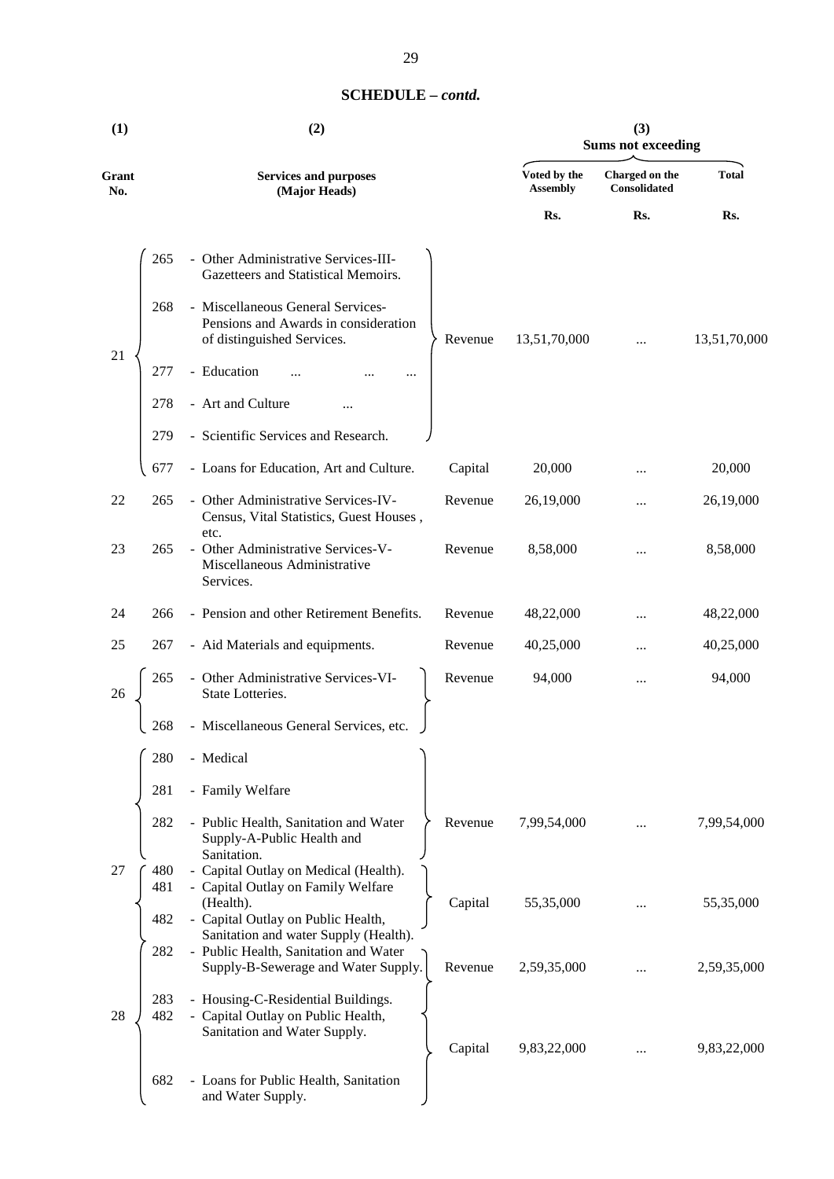## SCHEDULE – *contd.*

| (1) | | (2) | | (3) Sums not exceeding | | |
|---|---|---|---|---|---|---|
| Grant No. | | Services and purposes (Major Heads) | | Voted by the Assembly | Charged on the Consolidated | Total |
| | | | | Rs. | Rs. | Rs. |
| 21 | 265 | - Other Administrative Services-III-Gazetteers and Statistical Memoirs. | Revenue | 13,51,70,000 | ... | 13,51,70,000 |
| | 268 | - Miscellaneous General Services-Pensions and Awards in consideration of distinguished Services. | | | | |
| | 277 | - Education ... ... ... | | | | |
| | 278 | - Art and Culture ... | | | | |
| | 279 | - Scientific Services and Research. | | | | |
| | 677 | - Loans for Education, Art and Culture. | Capital | 20,000 | ... | 20,000 |
| 22 | 265 | - Other Administrative Services-IV-Census, Vital Statistics, Guest Houses, etc. | Revenue | 26,19,000 | ... | 26,19,000 |
| 23 | 265 | - Other Administrative Services-V-Miscellaneous Administrative Services. | Revenue | 8,58,000 | ... | 8,58,000 |
| 24 | 266 | - Pension and other Retirement Benefits. | Revenue | 48,22,000 | ... | 48,22,000 |
| 25 | 267 | - Aid Materials and equipments. | Revenue | 40,25,000 | ... | 40,25,000 |
| 26 | 265 | - Other Administrative Services-VI-State Lotteries. | Revenue | 94,000 | ... | 94,000 |
| | 268 | - Miscellaneous General Services, etc. | | | | |
| 27 | 280 | - Medical | Revenue | 7,99,54,000 | ... | 7,99,54,000 |
| | 281 | - Family Welfare | | | | |
| | 282 | - Public Health, Sanitation and Water Supply-A-Public Health and Sanitation. | | | | |
| | 480 | - Capital Outlay on Medical (Health). | Capital | 55,35,000 | ... | 55,35,000 |
| | 481 | - Capital Outlay on Family Welfare (Health). | | | | |
| | 482 | - Capital Outlay on Public Health, Sanitation and water Supply (Health). | | | | |
| 28 | 282 | - Public Health, Sanitation and Water Supply-B-Sewerage and Water Supply. | Revenue | 2,59,35,000 | ... | 2,59,35,000 |
| | 283 | - Housing-C-Residential Buildings. | Capital | 9,83,22,000 | ... | 9,83,22,000 |
| | 482 | - Capital Outlay on Public Health, Sanitation and Water Supply. | | | | |
| | 682 | - Loans for Public Health, Sanitation and Water Supply. | | | | |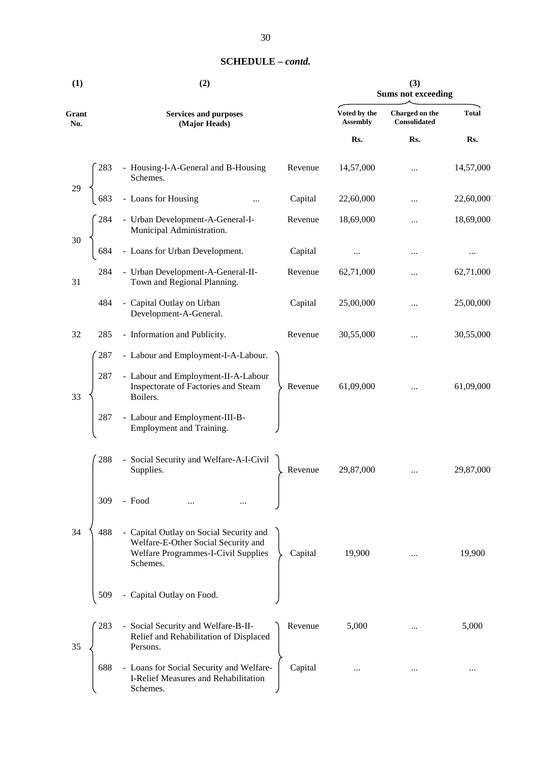## SCHEDULE – *contd.*

| (1) | | (2) | | (3) Sums not exceeding | | |
|---|---|---|---|---|---|---|
| Grant No. | | Services and purposes (Major Heads) | | Voted by the Assembly | Charged on the Consolidated | Total |
| | | | | Rs. | Rs. | Rs. |
| 29 | 283 | - Housing-I-A-General and B-Housing Schemes. | Revenue | 14,57,000 | ... | 14,57,000 |
| | 683 | - Loans for Housing ... | Capital | 22,60,000 | ... | 22,60,000 |
| 30 | 284 | - Urban Development-A-General-I-Municipal Administration. | Revenue | 18,69,000 | ... | 18,69,000 |
| | 684 | - Loans for Urban Development. | Capital | ... | ... | ... |
| 31 | 284 | - Urban Development-A-General-II-Town and Regional Planning. | Revenue | 62,71,000 | ... | 62,71,000 |
| | 484 | - Capital Outlay on Urban Development-A-General. | Capital | 25,00,000 | ... | 25,00,000 |
| 32 | 285 | - Information and Publicity. | Revenue | 30,55,000 | ... | 30,55,000 |
| 33 | 287 | - Labour and Employment-I-A-Labour. | Revenue | 61,09,000 | ... | 61,09,000 |
| | 287 | - Labour and Employment-II-A-Labour Inspectorate of Factories and Steam Boilers. | | | | |
| | 287 | - Labour and Employment-III-B-Employment and Training. | | | | |
| 34 | 288 | - Social Security and Welfare-A-I-Civil Supplies. | Revenue | 29,87,000 | ... | 29,87,000 |
| | 309 | - Food ... ... | | | | |
| | 488 | - Capital Outlay on Social Security and Welfare-E-Other Social Security and Welfare Programmes-I-Civil Supplies Schemes. | Capital | 19,900 | ... | 19,900 |
| | 509 | - Capital Outlay on Food. | | | | |
| 35 | 283 | - Social Security and Welfare-B-II-Relief and Rehabilitation of Displaced Persons. | Revenue | 5,000 | ... | 5,000 |
| | 688 | - Loans for Social Security and Welfare-I-Relief Measures and Rehabilitation Schemes. | Capital | ... | ... | ... |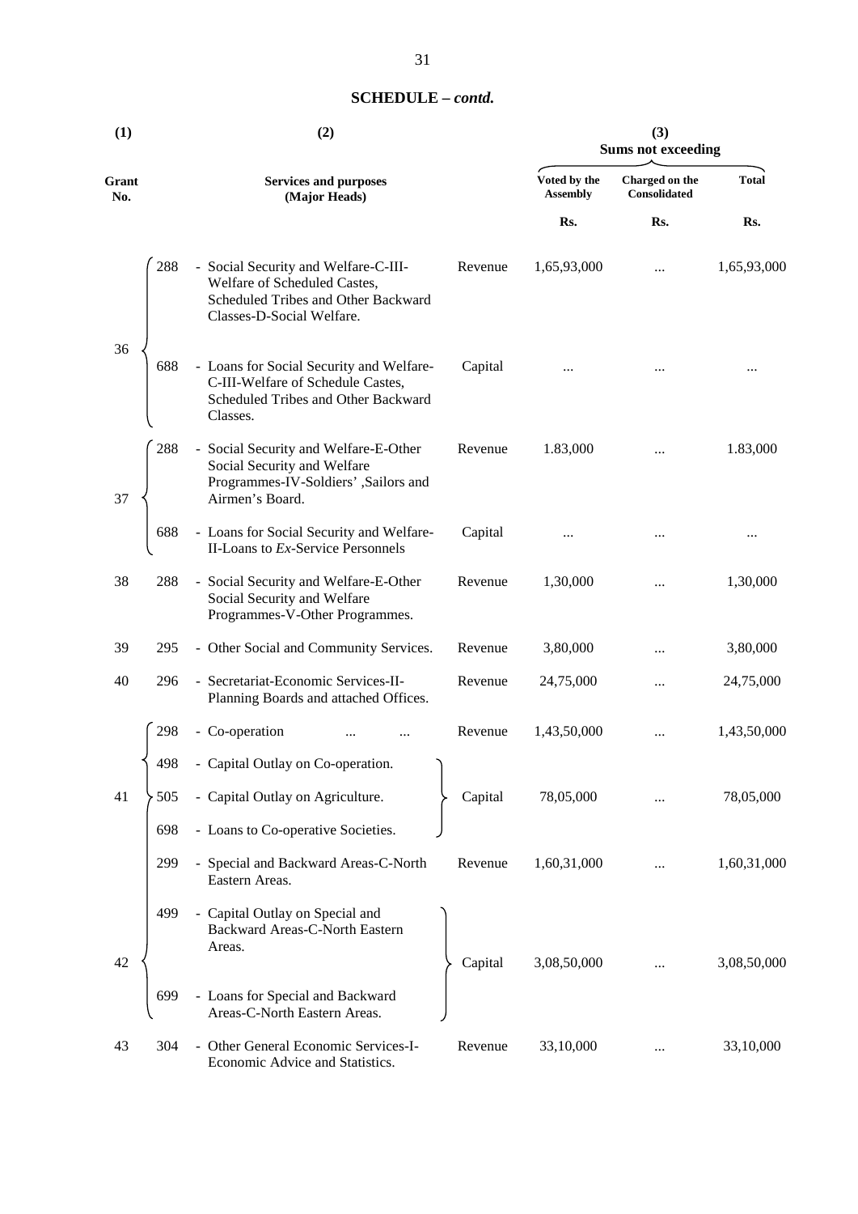**SCHEDULE – *contd.***

| (1) | (2) | | | (3) Sums not exceeding | | |
|---|---|---|---|---|---|---|
| Grant No. | Services and purposes (Major Heads) | | | Voted by the Assembly | Charged on the Consolidated | Total |
| | | | | Rs. | Rs. | Rs. |
| 36 | 288 | - Social Security and Welfare-C-III-Welfare of Scheduled Castes, Scheduled Tribes and Other Backward Classes-D-Social Welfare. | Revenue | 1,65,93,000 | ... | 1,65,93,000 |
| | 688 | - Loans for Social Security and Welfare-C-III-Welfare of Schedule Castes, Scheduled Tribes and Other Backward Classes. | Capital | ... | ... | ... |
| 37 | 288 | - Social Security and Welfare-E-Other Social Security and Welfare Programmes-IV-Soldiers' ,Sailors and Airmen's Board. | Revenue | 1.83,000 | ... | 1.83,000 |
| | 688 | - Loans for Social Security and Welfare-II-Loans to *Ex*-Service Personnels | Capital | ... | ... | ... |
| 38 | 288 | - Social Security and Welfare-E-Other Social Security and Welfare Programmes-V-Other Programmes. | Revenue | 1,30,000 | ... | 1,30,000 |
| 39 | 295 | - Other Social and Community Services. | Revenue | 3,80,000 | ... | 3,80,000 |
| 40 | 296 | - Secretariat-Economic Services-II-Planning Boards and attached Offices. | Revenue | 24,75,000 | ... | 24,75,000 |
| 41 | 298 | - Co-operation ... ... | Revenue | 1,43,50,000 | ... | 1,43,50,000 |
| | 498 | - Capital Outlay on Co-operation. | | | | |
| | 505 | - Capital Outlay on Agriculture. | Capital | 78,05,000 | ... | 78,05,000 |
| | 698 | - Loans to Co-operative Societies. | | | | |
| 42 | 299 | - Special and Backward Areas-C-North Eastern Areas. | Revenue | 1,60,31,000 | ... | 1,60,31,000 |
| | 499 | - Capital Outlay on Special and Backward Areas-C-North Eastern Areas. | Capital | 3,08,50,000 | ... | 3,08,50,000 |
| | 699 | - Loans for Special and Backward Areas-C-North Eastern Areas. | | | | |
| 43 | 304 | - Other General Economic Services-I-Economic Advice and Statistics. | Revenue | 33,10,000 | ... | 33,10,000 |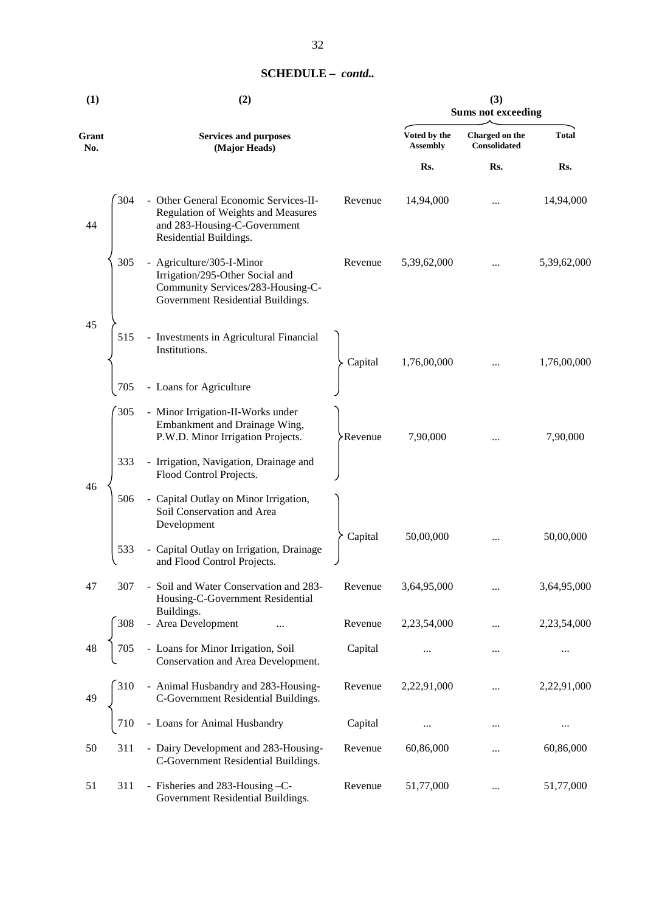## SCHEDULE – *contd..*

| (1) | | (2) | | (3) Sums not exceeding | | |
|---|---|---|---|---|---|---|
| Grant No. | | Services and purposes (Major Heads) | | Voted by the Assembly | Charged on the Consolidated | Total |
| | | | | Rs. | Rs. | Rs. |
| 44 | 304 | - Other General Economic Services-II-Regulation of Weights and Measures and 283-Housing-C-Government Residential Buildings. | Revenue | 14,94,000 | ... | 14,94,000 |
| 45 | 305 | - Agriculture/305-I-Minor Irrigation/295-Other Social and Community Services/283-Housing-C-Government Residential Buildings. | Revenue | 5,39,62,000 | ... | 5,39,62,000 |
| | 515 | - Investments in Agricultural Financial Institutions. | Capital | 1,76,00,000 | ... | 1,76,00,000 |
| | 705 | - Loans for Agriculture | | | | |
| 46 | 305 | - Minor Irrigation-II-Works under Embankment and Drainage Wing, P.W.D. Minor Irrigation Projects. | Revenue | 7,90,000 | ... | 7,90,000 |
| | 333 | - Irrigation, Navigation, Drainage and Flood Control Projects. | | | | |
| | 506 | - Capital Outlay on Minor Irrigation, Soil Conservation and Area Development | Capital | 50,00,000 | ... | 50,00,000 |
| | 533 | - Capital Outlay on Irrigation, Drainage and Flood Control Projects. | | | | |
| 47 | 307 | - Soil and Water Conservation and 283-Housing-C-Government Residential Buildings. | Revenue | 3,64,95,000 | ... | 3,64,95,000 |
| 48 | 308 | - Area Development ... | Revenue | 2,23,54,000 | ... | 2,23,54,000 |
| | 705 | - Loans for Minor Irrigation, Soil Conservation and Area Development. | Capital | ... | ... | ... |
| 49 | 310 | - Animal Husbandry and 283-Housing-C-Government Residential Buildings. | Revenue | 2,22,91,000 | ... | 2,22,91,000 |
| | 710 | - Loans for Animal Husbandry | Capital | ... | ... | ... |
| 50 | 311 | - Dairy Development and 283-Housing-C-Government Residential Buildings. | Revenue | 60,86,000 | ... | 60,86,000 |
| 51 | 311 | - Fisheries and 283-Housing –C-Government Residential Buildings. | Revenue | 51,77,000 | ... | 51,77,000 |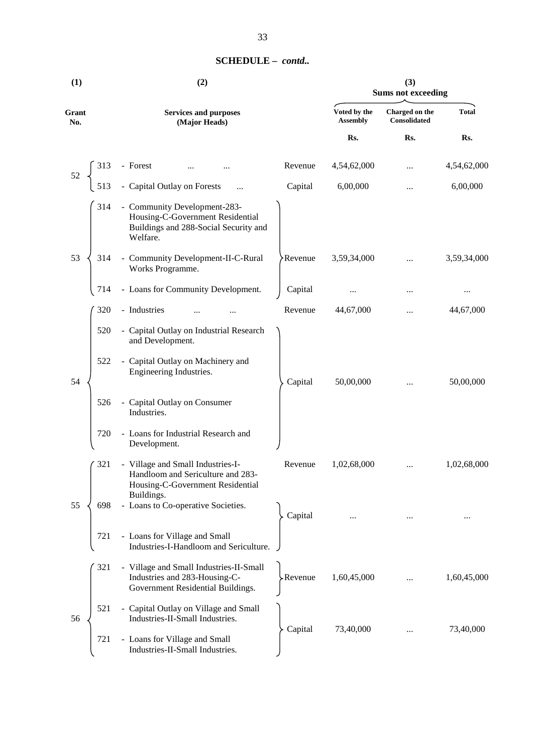## SCHEDULE – *contd..*

| (1) | | (2) | | (3) | | |
|---|---|---|---|---|---|---|
| | | | | Sums not exceeding | | |
| Grant No. | | Services and purposes (Major Heads) | | Voted by the Assembly | Charged on the Consolidated | Total |
| | | | | Rs. | Rs. | Rs. |
| 52 | 313 | - Forest ... ... | Revenue | 4,54,62,000 | ... | 4,54,62,000 |
| | 513 | - Capital Outlay on Forests ... | Capital | 6,00,000 | ... | 6,00,000 |
| 53 | 314 | - Community Development-283-Housing-C-Government Residential Buildings and 288-Social Security and Welfare. | Revenue | 3,59,34,000 | ... | 3,59,34,000 |
| | 314 | - Community Development-II-C-Rural Works Programme. | | | | |
| | 714 | - Loans for Community Development. | Capital | ... | ... | ... |
| 54 | 320 | - Industries ... ... | Revenue | 44,67,000 | ... | 44,67,000 |
| | 520 | - Capital Outlay on Industrial Research and Development. | Capital | 50,00,000 | ... | 50,00,000 |
| | 522 | - Capital Outlay on Machinery and Engineering Industries. | | | | |
| | 526 | - Capital Outlay on Consumer Industries. | | | | |
| | 720 | - Loans for Industrial Research and Development. | | | | |
| 55 | 321 | - Village and Small Industries-I-Handloom and Sericulture and 283-Housing-C-Government Residential Buildings. | Revenue | 1,02,68,000 | ... | 1,02,68,000 |
| | 698 | - Loans to Co-operative Societies. | Capital | ... | ... | ... |
| | 721 | - Loans for Village and Small Industries-I-Handloom and Sericulture. | | | | |
| 56 | 321 | - Village and Small Industries-II-Small Industries and 283-Housing-C-Government Residential Buildings. | Revenue | 1,60,45,000 | ... | 1,60,45,000 |
| | 521 | - Capital Outlay on Village and Small Industries-II-Small Industries. | Capital | 73,40,000 | ... | 73,40,000 |
| | 721 | - Loans for Village and Small Industries-II-Small Industries. | | | | |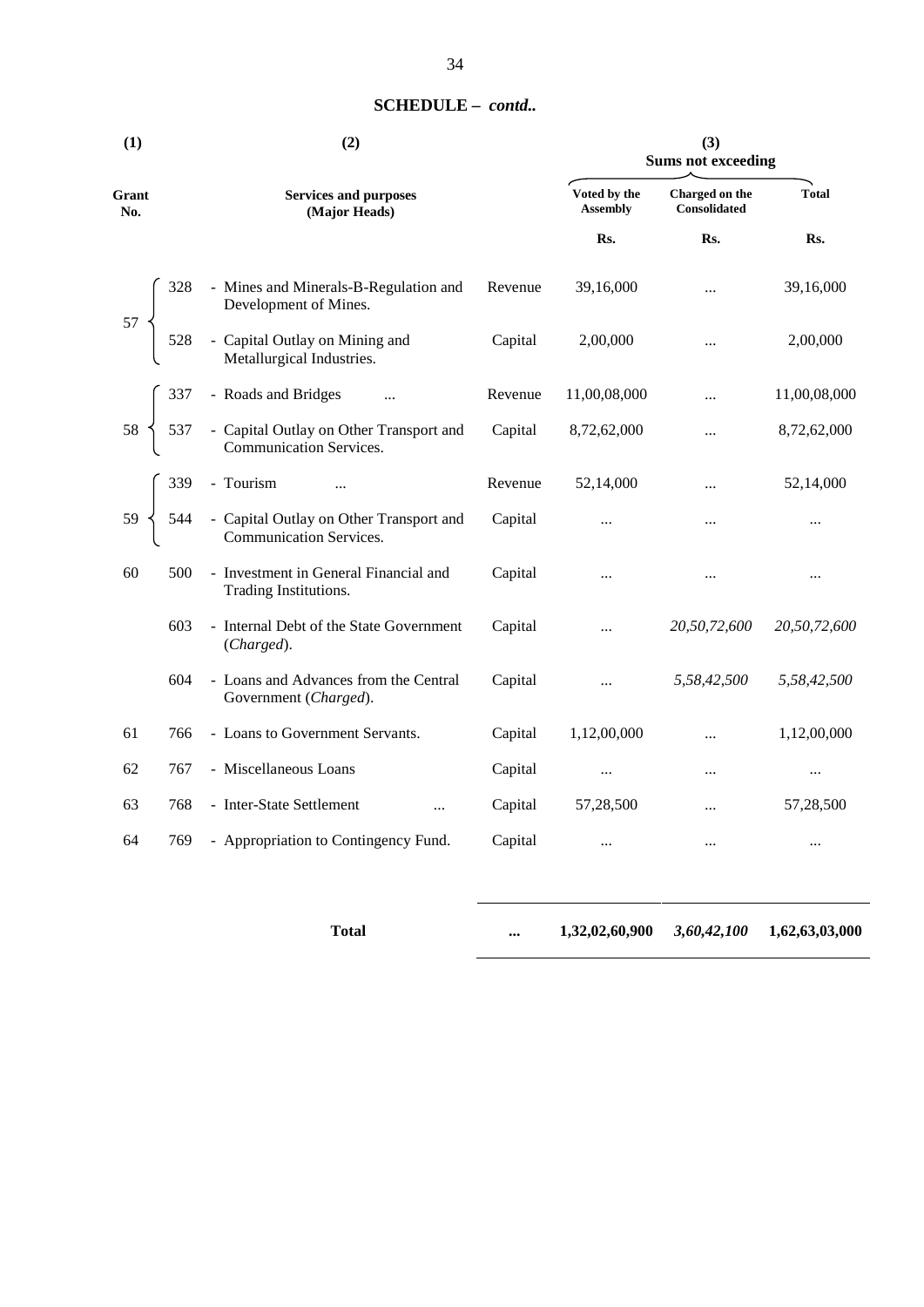## SCHEDULE – *contd..*

| (1) | | (2) | | (3) Sums not exceeding | | |
|---|---|---|---|---|---|---|
| **Grant No.** | | **Services and purposes (Major Heads)** | | **Voted by the Assembly** | **Charged on the Consolidated** | **Total** |
| | | | | **Rs.** | **Rs.** | **Rs.** |
| 57 | 328 | - Mines and Minerals-B-Regulation and Development of Mines. | Revenue | 39,16,000 | ... | 39,16,000 |
| | 528 | - Capital Outlay on Mining and Metallurgical Industries. | Capital | 2,00,000 | ... | 2,00,000 |
| 58 | 337 | - Roads and Bridges ... | Revenue | 11,00,08,000 | ... | 11,00,08,000 |
| | 537 | - Capital Outlay on Other Transport and Communication Services. | Capital | 8,72,62,000 | ... | 8,72,62,000 |
| 59 | 339 | - Tourism ... | Revenue | 52,14,000 | ... | 52,14,000 |
| | 544 | - Capital Outlay on Other Transport and Communication Services. | Capital | ... | ... | ... |
| 60 | 500 | - Investment in General Financial and Trading Institutions. | Capital | ... | ... | ... |
| | 603 | - Internal Debt of the State Government (*Charged*). | Capital | ... | *20,50,72,600* | *20,50,72,600* |
| | 604 | - Loans and Advances from the Central Government (*Charged*). | Capital | ... | *5,58,42,500* | *5,58,42,500* |
| 61 | 766 | - Loans to Government Servants. | Capital | 1,12,00,000 | ... | 1,12,00,000 |
| 62 | 767 | - Miscellaneous Loans | Capital | ... | ... | ... |
| 63 | 768 | - Inter-State Settlement ... | Capital | 57,28,500 | ... | 57,28,500 |
| 64 | 769 | - Appropriation to Contingency Fund. | Capital | ... | ... | ... |
| | | **Total** | **...** | **1,32,02,60,900** | ***3,60,42,100*** | **1,62,63,03,000** |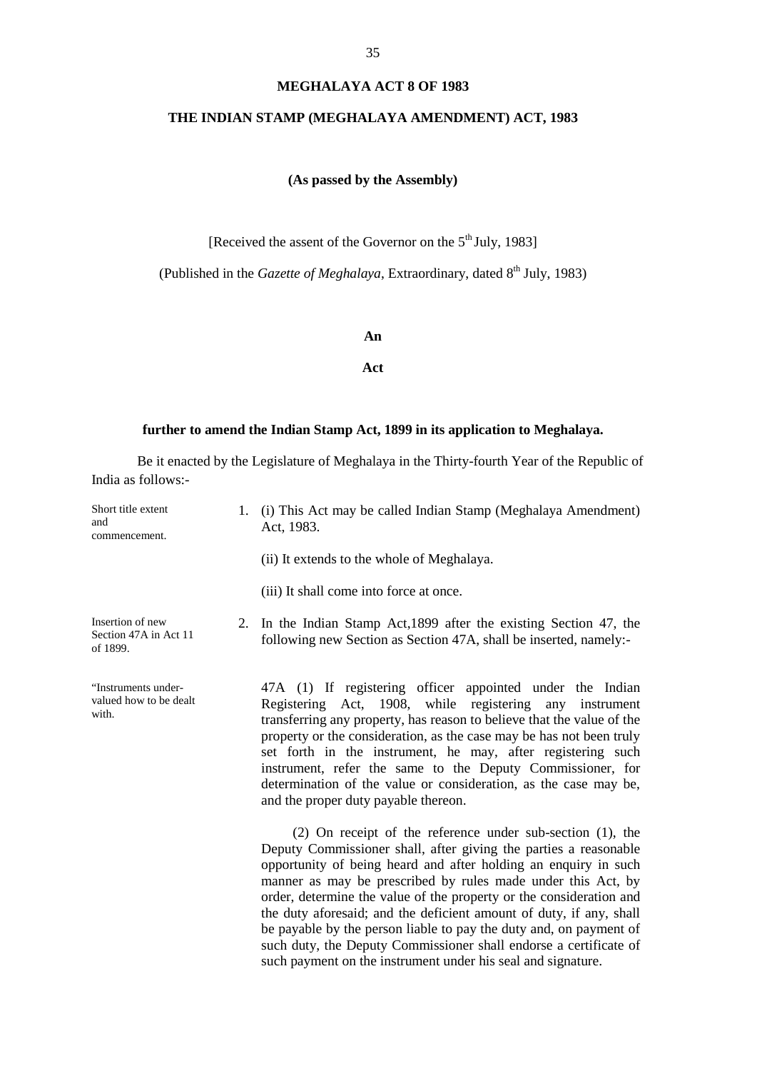# MEGHALAYA ACT 8 OF 1983

## THE INDIAN STAMP (MEGHALAYA AMENDMENT) ACT, 1983

**(As passed by the Assembly)**

[Received the assent of the Governor on the 5th July, 1983]

(Published in the *Gazette of Meghalaya*, Extraordinary, dated 8th July, 1983)

**An**

**Act**

**further to amend the Indian Stamp Act, 1899 in its application to Meghalaya.**

Be it enacted by the Legislature of Meghalaya in the Thirty-fourth Year of the Republic of India as follows:-

*Short title extent and commencement.*

1. (i) This Act may be called Indian Stamp (Meghalaya Amendment) Act, 1983.

   (ii) It extends to the whole of Meghalaya.

   (iii) It shall come into force at once.

*Insertion of new Section 47A in Act 11 of 1899.*

2. In the Indian Stamp Act,1899 after the existing Section 47, the following new Section as Section 47A, shall be inserted, namely:-

*"Instruments under-valued how to be dealt with.*

47A (1) If registering officer appointed under the Indian Registering Act, 1908, while registering any instrument transferring any property, has reason to believe that the value of the property or the consideration, as the case may be has not been truly set forth in the instrument, he may, after registering such instrument, refer the same to the Deputy Commissioner, for determination of the value or consideration, as the case may be, and the proper duty payable thereon.

(2) On receipt of the reference under sub-section (1), the Deputy Commissioner shall, after giving the parties a reasonable opportunity of being heard and after holding an enquiry in such manner as may be prescribed by rules made under this Act, by order, determine the value of the property or the consideration and the duty aforesaid; and the deficient amount of duty, if any, shall be payable by the person liable to pay the duty and, on payment of such duty, the Deputy Commissioner shall endorse a certificate of such payment on the instrument under his seal and signature.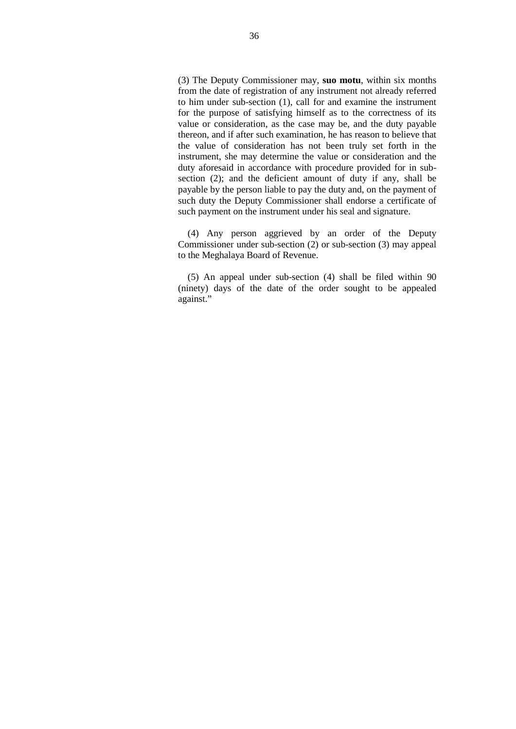(3) The Deputy Commissioner may, **suo motu**, within six months from the date of registration of any instrument not already referred to him under sub-section (1), call for and examine the instrument for the purpose of satisfying himself as to the correctness of its value or consideration, as the case may be, and the duty payable thereon, and if after such examination, he has reason to believe that the value of consideration has not been truly set forth in the instrument, she may determine the value or consideration and the duty aforesaid in accordance with procedure provided for in sub-section (2); and the deficient amount of duty if any, shall be payable by the person liable to pay the duty and, on the payment of such duty the Deputy Commissioner shall endorse a certificate of such payment on the instrument under his seal and signature.

(4) Any person aggrieved by an order of the Deputy Commissioner under sub-section (2) or sub-section (3) may appeal to the Meghalaya Board of Revenue.

(5) An appeal under sub-section (4) shall be filed within 90 (ninety) days of the date of the order sought to be appealed against."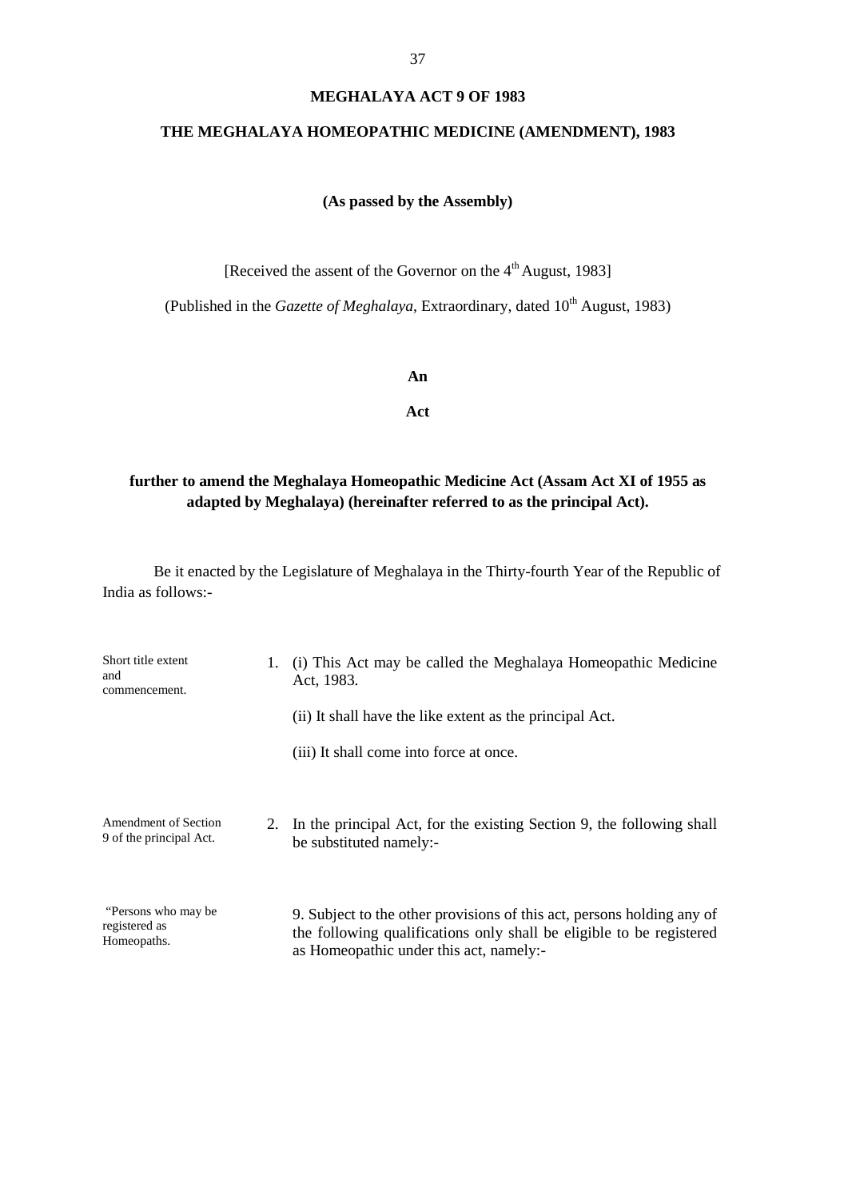# MEGHALAYA ACT 9 OF 1983

## THE MEGHALAYA HOMEOPATHIC MEDICINE (AMENDMENT), 1983

**(As passed by the Assembly)**

[Received the assent of the Governor on the 4th August, 1983]

(Published in the *Gazette of Meghalaya*, Extraordinary, dated 10th August, 1983)

**An**

**Act**

**further to amend the Meghalaya Homeopathic Medicine Act (Assam Act XI of 1955 as adapted by Meghalaya) (hereinafter referred to as the principal Act).**

Be it enacted by the Legislature of Meghalaya in the Thirty-fourth Year of the Republic of India as follows:-

Short title extent and commencement.

1. (i) This Act may be called the Meghalaya Homeopathic Medicine Act, 1983.

   (ii) It shall have the like extent as the principal Act.

   (iii) It shall come into force at once.

Amendment of Section 9 of the principal Act.

2. In the principal Act, for the existing Section 9, the following shall be substituted namely:-

"Persons who may be registered as Homeopaths.

9. Subject to the other provisions of this act, persons holding any of the following qualifications only shall be eligible to be registered as Homeopathic under this act, namely:-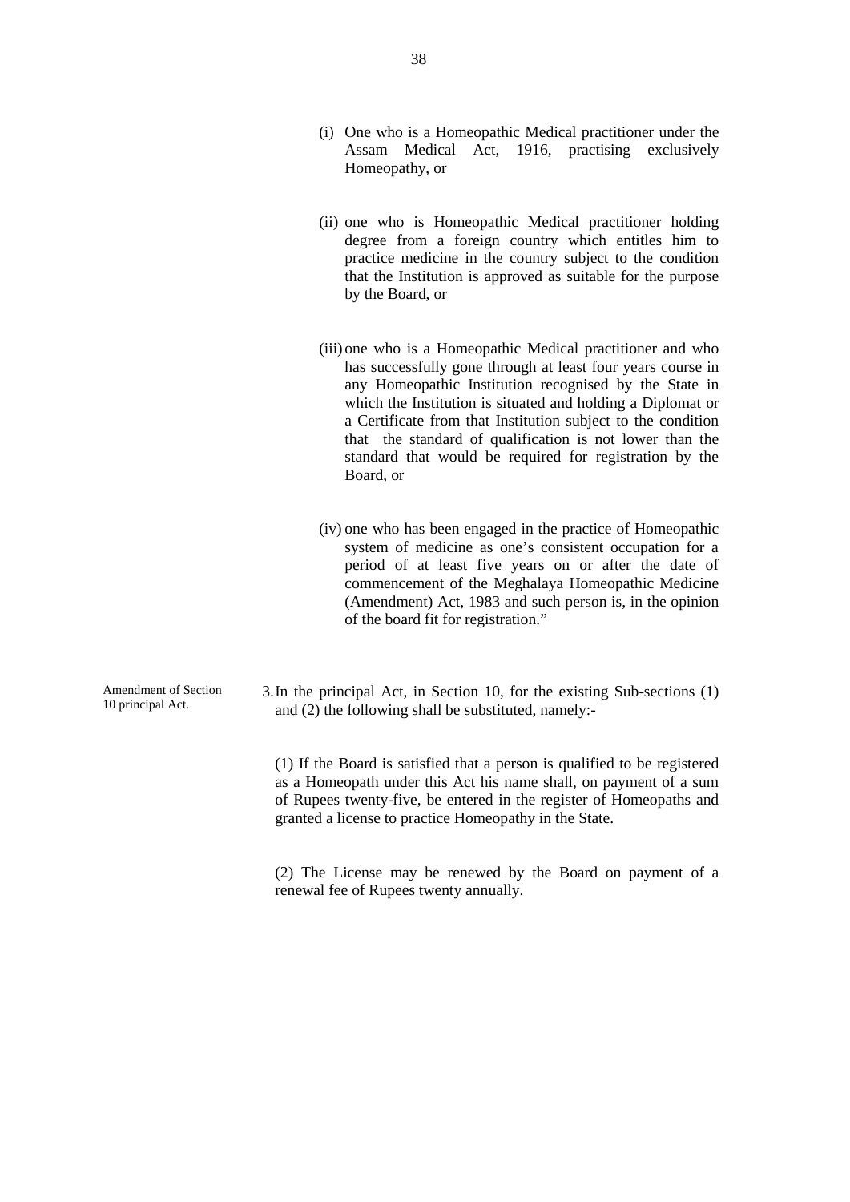(i) One who is a Homeopathic Medical practitioner under the Assam Medical Act, 1916, practising exclusively Homeopathy, or

(ii) one who is Homeopathic Medical practitioner holding degree from a foreign country which entitles him to practice medicine in the country subject to the condition that the Institution is approved as suitable for the purpose by the Board, or

(iii) one who is a Homeopathic Medical practitioner and who has successfully gone through at least four years course in any Homeopathic Institution recognised by the State in which the Institution is situated and holding a Diplomat or a Certificate from that Institution subject to the condition that the standard of qualification is not lower than the standard that would be required for registration by the Board, or

(iv) one who has been engaged in the practice of Homeopathic system of medicine as one's consistent occupation for a period of at least five years on or after the date of commencement of the Meghalaya Homeopathic Medicine (Amendment) Act, 1983 and such person is, in the opinion of the board fit for registration."

Amendment of Section 10 principal Act.

3. In the principal Act, in Section 10, for the existing Sub-sections (1) and (2) the following shall be substituted, namely:-

(1) If the Board is satisfied that a person is qualified to be registered as a Homeopath under this Act his name shall, on payment of a sum of Rupees twenty-five, be entered in the register of Homeopaths and granted a license to practice Homeopathy in the State.

(2) The License may be renewed by the Board on payment of a renewal fee of Rupees twenty annually.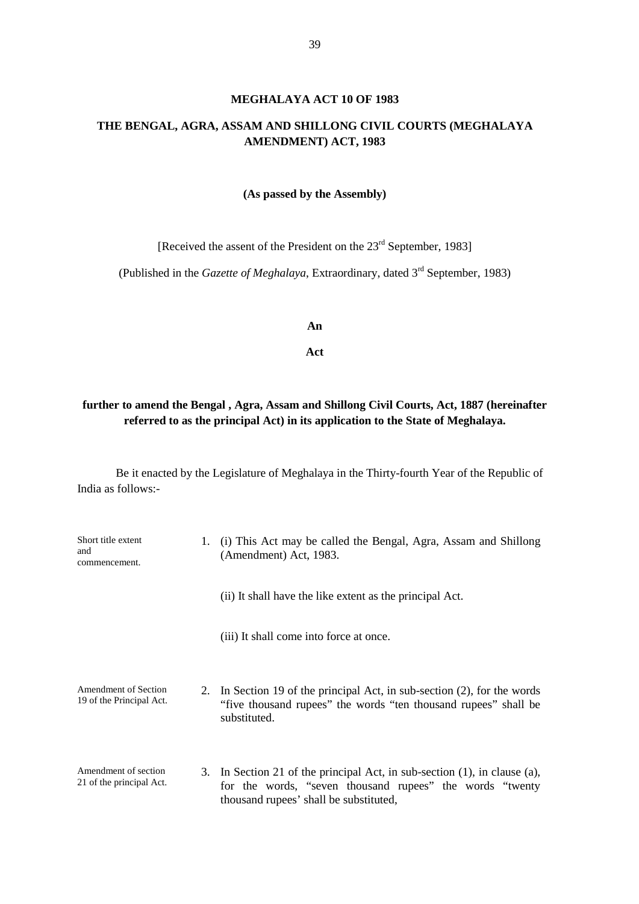# MEGHALAYA ACT 10 OF 1983

## THE BENGAL, AGRA, ASSAM AND SHILLONG CIVIL COURTS (MEGHALAYA AMENDMENT) ACT, 1983

**(As passed by the Assembly)**

[Received the assent of the President on the 23rd September, 1983]

(Published in the *Gazette of Meghalaya*, Extraordinary, dated 3rd September, 1983)

**An**

**Act**

**further to amend the Bengal , Agra, Assam and Shillong Civil Courts, Act, 1887 (hereinafter referred to as the principal Act) in its application to the State of Meghalaya.**

Be it enacted by the Legislature of Meghalaya in the Thirty-fourth Year of the Republic of India as follows:-

Short title extent and commencement.

1. (i) This Act may be called the Bengal, Agra, Assam and Shillong (Amendment) Act, 1983.

   (ii) It shall have the like extent as the principal Act.

   (iii) It shall come into force at once.

Amendment of Section 19 of the Principal Act.

2. In Section 19 of the principal Act, in sub-section (2), for the words "five thousand rupees" the words "ten thousand rupees" shall be substituted.

Amendment of section 21 of the principal Act.

3. In Section 21 of the principal Act, in sub-section (1), in clause (a), for the words, "seven thousand rupees" the words "twenty thousand rupees' shall be substituted,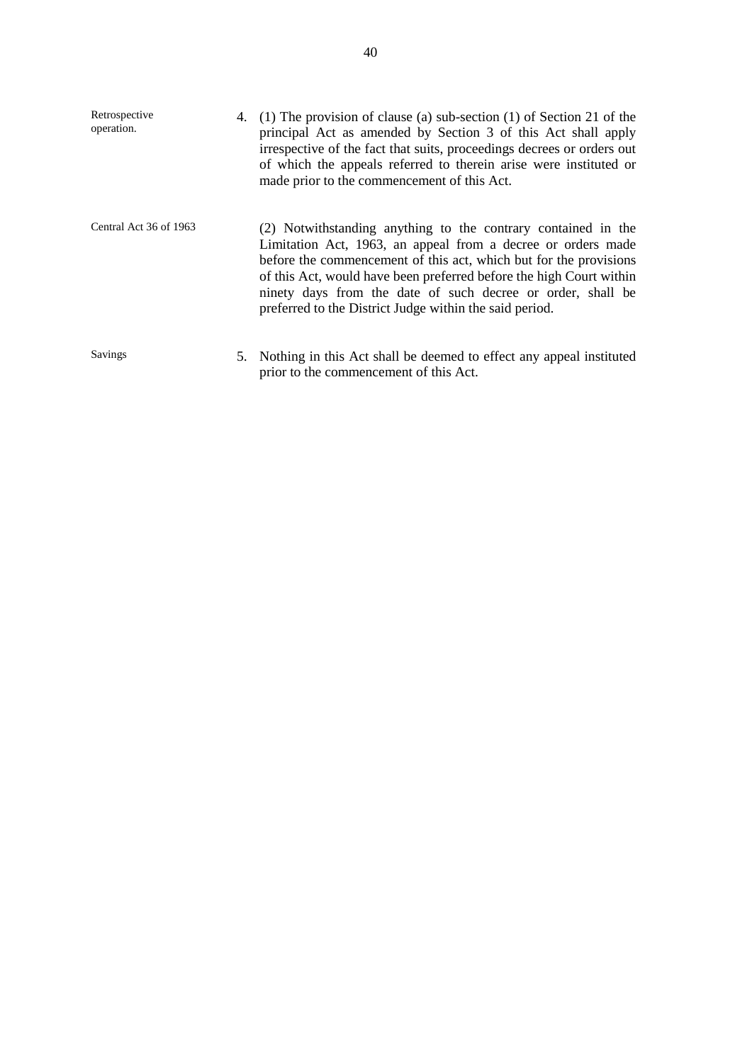Retrospective operation.

4. (1) The provision of clause (a) sub-section (1) of Section 21 of the principal Act as amended by Section 3 of this Act shall apply irrespective of the fact that suits, proceedings decrees or orders out of which the appeals referred to therein arise were instituted or made prior to the commencement of this Act.

Central Act 36 of 1963

(2) Notwithstanding anything to the contrary contained in the Limitation Act, 1963, an appeal from a decree or orders made before the commencement of this act, which but for the provisions of this Act, would have been preferred before the high Court within ninety days from the date of such decree or order, shall be preferred to the District Judge within the said period.

Savings

5. Nothing in this Act shall be deemed to effect any appeal instituted prior to the commencement of this Act.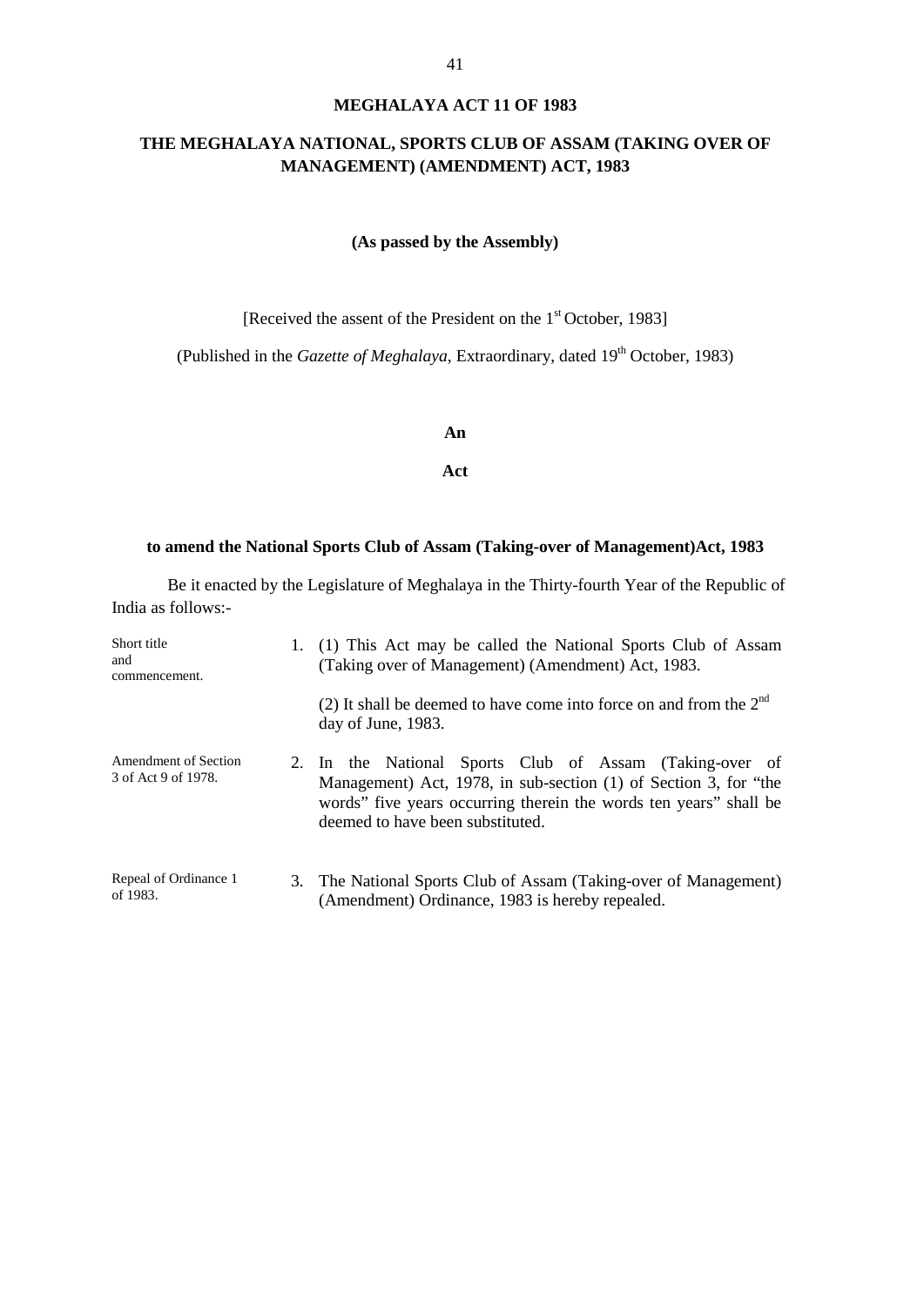# MEGHALAYA ACT 11 OF 1983

## THE MEGHALAYA NATIONAL, SPORTS CLUB OF ASSAM (TAKING OVER OF MANAGEMENT) (AMENDMENT) ACT, 1983

**(As passed by the Assembly)**

[Received the assent of the President on the 1st October, 1983]

(Published in the *Gazette of Meghalaya*, Extraordinary, dated 19th October, 1983)

**An**

**Act**

**to amend the National Sports Club of Assam (Taking-over of Management)Act, 1983**

Be it enacted by the Legislature of Meghalaya in the Thirty-fourth Year of the Republic of India as follows:-

*Short title and commencement.*

1. (1) This Act may be called the National Sports Club of Assam (Taking over of Management) (Amendment) Act, 1983.

   (2) It shall be deemed to have come into force on and from the 2nd day of June, 1983.

*Amendment of Section 3 of Act 9 of 1978.*

2. In the National Sports Club of Assam (Taking-over of Management) Act, 1978, in sub-section (1) of Section 3, for "the words" five years occurring therein the words ten years" shall be deemed to have been substituted.

*Repeal of Ordinance 1 of 1983.*

3. The National Sports Club of Assam (Taking-over of Management) (Amendment) Ordinance, 1983 is hereby repealed.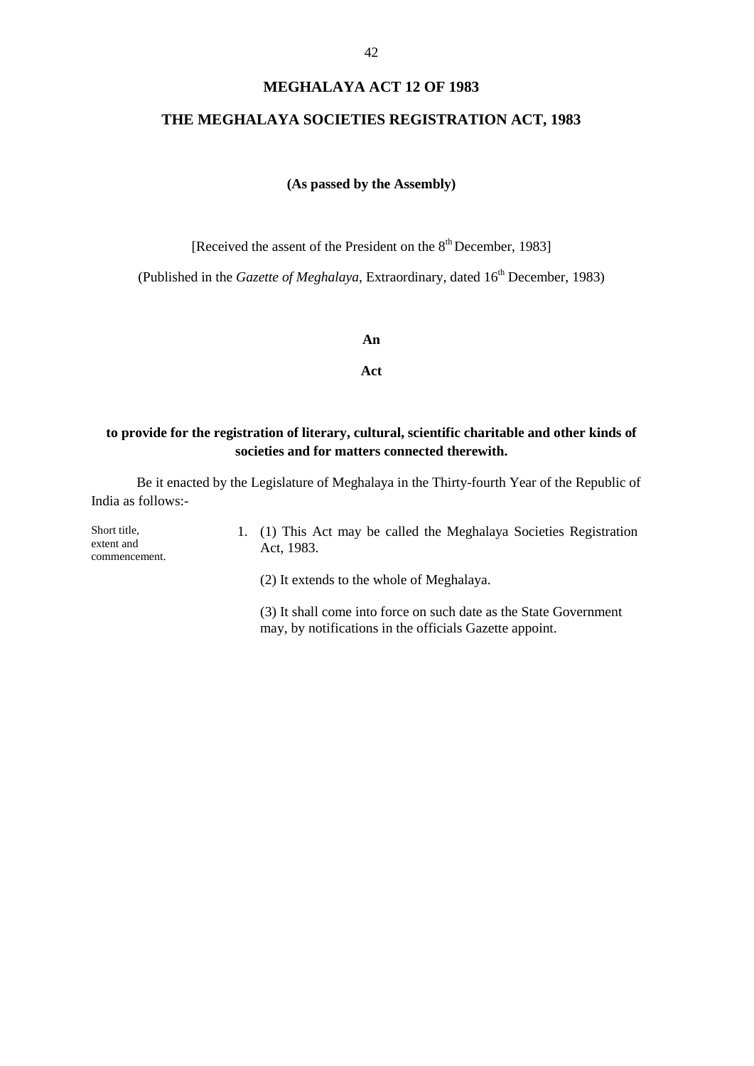# MEGHALAYA ACT 12 OF 1983

## THE MEGHALAYA SOCIETIES REGISTRATION ACT, 1983

**(As passed by the Assembly)**

[Received the assent of the President on the 8th December, 1983]

(Published in the *Gazette of Meghalaya*, Extraordinary, dated 16th December, 1983)

**An**

**Act**

**to provide for the registration of literary, cultural, scientific charitable and other kinds of societies and for matters connected therewith.**

Be it enacted by the Legislature of Meghalaya in the Thirty-fourth Year of the Republic of India as follows:-

Short title, extent and commencement.

1. (1) This Act may be called the Meghalaya Societies Registration Act, 1983.

   (2) It extends to the whole of Meghalaya.

   (3) It shall come into force on such date as the State Government may, by notifications in the officials Gazette appoint.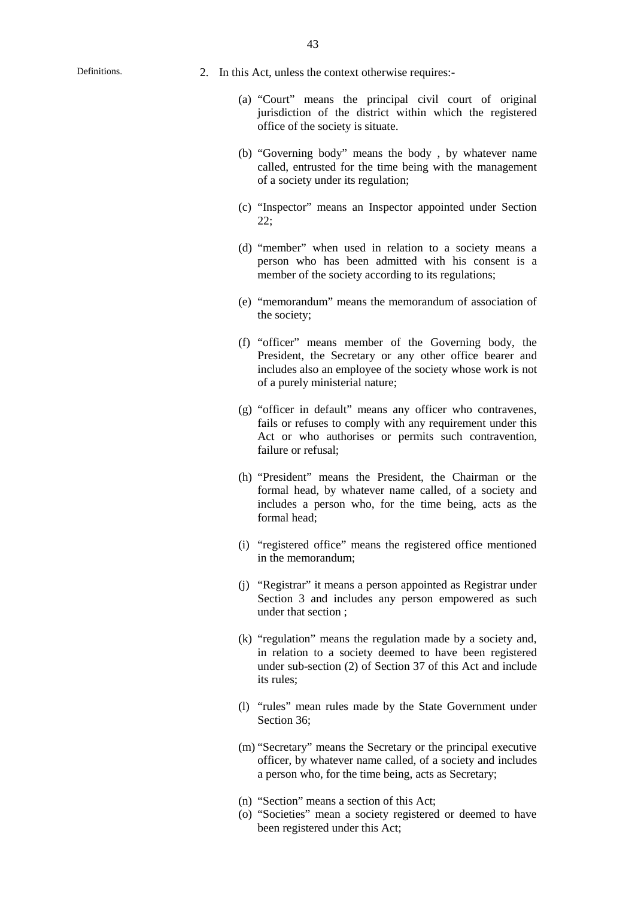Definitions.

2. In this Act, unless the context otherwise requires:-

(a) "Court" means the principal civil court of original jurisdiction of the district within which the registered office of the society is situate.

(b) "Governing body" means the body , by whatever name called, entrusted for the time being with the management of a society under its regulation;

(c) "Inspector" means an Inspector appointed under Section 22;

(d) "member" when used in relation to a society means a person who has been admitted with his consent is a member of the society according to its regulations;

(e) "memorandum" means the memorandum of association of the society;

(f) "officer" means member of the Governing body, the President, the Secretary or any other office bearer and includes also an employee of the society whose work is not of a purely ministerial nature;

(g) "officer in default" means any officer who contravenes, fails or refuses to comply with any requirement under this Act or who authorises or permits such contravention, failure or refusal;

(h) "President" means the President, the Chairman or the formal head, by whatever name called, of a society and includes a person who, for the time being, acts as the formal head;

(i) "registered office" means the registered office mentioned in the memorandum;

(j) "Registrar" it means a person appointed as Registrar under Section 3 and includes any person empowered as such under that section ;

(k) "regulation" means the regulation made by a society and, in relation to a society deemed to have been registered under sub-section (2) of Section 37 of this Act and include its rules;

(l) "rules" mean rules made by the State Government under Section 36;

(m) "Secretary" means the Secretary or the principal executive officer, by whatever name called, of a society and includes a person who, for the time being, acts as Secretary;

(n) "Section" means a section of this Act;

(o) "Societies" mean a society registered or deemed to have been registered under this Act;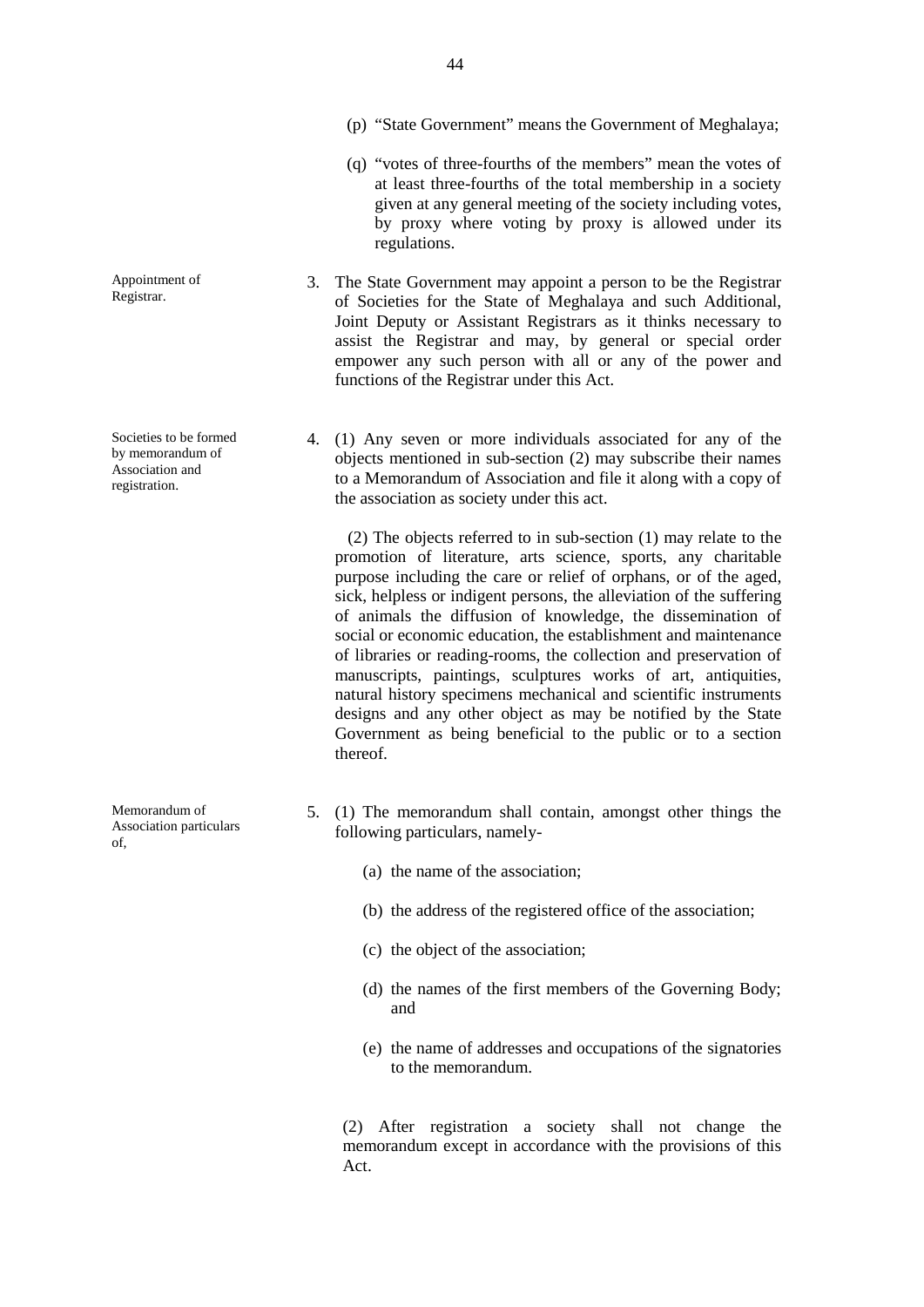(p) "State Government" means the Government of Meghalaya;

(q) "votes of three-fourths of the members" mean the votes of at least three-fourths of the total membership in a society given at any general meeting of the society including votes, by proxy where voting by proxy is allowed under its regulations.

*Appointment of Registrar.*

3. The State Government may appoint a person to be the Registrar of Societies for the State of Meghalaya and such Additional, Joint Deputy or Assistant Registrars as it thinks necessary to assist the Registrar and may, by general or special order empower any such person with all or any of the power and functions of the Registrar under this Act.

*Societies to be formed by memorandum of Association and registration.*

4. (1) Any seven or more individuals associated for any of the objects mentioned in sub-section (2) may subscribe their names to a Memorandum of Association and file it along with a copy of the association as society under this act.

(2) The objects referred to in sub-section (1) may relate to the promotion of literature, arts science, sports, any charitable purpose including the care or relief of orphans, or of the aged, sick, helpless or indigent persons, the alleviation of the suffering of animals the diffusion of knowledge, the dissemination of social or economic education, the establishment and maintenance of libraries or reading-rooms, the collection and preservation of manuscripts, paintings, sculptures works of art, antiquities, natural history specimens mechanical and scientific instruments designs and any other object as may be notified by the State Government as being beneficial to the public or to a section thereof.

*Memorandum of Association particulars of,*

5. (1) The memorandum shall contain, amongst other things the following particulars, namely-

(a) the name of the association;

(b) the address of the registered office of the association;

(c) the object of the association;

(d) the names of the first members of the Governing Body; and

(e) the name of addresses and occupations of the signatories to the memorandum.

(2) After registration a society shall not change the memorandum except in accordance with the provisions of this Act.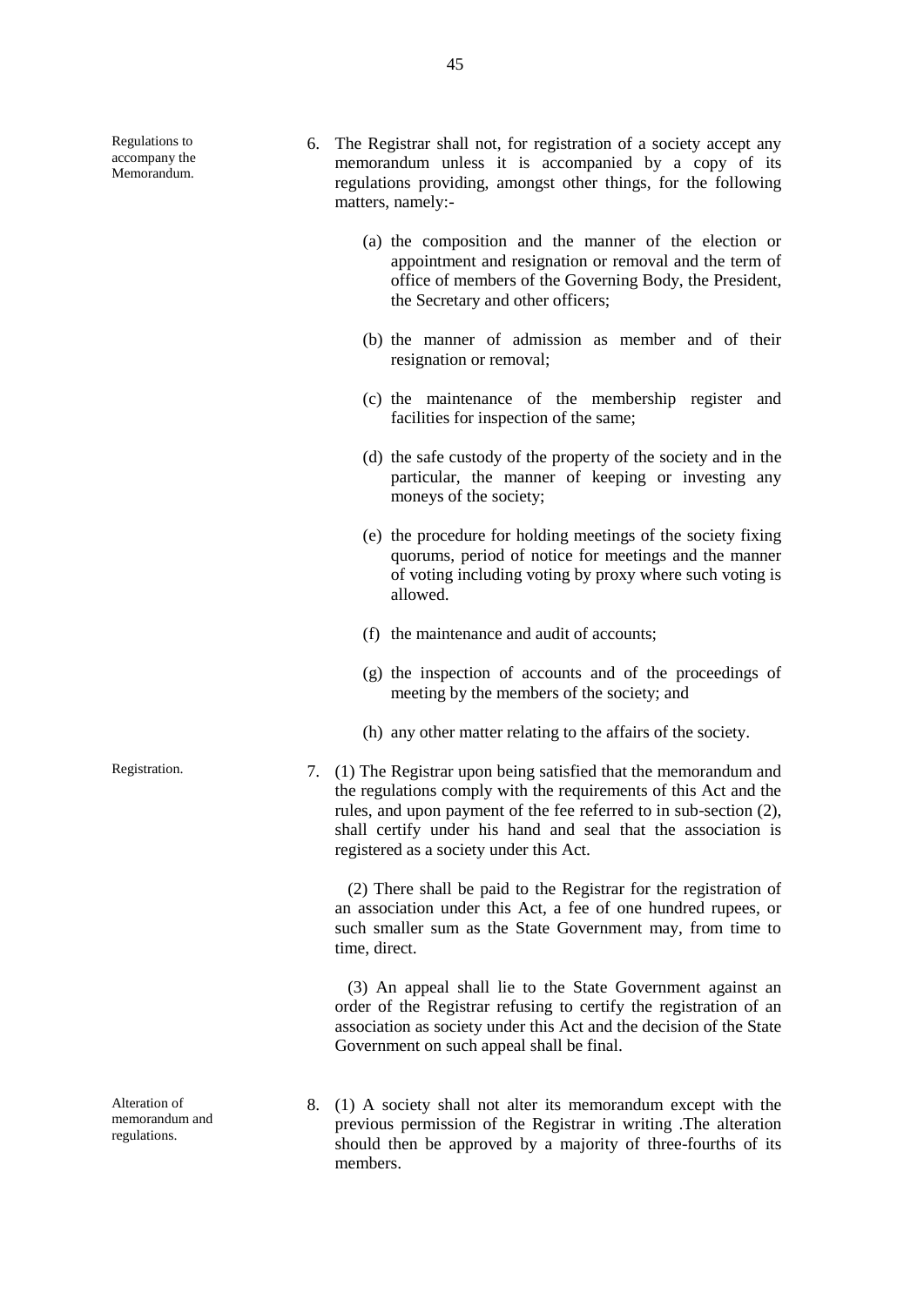**Regulations to accompany the Memorandum.**

6. The Registrar shall not, for registration of a society accept any memorandum unless it is accompanied by a copy of its regulations providing, amongst other things, for the following matters, namely:-

   (a) the composition and the manner of the election or appointment and resignation or removal and the term of office of members of the Governing Body, the President, the Secretary and other officers;

   (b) the manner of admission as member and of their resignation or removal;

   (c) the maintenance of the membership register and facilities for inspection of the same;

   (d) the safe custody of the property of the society and in the particular, the manner of keeping or investing any moneys of the society;

   (e) the procedure for holding meetings of the society fixing quorums, period of notice for meetings and the manner of voting including voting by proxy where such voting is allowed.

   (f) the maintenance and audit of accounts;

   (g) the inspection of accounts and of the proceedings of meeting by the members of the society; and

   (h) any other matter relating to the affairs of the society.

**Registration.**

7. (1) The Registrar upon being satisfied that the memorandum and the regulations comply with the requirements of this Act and the rules, and upon payment of the fee referred to in sub-section (2), shall certify under his hand and seal that the association is registered as a society under this Act.

   (2) There shall be paid to the Registrar for the registration of an association under this Act, a fee of one hundred rupees, or such smaller sum as the State Government may, from time to time, direct.

   (3) An appeal shall lie to the State Government against an order of the Registrar refusing to certify the registration of an association as society under this Act and the decision of the State Government on such appeal shall be final.

**Alteration of memorandum and regulations.**

8. (1) A society shall not alter its memorandum except with the previous permission of the Registrar in writing .The alteration should then be approved by a majority of three-fourths of its members.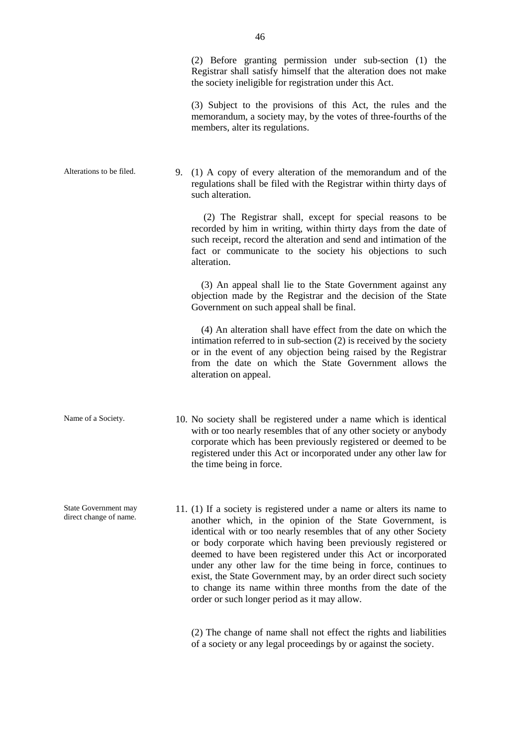(2) Before granting permission under sub-section (1) the Registrar shall satisfy himself that the alteration does not make the society ineligible for registration under this Act.

(3) Subject to the provisions of this Act, the rules and the memorandum, a society may, by the votes of three-fourths of the members, alter its regulations.

*Alterations to be filed.*

9. (1) A copy of every alteration of the memorandum and of the regulations shall be filed with the Registrar within thirty days of such alteration.

(2) The Registrar shall, except for special reasons to be recorded by him in writing, within thirty days from the date of such receipt, record the alteration and send and intimation of the fact or communicate to the society his objections to such alteration.

(3) An appeal shall lie to the State Government against any objection made by the Registrar and the decision of the State Government on such appeal shall be final.

(4) An alteration shall have effect from the date on which the intimation referred to in sub-section (2) is received by the society or in the event of any objection being raised by the Registrar from the date on which the State Government allows the alteration on appeal.

*Name of a Society.*

10. No society shall be registered under a name which is identical with or too nearly resembles that of any other society or anybody corporate which has been previously registered or deemed to be registered under this Act or incorporated under any other law for the time being in force.

*State Government may direct change of name.*

11. (1) If a society is registered under a name or alters its name to another which, in the opinion of the State Government, is identical with or too nearly resembles that of any other Society or body corporate which having been previously registered or deemed to have been registered under this Act or incorporated under any other law for the time being in force, continues to exist, the State Government may, by an order direct such society to change its name within three months from the date of the order or such longer period as it may allow.

(2) The change of name shall not effect the rights and liabilities of a society or any legal proceedings by or against the society.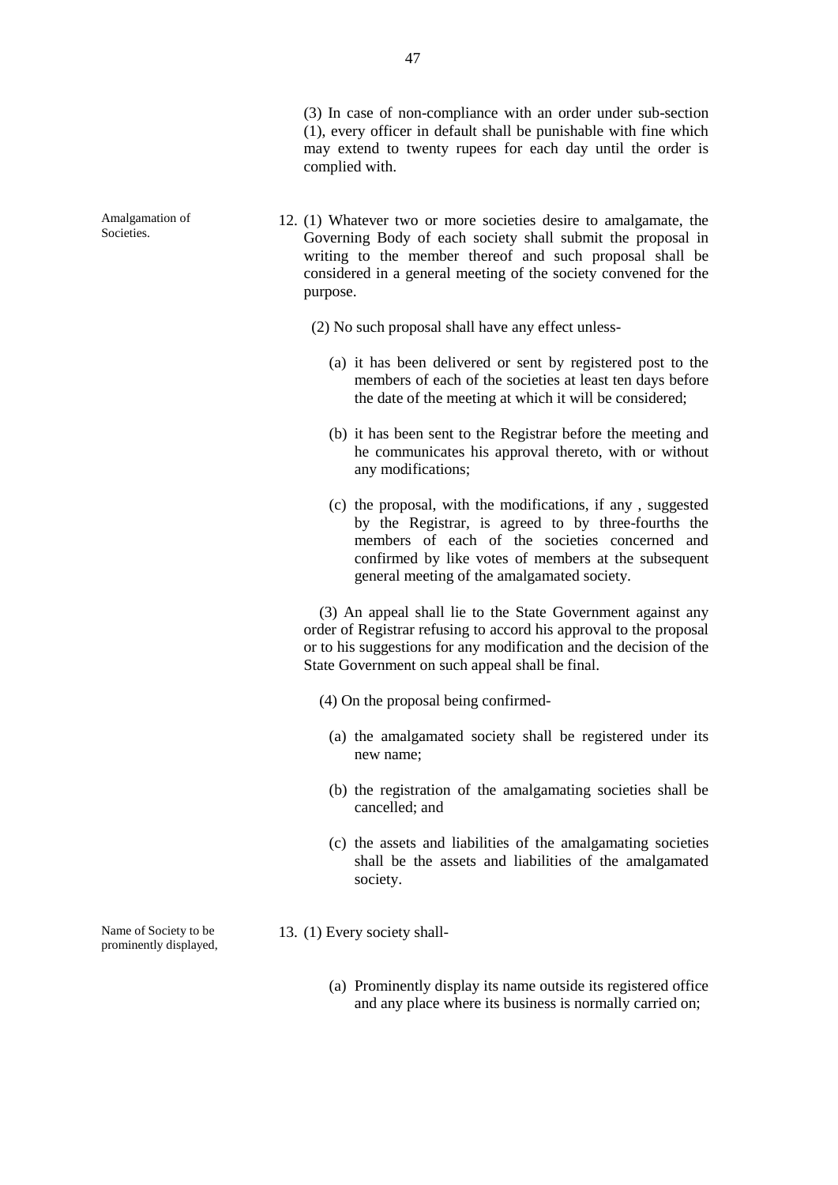(3) In case of non-compliance with an order under sub-section (1), every officer in default shall be punishable with fine which may extend to twenty rupees for each day until the order is complied with.

Amalgamation of Societies.

12. (1) Whatever two or more societies desire to amalgamate, the Governing Body of each society shall submit the proposal in writing to the member thereof and such proposal shall be considered in a general meeting of the society convened for the purpose.

(2) No such proposal shall have any effect unless-

(a) it has been delivered or sent by registered post to the members of each of the societies at least ten days before the date of the meeting at which it will be considered;

(b) it has been sent to the Registrar before the meeting and he communicates his approval thereto, with or without any modifications;

(c) the proposal, with the modifications, if any , suggested by the Registrar, is agreed to by three-fourths the members of each of the societies concerned and confirmed by like votes of members at the subsequent general meeting of the amalgamated society.

(3) An appeal shall lie to the State Government against any order of Registrar refusing to accord his approval to the proposal or to his suggestions for any modification and the decision of the State Government on such appeal shall be final.

(4) On the proposal being confirmed-

(a) the amalgamated society shall be registered under its new name;

(b) the registration of the amalgamating societies shall be cancelled; and

(c) the assets and liabilities of the amalgamating societies shall be the assets and liabilities of the amalgamated society.

Name of Society to be prominently displayed,

13. (1) Every society shall-

(a) Prominently display its name outside its registered office and any place where its business is normally carried on;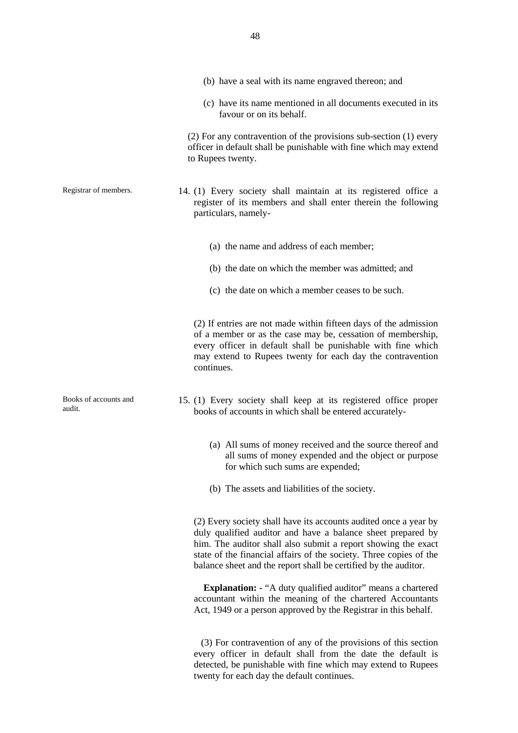(b) have a seal with its name engraved thereon; and

(c) have its name mentioned in all documents executed in its favour or on its behalf.

(2) For any contravention of the provisions sub-section (1) every officer in default shall be punishable with fine which may extend to Rupees twenty.

Registrar of members.

14. (1) Every society shall maintain at its registered office a register of its members and shall enter therein the following particulars, namely-

(a) the name and address of each member;

(b) the date on which the member was admitted; and

(c) the date on which a member ceases to be such.

(2) If entries are not made within fifteen days of the admission of a member or as the case may be, cessation of membership, every officer in default shall be punishable with fine which may extend to Rupees twenty for each day the contravention continues.

Books of accounts and audit.

15. (1) Every society shall keep at its registered office proper books of accounts in which shall be entered accurately-

(a) All sums of money received and the source thereof and all sums of money expended and the object or purpose for which such sums are expended;

(b) The assets and liabilities of the society.

(2) Every society shall have its accounts audited once a year by duly qualified auditor and have a balance sheet prepared by him. The auditor shall also submit a report showing the exact state of the financial affairs of the society. Three copies of the balance sheet and the report shall be certified by the auditor.

**Explanation:** - "A duty qualified auditor" means a chartered accountant within the meaning of the chartered Accountants Act, 1949 or a person approved by the Registrar in this behalf.

(3) For contravention of any of the provisions of this section every officer in default shall from the date the default is detected, be punishable with fine which may extend to Rupees twenty for each day the default continues.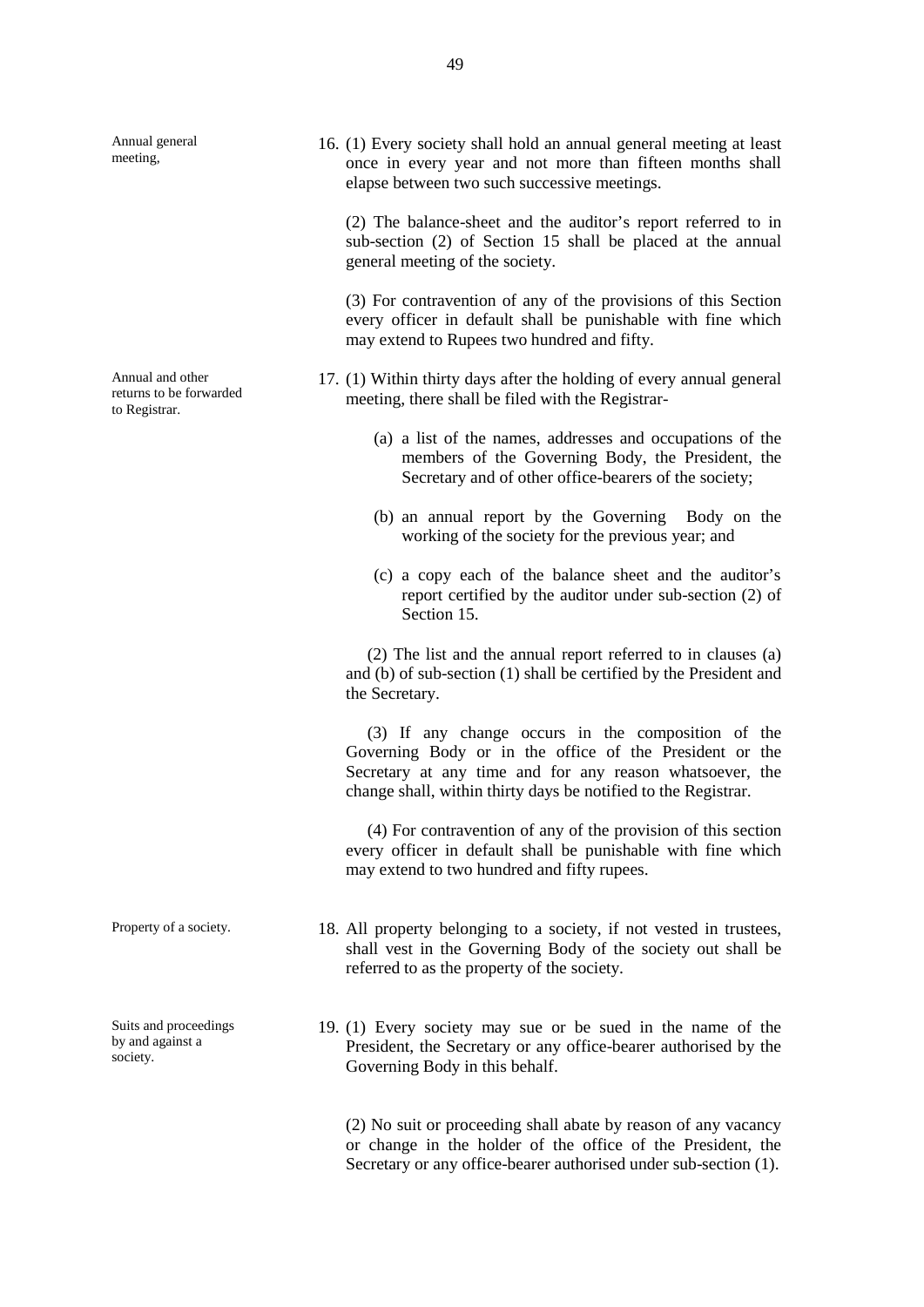**Annual general meeting,**

16. (1) Every society shall hold an annual general meeting at least once in every year and not more than fifteen months shall elapse between two such successive meetings.

(2) The balance-sheet and the auditor's report referred to in sub-section (2) of Section 15 shall be placed at the annual general meeting of the society.

(3) For contravention of any of the provisions of this Section every officer in default shall be punishable with fine which may extend to Rupees two hundred and fifty.

**Annual and other returns to be forwarded to Registrar.**

17. (1) Within thirty days after the holding of every annual general meeting, there shall be filed with the Registrar-

(a) a list of the names, addresses and occupations of the members of the Governing Body, the President, the Secretary and of other office-bearers of the society;

(b) an annual report by the Governing Body on the working of the society for the previous year; and

(c) a copy each of the balance sheet and the auditor's report certified by the auditor under sub-section (2) of Section 15.

(2) The list and the annual report referred to in clauses (a) and (b) of sub-section (1) shall be certified by the President and the Secretary.

(3) If any change occurs in the composition of the Governing Body or in the office of the President or the Secretary at any time and for any reason whatsoever, the change shall, within thirty days be notified to the Registrar.

(4) For contravention of any of the provision of this section every officer in default shall be punishable with fine which may extend to two hundred and fifty rupees.

**Property of a society.**

18. All property belonging to a society, if not vested in trustees, shall vest in the Governing Body of the society out shall be referred to as the property of the society.

**Suits and proceedings by and against a society.**

19. (1) Every society may sue or be sued in the name of the President, the Secretary or any office-bearer authorised by the Governing Body in this behalf.

(2) No suit or proceeding shall abate by reason of any vacancy or change in the holder of the office of the President, the Secretary or any office-bearer authorised under sub-section (1).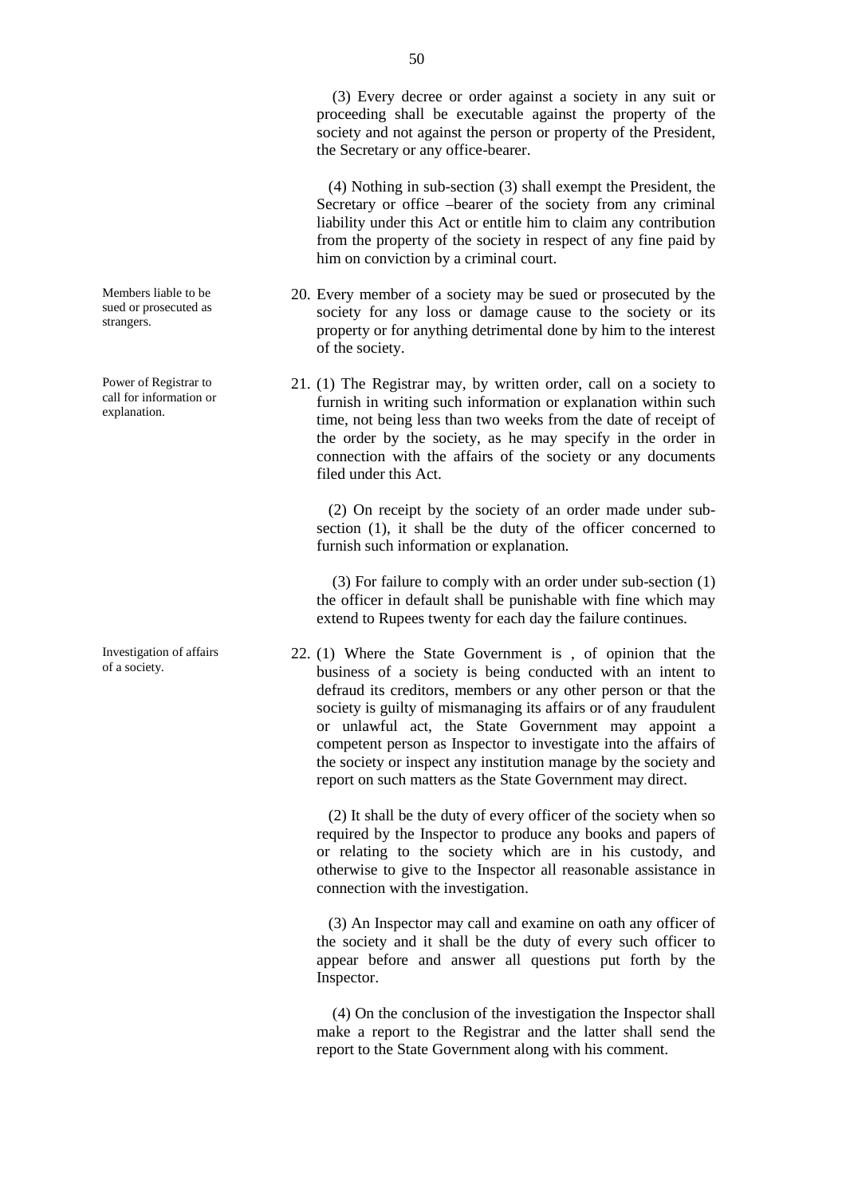(3) Every decree or order against a society in any suit or proceeding shall be executable against the property of the society and not against the person or property of the President, the Secretary or any office-bearer.

(4) Nothing in sub-section (3) shall exempt the President, the Secretary or office –bearer of the society from any criminal liability under this Act or entitle him to claim any contribution from the property of the society in respect of any fine paid by him on conviction by a criminal court.

*Members liable to be sued or prosecuted as strangers.*

20. Every member of a society may be sued or prosecuted by the society for any loss or damage cause to the society or its property or for anything detrimental done by him to the interest of the society.

*Power of Registrar to call for information or explanation.*

21. (1) The Registrar may, by written order, call on a society to furnish in writing such information or explanation within such time, not being less than two weeks from the date of receipt of the order by the society, as he may specify in the order in connection with the affairs of the society or any documents filed under this Act.

(2) On receipt by the society of an order made under sub-section (1), it shall be the duty of the officer concerned to furnish such information or explanation.

(3) For failure to comply with an order under sub-section (1) the officer in default shall be punishable with fine which may extend to Rupees twenty for each day the failure continues.

*Investigation of affairs of a society.*

22. (1) Where the State Government is , of opinion that the business of a society is being conducted with an intent to defraud its creditors, members or any other person or that the society is guilty of mismanaging its affairs or of any fraudulent or unlawful act, the State Government may appoint a competent person as Inspector to investigate into the affairs of the society or inspect any institution manage by the society and report on such matters as the State Government may direct.

(2) It shall be the duty of every officer of the society when so required by the Inspector to produce any books and papers of or relating to the society which are in his custody, and otherwise to give to the Inspector all reasonable assistance in connection with the investigation.

(3) An Inspector may call and examine on oath any officer of the society and it shall be the duty of every such officer to appear before and answer all questions put forth by the Inspector.

(4) On the conclusion of the investigation the Inspector shall make a report to the Registrar and the latter shall send the report to the State Government along with his comment.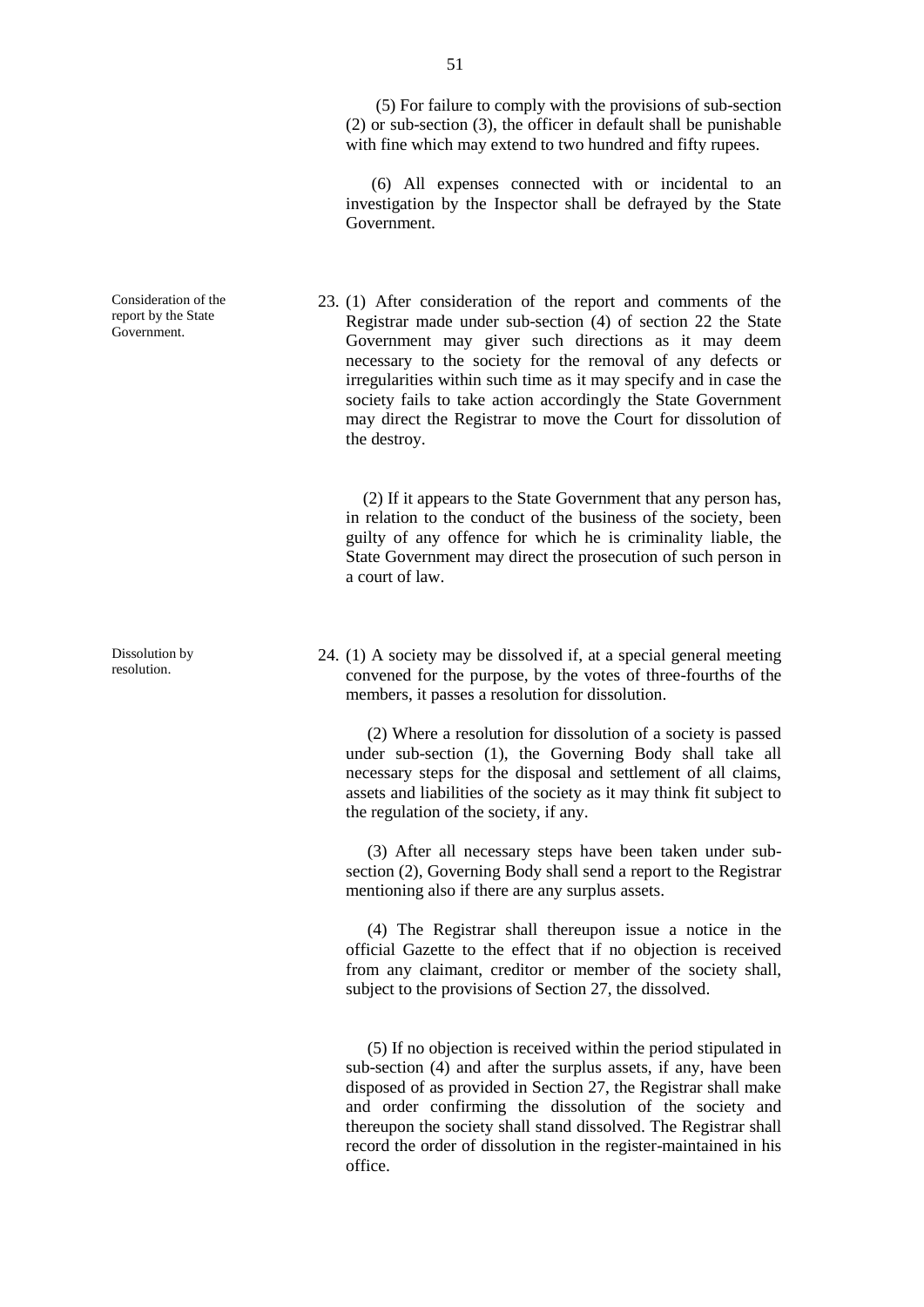(5) For failure to comply with the provisions of sub-section (2) or sub-section (3), the officer in default shall be punishable with fine which may extend to two hundred and fifty rupees.

(6) All expenses connected with or incidental to an investigation by the Inspector shall be defrayed by the State Government.

**Consideration of the report by the State Government.**

23. (1) After consideration of the report and comments of the Registrar made under sub-section (4) of section 22 the State Government may giver such directions as it may deem necessary to the society for the removal of any defects or irregularities within such time as it may specify and in case the society fails to take action accordingly the State Government may direct the Registrar to move the Court for dissolution of the destroy.

(2) If it appears to the State Government that any person has, in relation to the conduct of the business of the society, been guilty of any offence for which he is criminality liable, the State Government may direct the prosecution of such person in a court of law.

**Dissolution by resolution.**

24. (1) A society may be dissolved if, at a special general meeting convened for the purpose, by the votes of three-fourths of the members, it passes a resolution for dissolution.

(2) Where a resolution for dissolution of a society is passed under sub-section (1), the Governing Body shall take all necessary steps for the disposal and settlement of all claims, assets and liabilities of the society as it may think fit subject to the regulation of the society, if any.

(3) After all necessary steps have been taken under sub-section (2), Governing Body shall send a report to the Registrar mentioning also if there are any surplus assets.

(4) The Registrar shall thereupon issue a notice in the official Gazette to the effect that if no objection is received from any claimant, creditor or member of the society shall, subject to the provisions of Section 27, the dissolved.

(5) If no objection is received within the period stipulated in sub-section (4) and after the surplus assets, if any, have been disposed of as provided in Section 27, the Registrar shall make and order confirming the dissolution of the society and thereupon the society shall stand dissolved. The Registrar shall record the order of dissolution in the register-maintained in his office.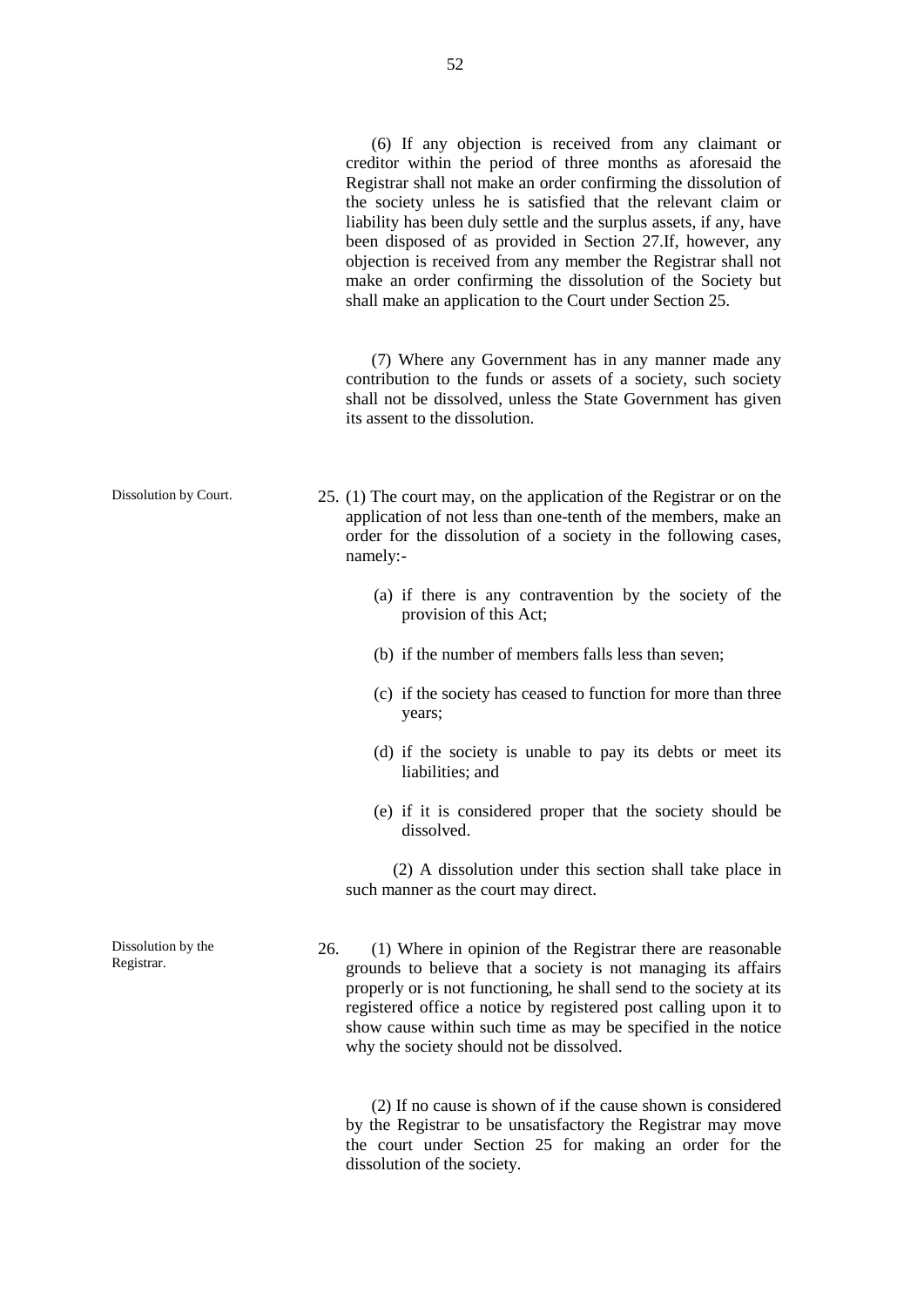(6) If any objection is received from any claimant or creditor within the period of three months as aforesaid the Registrar shall not make an order confirming the dissolution of the society unless he is satisfied that the relevant claim or liability has been duly settle and the surplus assets, if any, have been disposed of as provided in Section 27.If, however, any objection is received from any member the Registrar shall not make an order confirming the dissolution of the Society but shall make an application to the Court under Section 25.

(7) Where any Government has in any manner made any contribution to the funds or assets of a society, such society shall not be dissolved, unless the State Government has given its assent to the dissolution.

Dissolution by Court.

25. (1) The court may, on the application of the Registrar or on the application of not less than one-tenth of the members, make an order for the dissolution of a society in the following cases, namely:-

(a) if there is any contravention by the society of the provision of this Act;

(b) if the number of members falls less than seven;

(c) if the society has ceased to function for more than three years;

(d) if the society is unable to pay its debts or meet its liabilities; and

(e) if it is considered proper that the society should be dissolved.

(2) A dissolution under this section shall take place in such manner as the court may direct.

Dissolution by the Registrar.

26. (1) Where in opinion of the Registrar there are reasonable grounds to believe that a society is not managing its affairs properly or is not functioning, he shall send to the society at its registered office a notice by registered post calling upon it to show cause within such time as may be specified in the notice why the society should not be dissolved.

(2) If no cause is shown of if the cause shown is considered by the Registrar to be unsatisfactory the Registrar may move the court under Section 25 for making an order for the dissolution of the society.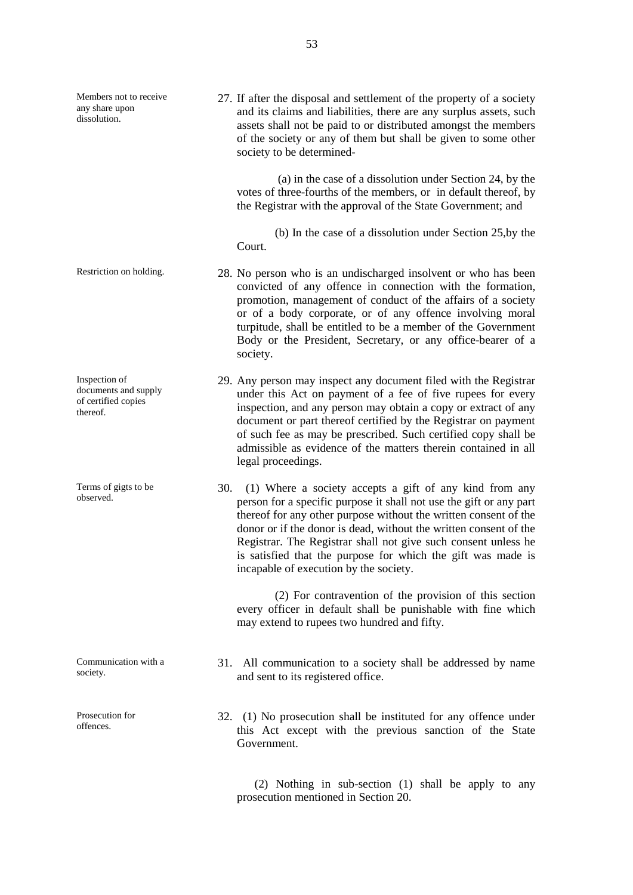**Members not to receive any share upon dissolution.**

27. If after the disposal and settlement of the property of a society and its claims and liabilities, there are any surplus assets, such assets shall not be paid to or distributed amongst the members of the society or any of them but shall be given to some other society to be determined-

(a) in the case of a dissolution under Section 24, by the votes of three-fourths of the members, or in default thereof, by the Registrar with the approval of the State Government; and

(b) In the case of a dissolution under Section 25,by the Court.

**Restriction on holding.**

28. No person who is an undischarged insolvent or who has been convicted of any offence in connection with the formation, promotion, management of conduct of the affairs of a society or of a body corporate, or of any offence involving moral turpitude, shall be entitled to be a member of the Government Body or the President, Secretary, or any office-bearer of a society.

**Inspection of documents and supply of certified copies thereof.**

29. Any person may inspect any document filed with the Registrar under this Act on payment of a fee of five rupees for every inspection, and any person may obtain a copy or extract of any document or part thereof certified by the Registrar on payment of such fee as may be prescribed. Such certified copy shall be admissible as evidence of the matters therein contained in all legal proceedings.

**Terms of gigts to be observed.**

30. (1) Where a society accepts a gift of any kind from any person for a specific purpose it shall not use the gift or any part thereof for any other purpose without the written consent of the donor or if the donor is dead, without the written consent of the Registrar. The Registrar shall not give such consent unless he is satisfied that the purpose for which the gift was made is incapable of execution by the society.

(2) For contravention of the provision of this section every officer in default shall be punishable with fine which may extend to rupees two hundred and fifty.

**Communication with a society.**

31. All communication to a society shall be addressed by name and sent to its registered office.

**Prosecution for offences.**

32. (1) No prosecution shall be instituted for any offence under this Act except with the previous sanction of the State Government.

(2) Nothing in sub-section (1) shall be apply to any prosecution mentioned in Section 20.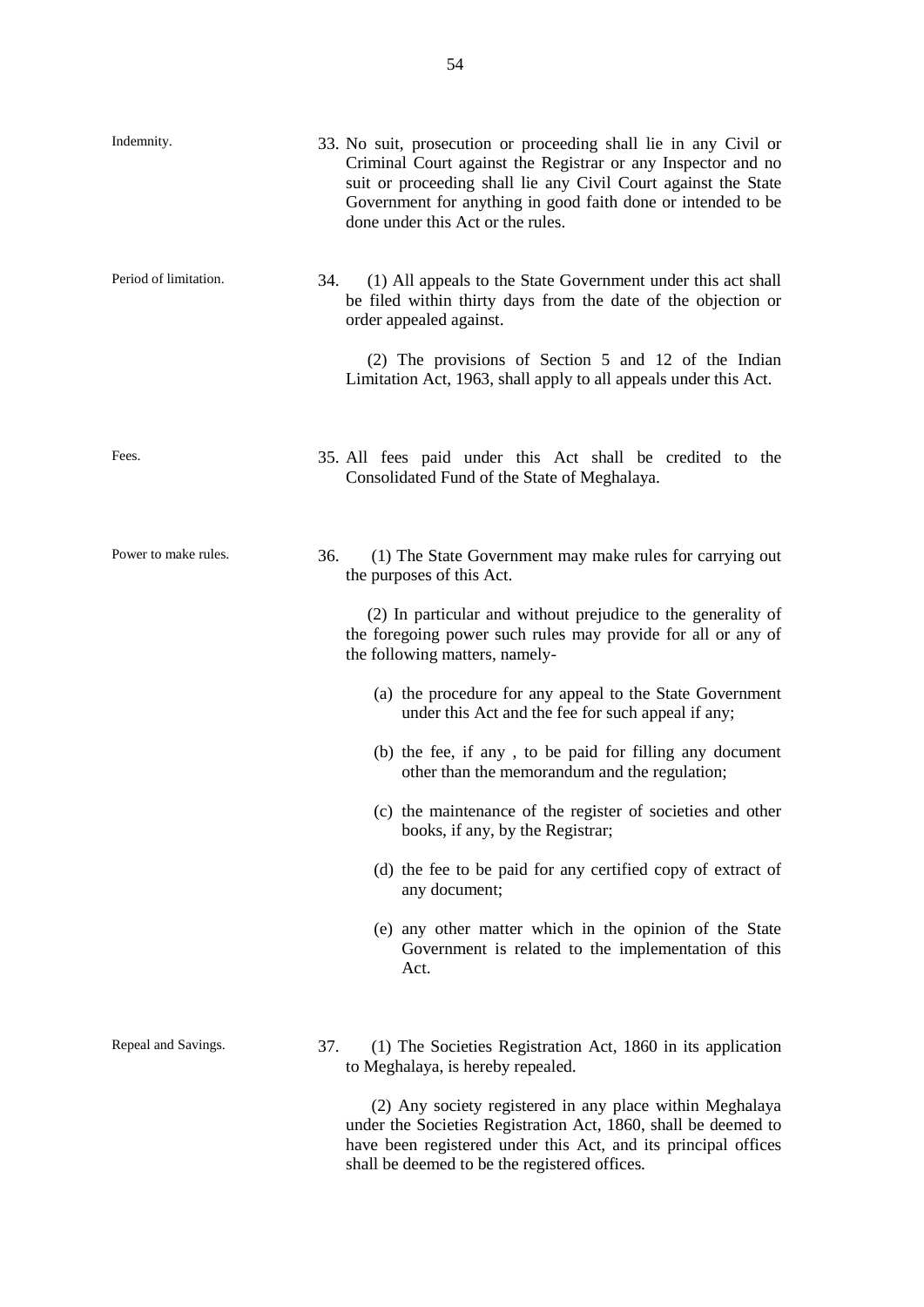**Indemnity.**

33. No suit, prosecution or proceeding shall lie in any Civil or Criminal Court against the Registrar or any Inspector and no suit or proceeding shall lie any Civil Court against the State Government for anything in good faith done or intended to be done under this Act or the rules.

**Period of limitation.**

34. (1) All appeals to the State Government under this act shall be filed within thirty days from the date of the objection or order appealed against.

(2) The provisions of Section 5 and 12 of the Indian Limitation Act, 1963, shall apply to all appeals under this Act.

**Fees.**

35. All fees paid under this Act shall be credited to the Consolidated Fund of the State of Meghalaya.

**Power to make rules.**

36. (1) The State Government may make rules for carrying out the purposes of this Act.

(2) In particular and without prejudice to the generality of the foregoing power such rules may provide for all or any of the following matters, namely-

(a) the procedure for any appeal to the State Government under this Act and the fee for such appeal if any;

(b) the fee, if any , to be paid for filling any document other than the memorandum and the regulation;

(c) the maintenance of the register of societies and other books, if any, by the Registrar;

(d) the fee to be paid for any certified copy of extract of any document;

(e) any other matter which in the opinion of the State Government is related to the implementation of this Act.

**Repeal and Savings.**

37. (1) The Societies Registration Act, 1860 in its application to Meghalaya, is hereby repealed.

(2) Any society registered in any place within Meghalaya under the Societies Registration Act, 1860, shall be deemed to have been registered under this Act, and its principal offices shall be deemed to be the registered offices.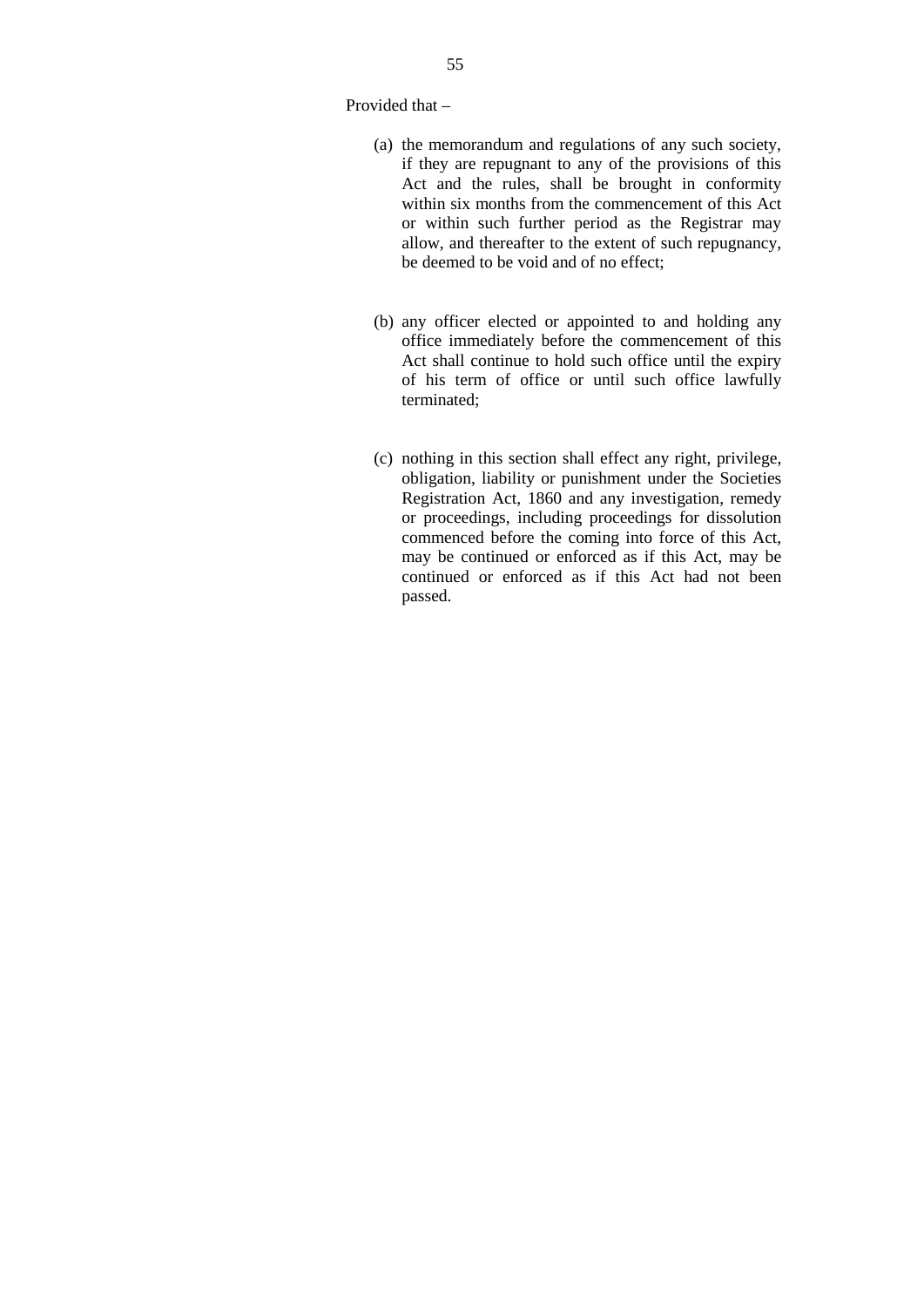Provided that –

(a) the memorandum and regulations of any such society, if they are repugnant to any of the provisions of this Act and the rules, shall be brought in conformity within six months from the commencement of this Act or within such further period as the Registrar may allow, and thereafter to the extent of such repugnancy, be deemed to be void and of no effect;

(b) any officer elected or appointed to and holding any office immediately before the commencement of this Act shall continue to hold such office until the expiry of his term of office or until such office lawfully terminated;

(c) nothing in this section shall effect any right, privilege, obligation, liability or punishment under the Societies Registration Act, 1860 and any investigation, remedy or proceedings, including proceedings for dissolution commenced before the coming into force of this Act, may be continued or enforced as if this Act, may be continued or enforced as if this Act had not been passed.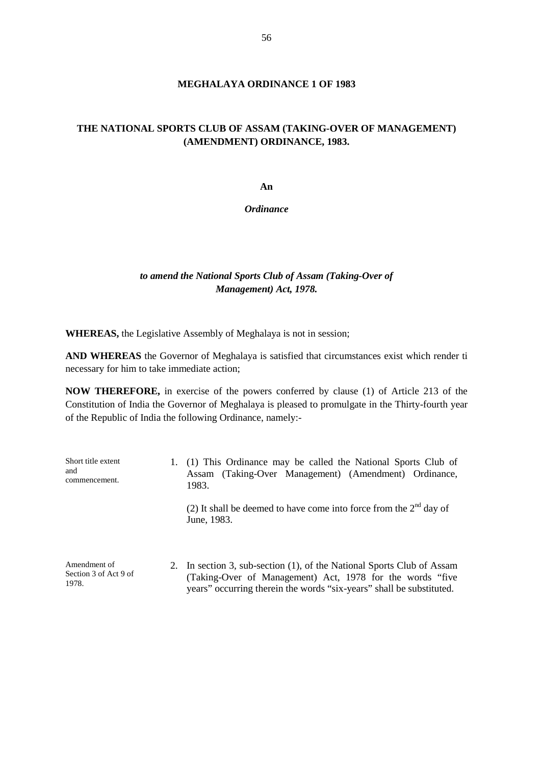**MEGHALAYA ORDINANCE 1 OF 1983**

**THE NATIONAL SPORTS CLUB OF ASSAM (TAKING-OVER OF MANAGEMENT) (AMENDMENT) ORDINANCE, 1983.**

**An**

***Ordinance***

***to amend the National Sports Club of Assam (Taking-Over of Management) Act, 1978.***

**WHEREAS,** the Legislative Assembly of Meghalaya is not in session;

**AND WHEREAS** the Governor of Meghalaya is satisfied that circumstances exist which render ti necessary for him to take immediate action;

**NOW THEREFORE,** in exercise of the powers conferred by clause (1) of Article 213 of the Constitution of India the Governor of Meghalaya is pleased to promulgate in the Thirty-fourth year of the Republic of India the following Ordinance, namely:-

Short title extent and commencement.

1. (1) This Ordinance may be called the National Sports Club of Assam (Taking-Over Management) (Amendment) Ordinance, 1983.

   (2) It shall be deemed to have come into force from the 2nd day of June, 1983.

Amendment of Section 3 of Act 9 of 1978.

2. In section 3, sub-section (1), of the National Sports Club of Assam (Taking-Over of Management) Act, 1978 for the words "five years" occurring therein the words "six-years" shall be substituted.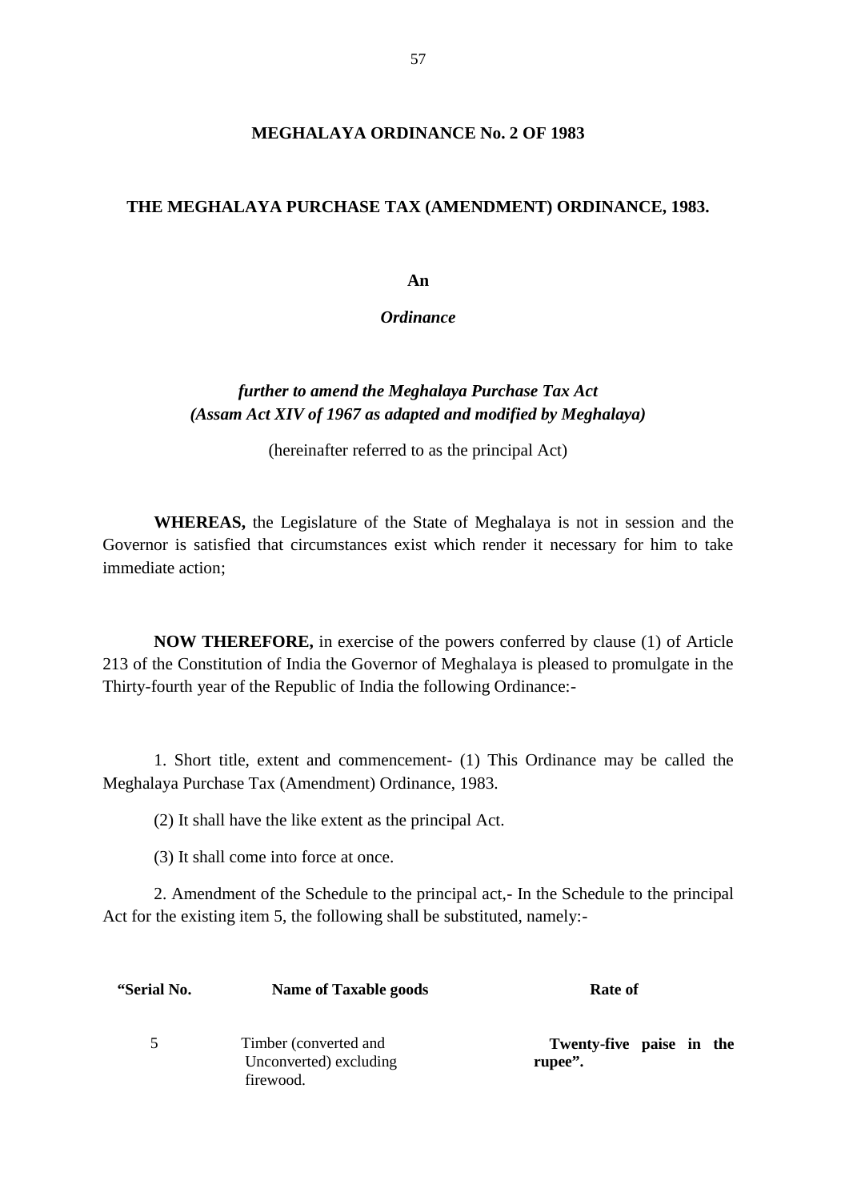# MEGHALAYA ORDINANCE No. 2 OF 1983

## THE MEGHALAYA PURCHASE TAX (AMENDMENT) ORDINANCE, 1983.

**An**

***Ordinance***

***further to amend the Meghalaya Purchase Tax Act (Assam Act XIV of 1967 as adapted and modified by Meghalaya)***

(hereinafter referred to as the principal Act)

**WHEREAS,** the Legislature of the State of Meghalaya is not in session and the Governor is satisfied that circumstances exist which render it necessary for him to take immediate action;

**NOW THEREFORE,** in exercise of the powers conferred by clause (1) of Article 213 of the Constitution of India the Governor of Meghalaya is pleased to promulgate in the Thirty-fourth year of the Republic of India the following Ordinance:-

1. Short title, extent and commencement- (1) This Ordinance may be called the Meghalaya Purchase Tax (Amendment) Ordinance, 1983.

(2) It shall have the like extent as the principal Act.

(3) It shall come into force at once.

2. Amendment of the Schedule to the principal act,- In the Schedule to the principal Act for the existing item 5, the following shall be substituted, namely:-

| **"Serial No.** | **Name of Taxable goods** | **Rate of** |
|---|---|---|
| 5 | Timber (converted and Unconverted) excluding firewood. | **Twenty-five paise in the rupee".** |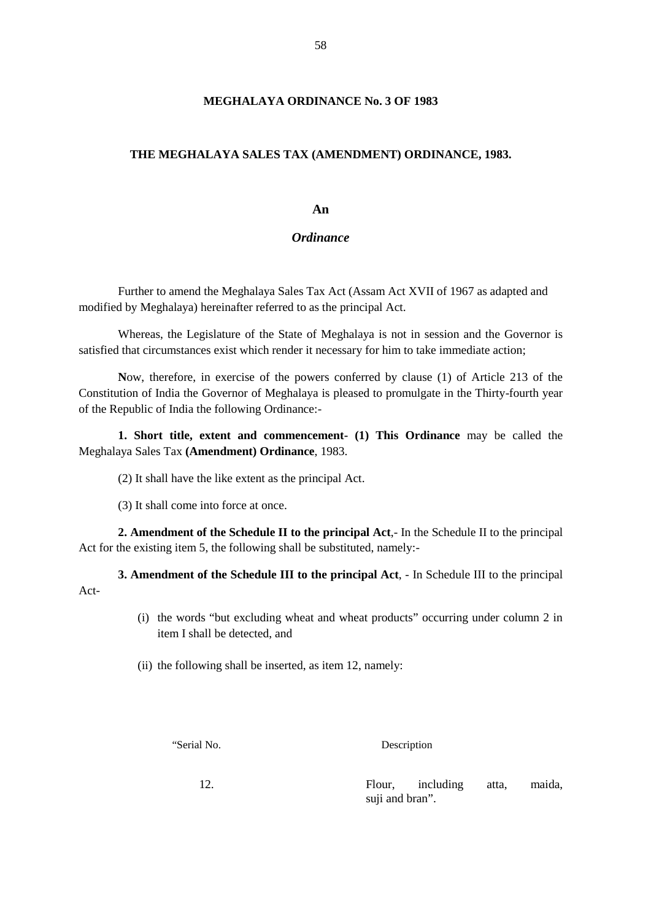**MEGHALAYA ORDINANCE No. 3 OF 1983**

**THE MEGHALAYA SALES TAX (AMENDMENT) ORDINANCE, 1983.**

**An**

***Ordinance***

Further to amend the Meghalaya Sales Tax Act (Assam Act XVII of 1967 as adapted and modified by Meghalaya) hereinafter referred to as the principal Act.

Whereas, the Legislature of the State of Meghalaya is not in session and the Governor is satisfied that circumstances exist which render it necessary for him to take immediate action;

**N**ow, therefore, in exercise of the powers conferred by clause (1) of Article 213 of the Constitution of India the Governor of Meghalaya is pleased to promulgate in the Thirty-fourth year of the Republic of India the following Ordinance:-

**1. Short title, extent and commencement**- **(1) This Ordinance** may be called the Meghalaya Sales Tax **(Amendment) Ordinance**, 1983.

(2) It shall have the like extent as the principal Act.

(3) It shall come into force at once.

**2. Amendment of the Schedule II to the principal Act**,- In the Schedule II to the principal Act for the existing item 5, the following shall be substituted, namely:-

**3. Amendment of the Schedule III to the principal Act**, - In Schedule III to the principal Act-

(i) the words "but excluding wheat and wheat products" occurring under column 2 in item I shall be detected, and

(ii) the following shall be inserted, as item 12, namely:

| "Serial No. | Description |
|---|---|
| 12. | Flour, including atta, maida, suji and bran". |